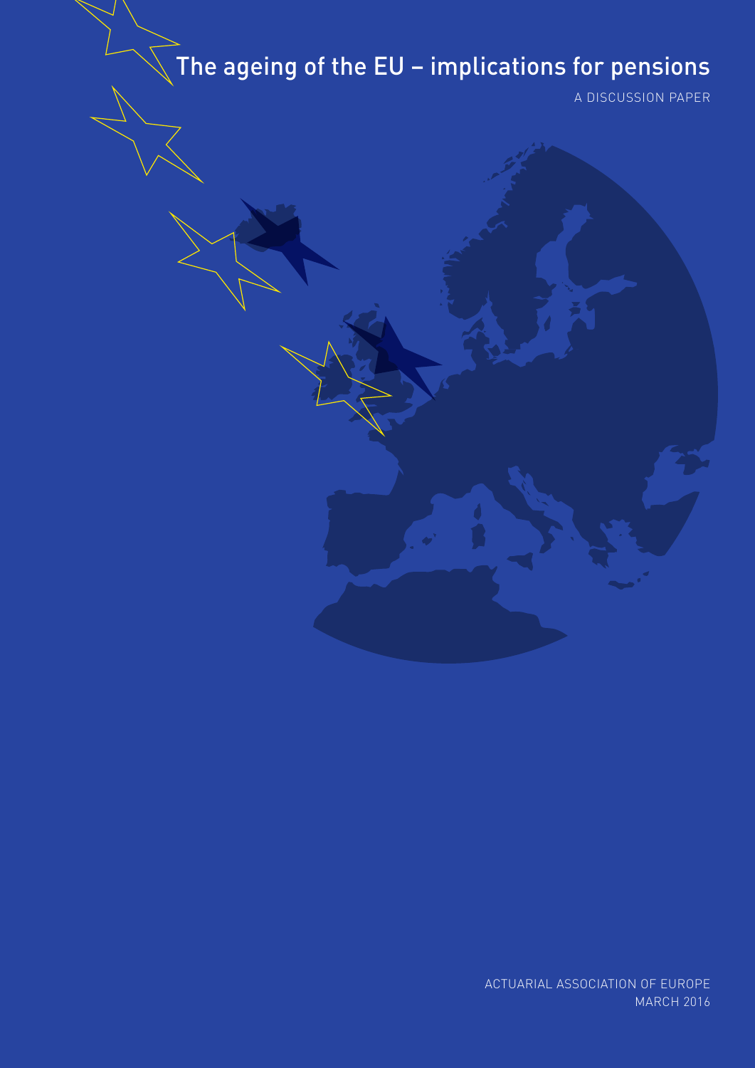# The ageing of the EU – implications for pensions

A DISCUSSION PAPER

ACTUARIAL ASSOCIATION OF EUROPE
MARCH 2016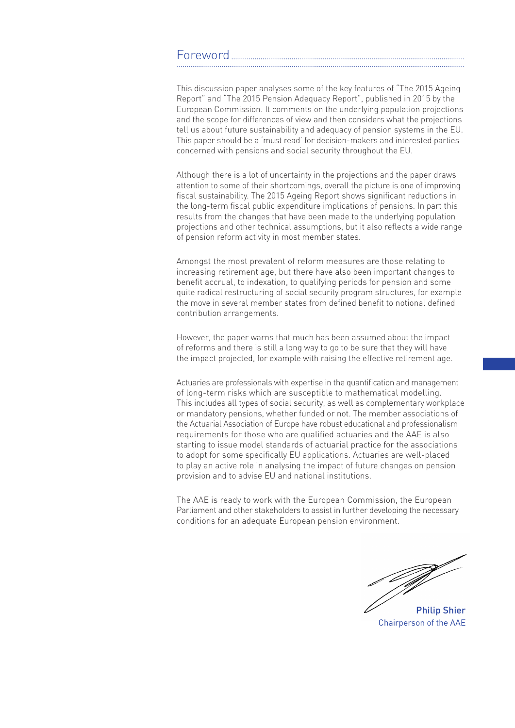# Foreword

This discussion paper analyses some of the key features of "The 2015 Ageing Report" and "The 2015 Pension Adequacy Report", published in 2015 by the European Commission. It comments on the underlying population projections and the scope for differences of view and then considers what the projections tell us about future sustainability and adequacy of pension systems in the EU. This paper should be a 'must read' for decision-makers and interested parties concerned with pensions and social security throughout the EU.

Although there is a lot of uncertainty in the projections and the paper draws attention to some of their shortcomings, overall the picture is one of improving fiscal sustainability. The 2015 Ageing Report shows significant reductions in the long-term fiscal public expenditure implications of pensions. In part this results from the changes that have been made to the underlying population projections and other technical assumptions, but it also reflects a wide range of pension reform activity in most member states.

Amongst the most prevalent of reform measures are those relating to increasing retirement age, but there have also been important changes to benefit accrual, to indexation, to qualifying periods for pension and some quite radical restructuring of social security program structures, for example the move in several member states from defined benefit to notional defined contribution arrangements.

However, the paper warns that much has been assumed about the impact of reforms and there is still a long way to go to be sure that they will have the impact projected, for example with raising the effective retirement age.

Actuaries are professionals with expertise in the quantification and management of long-term risks which are susceptible to mathematical modelling. This includes all types of social security, as well as complementary workplace or mandatory pensions, whether funded or not. The member associations of the Actuarial Association of Europe have robust educational and professionalism requirements for those who are qualified actuaries and the AAE is also starting to issue model standards of actuarial practice for the associations to adopt for some specifically EU applications. Actuaries are well-placed to play an active role in analysing the impact of future changes on pension provision and to advise EU and national institutions.

The AAE is ready to work with the European Commission, the European Parliament and other stakeholders to assist in further developing the necessary conditions for an adequate European pension environment.

**Philip Shier**
Chairperson of the AAE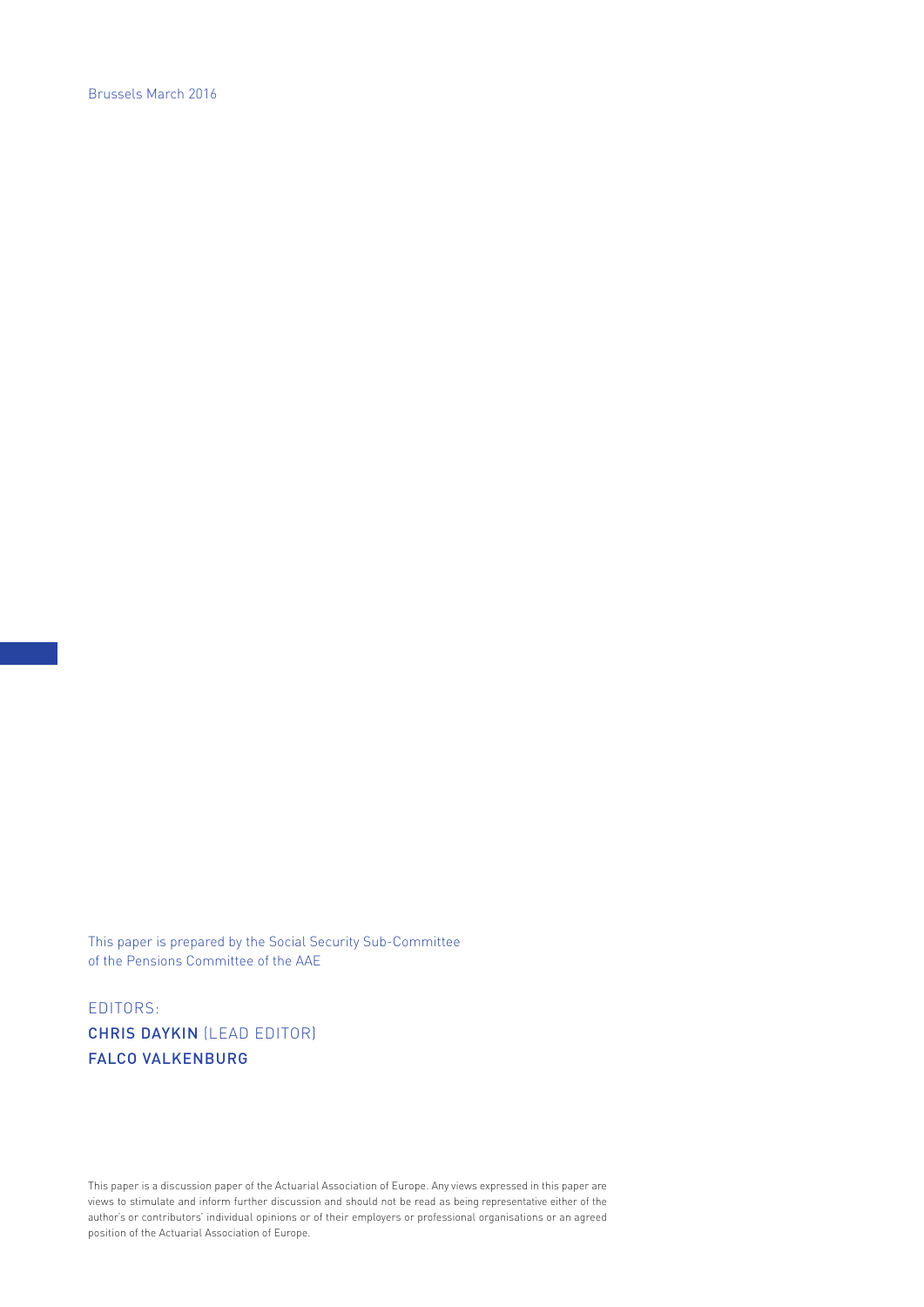Brussels March 2016

This paper is prepared by the Social Security Sub-Committee of the Pensions Committee of the AAE

EDITORS:

**CHRIS DAYKIN** (LEAD EDITOR)

**FALCO VALKENBURG**

This paper is a discussion paper of the Actuarial Association of Europe. Any views expressed in this paper are views to stimulate and inform further discussion and should not be read as being representative either of the author's or contributors' individual opinions or of their employers or professional organisations or an agreed position of the Actuarial Association of Europe.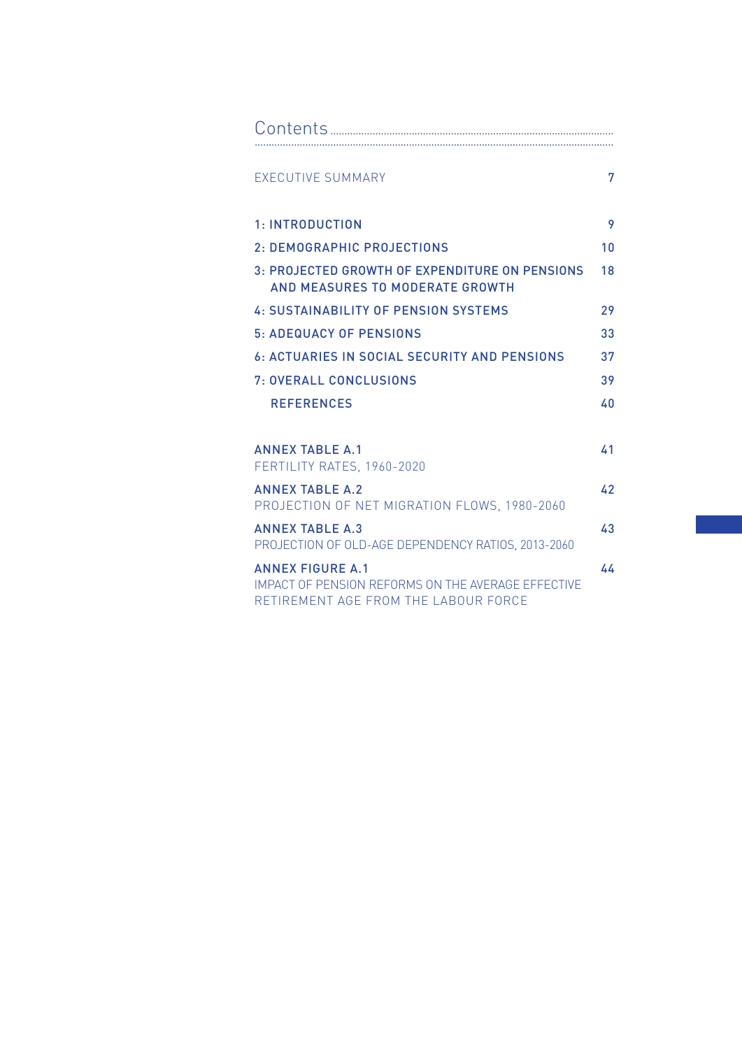# Contents

| | |
|---|---|
| EXECUTIVE SUMMARY | 7 |
| 1: INTRODUCTION | 9 |
| 2: DEMOGRAPHIC PROJECTIONS | 10 |
| 3: PROJECTED GROWTH OF EXPENDITURE ON PENSIONS AND MEASURES TO MODERATE GROWTH | 18 |
| 4: SUSTAINABILITY OF PENSION SYSTEMS | 29 |
| 5: ADEQUACY OF PENSIONS | 33 |
| 6: ACTUARIES IN SOCIAL SECURITY AND PENSIONS | 37 |
| 7: OVERALL CONCLUSIONS | 39 |
| REFERENCES | 40 |
| ANNEX TABLE A.1 FERTILITY RATES, 1960-2020 | 41 |
| ANNEX TABLE A.2 PROJECTION OF NET MIGRATION FLOWS, 1980-2060 | 42 |
| ANNEX TABLE A.3 PROJECTION OF OLD-AGE DEPENDENCY RATIOS, 2013-2060 | 43 |
| ANNEX FIGURE A.1 IMPACT OF PENSION REFORMS ON THE AVERAGE EFFECTIVE RETIREMENT AGE FROM THE LABOUR FORCE | 44 |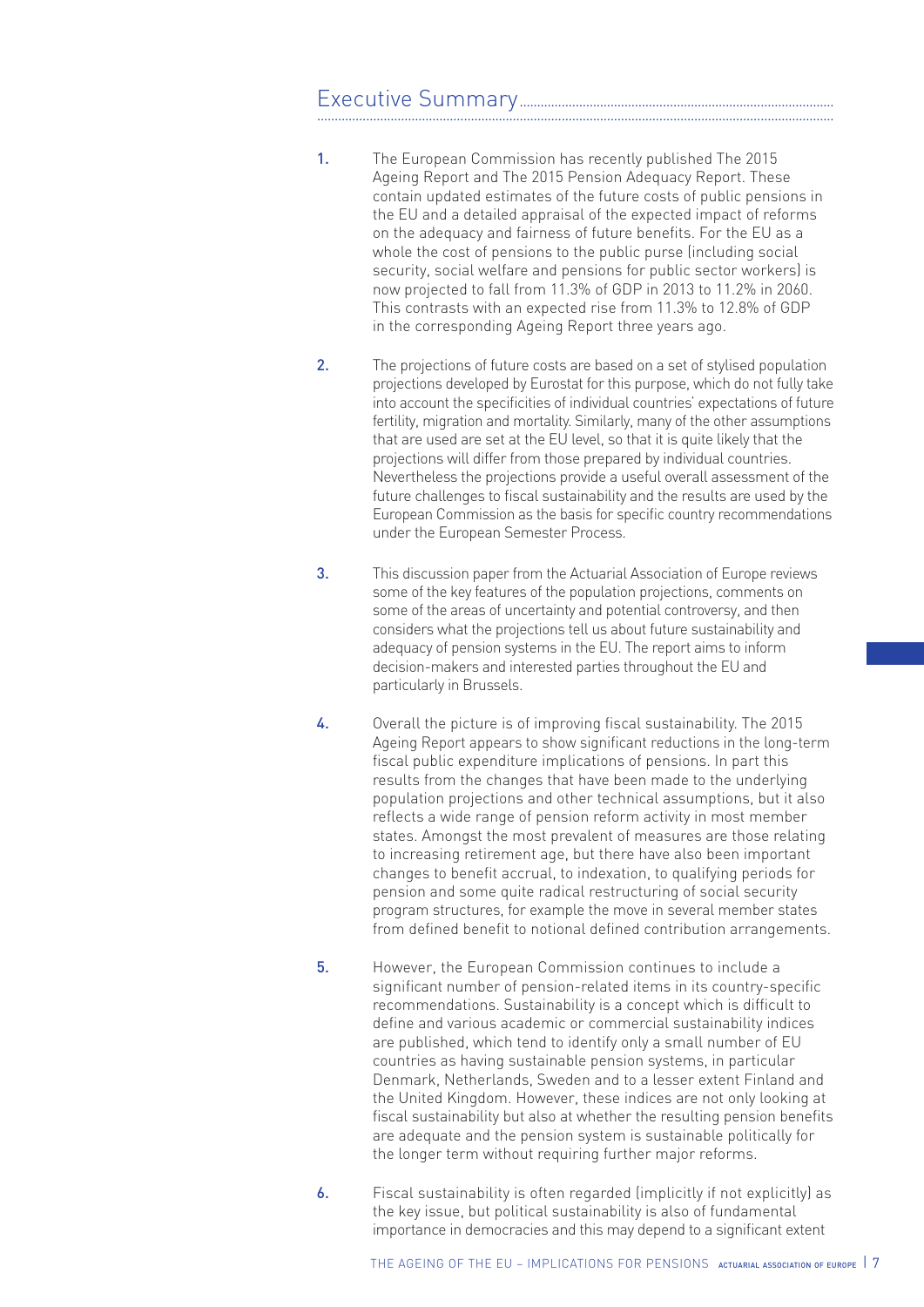## Executive Summary

1. The European Commission has recently published The 2015 Ageing Report and The 2015 Pension Adequacy Report. These contain updated estimates of the future costs of public pensions in the EU and a detailed appraisal of the expected impact of reforms on the adequacy and fairness of future benefits. For the EU as a whole the cost of pensions to the public purse (including social security, social welfare and pensions for public sector workers) is now projected to fall from 11.3% of GDP in 2013 to 11.2% in 2060. This contrasts with an expected rise from 11.3% to 12.8% of GDP in the corresponding Ageing Report three years ago.

2. The projections of future costs are based on a set of stylised population projections developed by Eurostat for this purpose, which do not fully take into account the specificities of individual countries' expectations of future fertility, migration and mortality. Similarly, many of the other assumptions that are used are set at the EU level, so that it is quite likely that the projections will differ from those prepared by individual countries. Nevertheless the projections provide a useful overall assessment of the future challenges to fiscal sustainability and the results are used by the European Commission as the basis for specific country recommendations under the European Semester Process.

3. This discussion paper from the Actuarial Association of Europe reviews some of the key features of the population projections, comments on some of the areas of uncertainty and potential controversy, and then considers what the projections tell us about future sustainability and adequacy of pension systems in the EU. The report aims to inform decision-makers and interested parties throughout the EU and particularly in Brussels.

4. Overall the picture is of improving fiscal sustainability. The 2015 Ageing Report appears to show significant reductions in the long-term fiscal public expenditure implications of pensions. In part this results from the changes that have been made to the underlying population projections and other technical assumptions, but it also reflects a wide range of pension reform activity in most member states. Amongst the most prevalent of measures are those relating to increasing retirement age, but there have also been important changes to benefit accrual, to indexation, to qualifying periods for pension and some quite radical restructuring of social security program structures, for example the move in several member states from defined benefit to notional defined contribution arrangements.

5. However, the European Commission continues to include a significant number of pension-related items in its country-specific recommendations. Sustainability is a concept which is difficult to define and various academic or commercial sustainability indices are published, which tend to identify only a small number of EU countries as having sustainable pension systems, in particular Denmark, Netherlands, Sweden and to a lesser extent Finland and the United Kingdom. However, these indices are not only looking at fiscal sustainability but also at whether the resulting pension benefits are adequate and the pension system is sustainable politically for the longer term without requiring further major reforms.

6. Fiscal sustainability is often regarded (implicitly if not explicitly) as the key issue, but political sustainability is also of fundamental importance in democracies and this may depend to a significant extent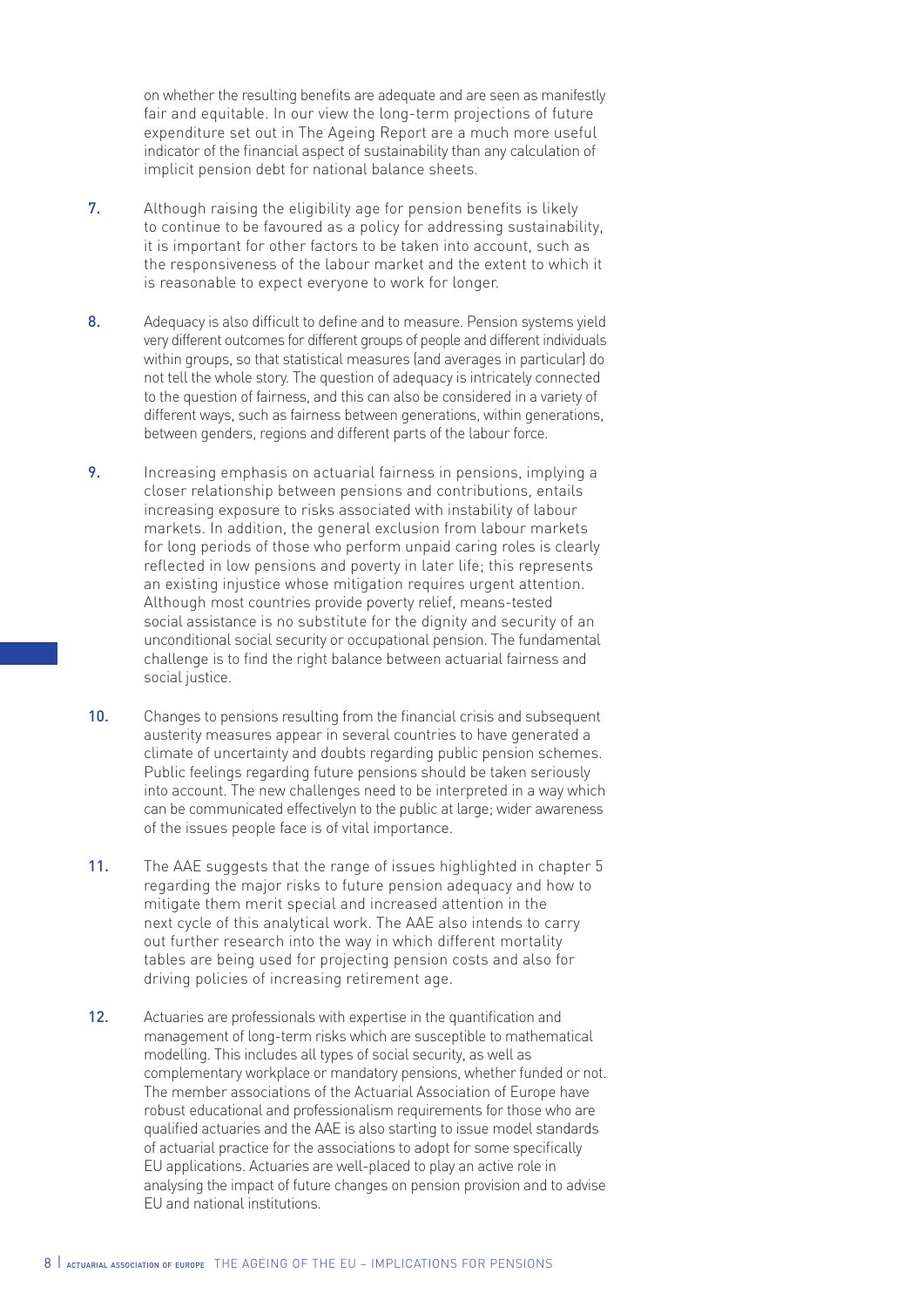on whether the resulting benefits are adequate and are seen as manifestly fair and equitable. In our view the long-term projections of future expenditure set out in The Ageing Report are a much more useful indicator of the financial aspect of sustainability than any calculation of implicit pension debt for national balance sheets.

7. Although raising the eligibility age for pension benefits is likely to continue to be favoured as a policy for addressing sustainability, it is important for other factors to be taken into account, such as the responsiveness of the labour market and the extent to which it is reasonable to expect everyone to work for longer.

8. Adequacy is also difficult to define and to measure. Pension systems yield very different outcomes for different groups of people and different individuals within groups, so that statistical measures (and averages in particular) do not tell the whole story. The question of adequacy is intricately connected to the question of fairness, and this can also be considered in a variety of different ways, such as fairness between generations, within generations, between genders, regions and different parts of the labour force.

9. Increasing emphasis on actuarial fairness in pensions, implying a closer relationship between pensions and contributions, entails increasing exposure to risks associated with instability of labour markets. In addition, the general exclusion from labour markets for long periods of those who perform unpaid caring roles is clearly reflected in low pensions and poverty in later life; this represents an existing injustice whose mitigation requires urgent attention. Although most countries provide poverty relief, means-tested social assistance is no substitute for the dignity and security of an unconditional social security or occupational pension. The fundamental challenge is to find the right balance between actuarial fairness and social justice.

10. Changes to pensions resulting from the financial crisis and subsequent austerity measures appear in several countries to have generated a climate of uncertainty and doubts regarding public pension schemes. Public feelings regarding future pensions should be taken seriously into account. The new challenges need to be interpreted in a way which can be communicated effectivelyn to the public at large; wider awareness of the issues people face is of vital importance.

11. The AAE suggests that the range of issues highlighted in chapter 5 regarding the major risks to future pension adequacy and how to mitigate them merit special and increased attention in the next cycle of this analytical work. The AAE also intends to carry out further research into the way in which different mortality tables are being used for projecting pension costs and also for driving policies of increasing retirement age.

12. Actuaries are professionals with expertise in the quantification and management of long-term risks which are susceptible to mathematical modelling. This includes all types of social security, as well as complementary workplace or mandatory pensions, whether funded or not. The member associations of the Actuarial Association of Europe have robust educational and professionalism requirements for those who are qualified actuaries and the AAE is also starting to issue model standards of actuarial practice for the associations to adopt for some specifically EU applications. Actuaries are well-placed to play an active role in analysing the impact of future changes on pension provision and to advise EU and national institutions.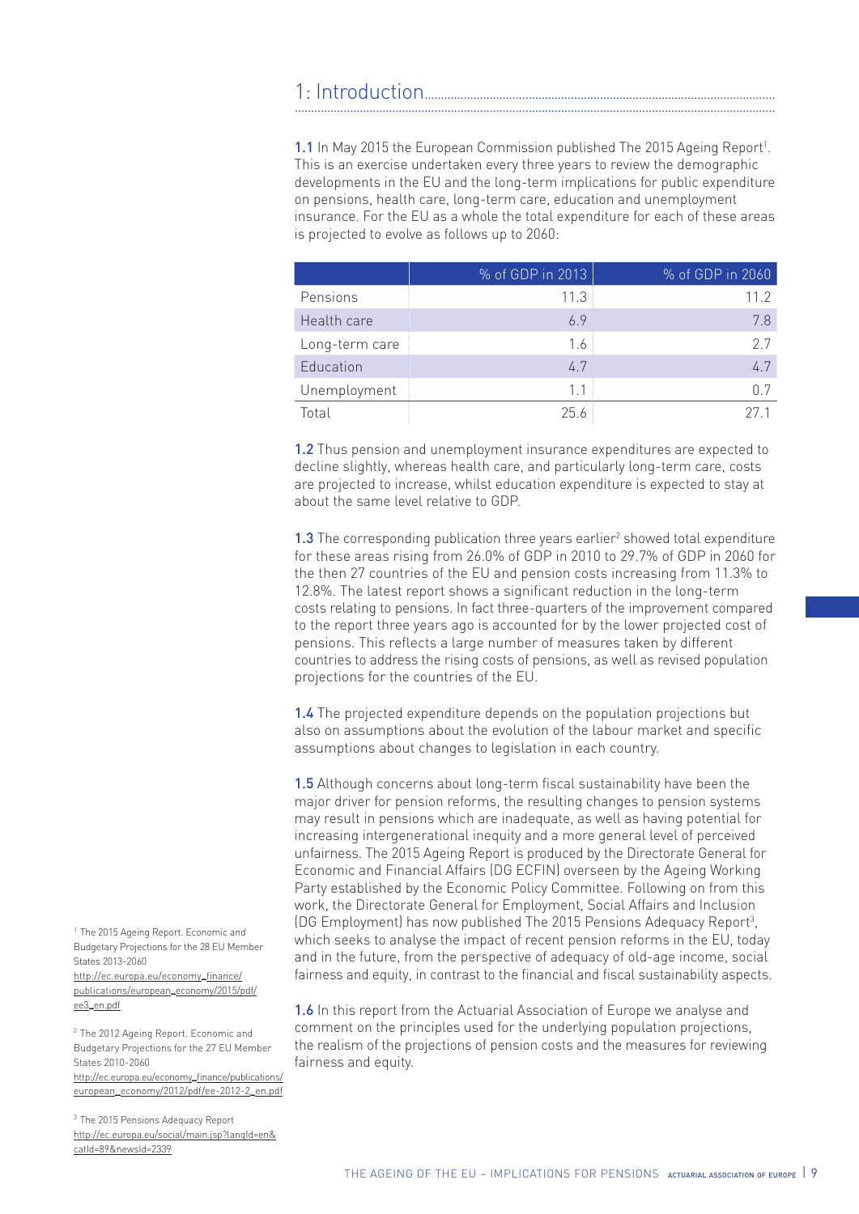# 1: Introduction

**1.1** In May 2015 the European Commission published The 2015 Ageing Report[1]. This is an exercise undertaken every three years to review the demographic developments in the EU and the long-term implications for public expenditure on pensions, health care, long-term care, education and unemployment insurance. For the EU as a whole the total expenditure for each of these areas is projected to evolve as follows up to 2060:

| | % of GDP in 2013 | % of GDP in 2060 |
|---|---|---|
| Pensions | 11.3 | 11.2 |
| Health care | 6.9 | 7.8 |
| Long-term care | 1.6 | 2.7 |
| Education | 4.7 | 4.7 |
| Unemployment | 1.1 | 0.7 |
| Total | 25.6 | 27.1 |

**1.2** Thus pension and unemployment insurance expenditures are expected to decline slightly, whereas health care, and particularly long-term care, costs are projected to increase, whilst education expenditure is expected to stay at about the same level relative to GDP.

**1.3** The corresponding publication three years earlier[2] showed total expenditure for these areas rising from 26.0% of GDP in 2010 to 29.7% of GDP in 2060 for the then 27 countries of the EU and pension costs increasing from 11.3% to 12.8%. The latest report shows a significant reduction in the long-term costs relating to pensions. In fact three-quarters of the improvement compared to the report three years ago is accounted for by the lower projected cost of pensions. This reflects a large number of measures taken by different countries to address the rising costs of pensions, as well as revised population projections for the countries of the EU.

**1.4** The projected expenditure depends on the population projections but also on assumptions about the evolution of the labour market and specific assumptions about changes to legislation in each country.

**1.5** Although concerns about long-term fiscal sustainability have been the major driver for pension reforms, the resulting changes to pension systems may result in pensions which are inadequate, as well as having potential for increasing intergenerational inequity and a more general level of perceived unfairness. The 2015 Ageing Report is produced by the Directorate General for Economic and Financial Affairs (DG ECFIN) overseen by the Ageing Working Party established by the Economic Policy Committee. Following on from this work, the Directorate General for Employment, Social Affairs and Inclusion (DG Employment) has now published The 2015 Pensions Adequacy Report[3], which seeks to analyse the impact of recent pension reforms in the EU, today and in the future, from the perspective of adequacy of old-age income, social fairness and equity, in contrast to the financial and fiscal sustainability aspects.

**1.6** In this report from the Actuarial Association of Europe we analyse and comment on the principles used for the underlying population projections, the realism of the projections of pension costs and the measures for reviewing fairness and equity.

---

[1] The 2015 Ageing Report. Economic and Budgetary Projections for the 28 EU Member States 2013-2060
http://ec.europa.eu/economy_finance/publications/european_economy/2015/pdf/ee3_en.pdf

[2] The 2012 Ageing Report. Economic and Budgetary Projections for the 27 EU Member States 2010-2060
http://ec.europa.eu/economy_finance/publications/european_economy/2012/pdf/ee-2012-2_en.pdf

[3] The 2015 Pensions Adequacy Report
http://ec.europa.eu/social/main.jsp?langId=en&catId=89&newsId=2339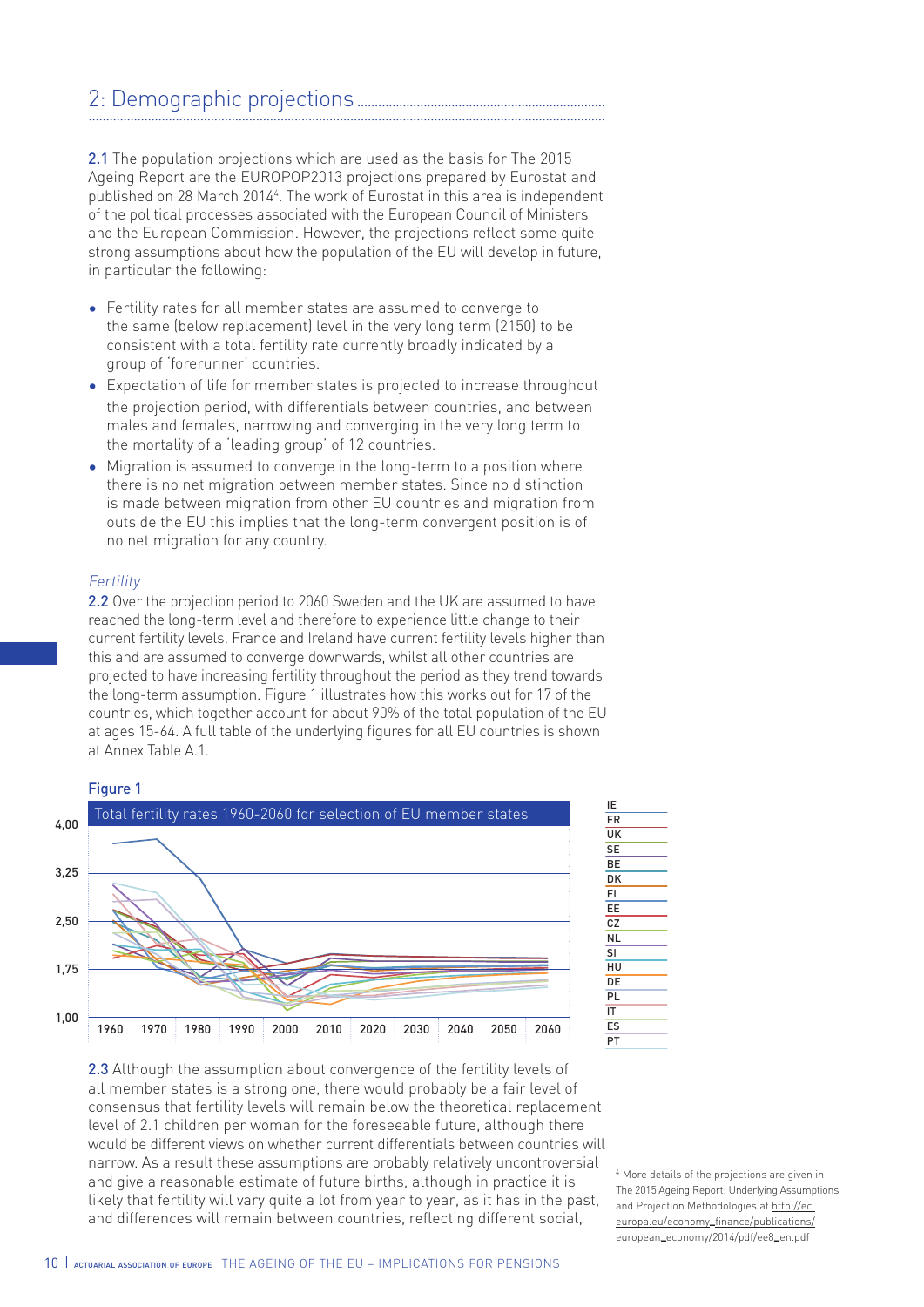# 2: Demographic projections

**2.1** The population projections which are used as the basis for The 2015 Ageing Report are the EUROPOP2013 projections prepared by Eurostat and published on 28 March 2014[4]. The work of Eurostat in this area is independent of the political processes associated with the European Council of Ministers and the European Commission. However, the projections reflect some quite strong assumptions about how the population of the EU will develop in future, in particular the following:

- Fertility rates for all member states are assumed to converge to the same (below replacement) level in the very long term (2150) to be consistent with a total fertility rate currently broadly indicated by a group of 'forerunner' countries.
- Expectation of life for member states is projected to increase throughout the projection period, with differentials between countries, and between males and females, narrowing and converging in the very long term to the mortality of a 'leading group' of 12 countries.
- Migration is assumed to converge in the long-term to a position where there is no net migration between member states. Since no distinction is made between migration from other EU countries and migration from outside the EU this implies that the long-term convergent position is of no net migration for any country.

*Fertility*

**2.2** Over the projection period to 2060 Sweden and the UK are assumed to have reached the long-term level and therefore to experience little change to their current fertility levels. France and Ireland have current fertility levels higher than this and are assumed to converge downwards, whilst all other countries are projected to have increasing fertility throughout the period as they trend towards the long-term assumption. Figure 1 illustrates how this works out for 17 of the countries, which together account for about 90% of the total population of the EU at ages 15-64. A full table of the underlying figures for all EU countries is shown at Annex Table A.1.

**Figure 1**

Total fertility rates 1960-2060 for selection of EU member states

4,00
3,25
2,50
1,75
1,00

1960 1970 1980 1990 2000 2010 2020 2030 2040 2050 2060

IE
FR
UK
SE
BE
DK
FI
EE
CZ
NL
SI
HU
DE
PL
IT
ES
PT

**2.3** Although the assumption about convergence of the fertility levels of all member states is a strong one, there would probably be a fair level of consensus that fertility levels will remain below the theoretical replacement level of 2.1 children per woman for the foreseeable future, although there would be different views on whether current differentials between countries will narrow. As a result these assumptions are probably relatively uncontroversial and give a reasonable estimate of future births, although in practice it is likely that fertility will vary quite a lot from year to year, as it has in the past, and differences will remain between countries, reflecting different social,

[4] More details of the projections are given in The 2015 Ageing Report: Underlying Assumptions and Projection Methodologies at http://ec.europa.eu/economy_finance/publications/european_economy/2014/pdf/ee8_en.pdf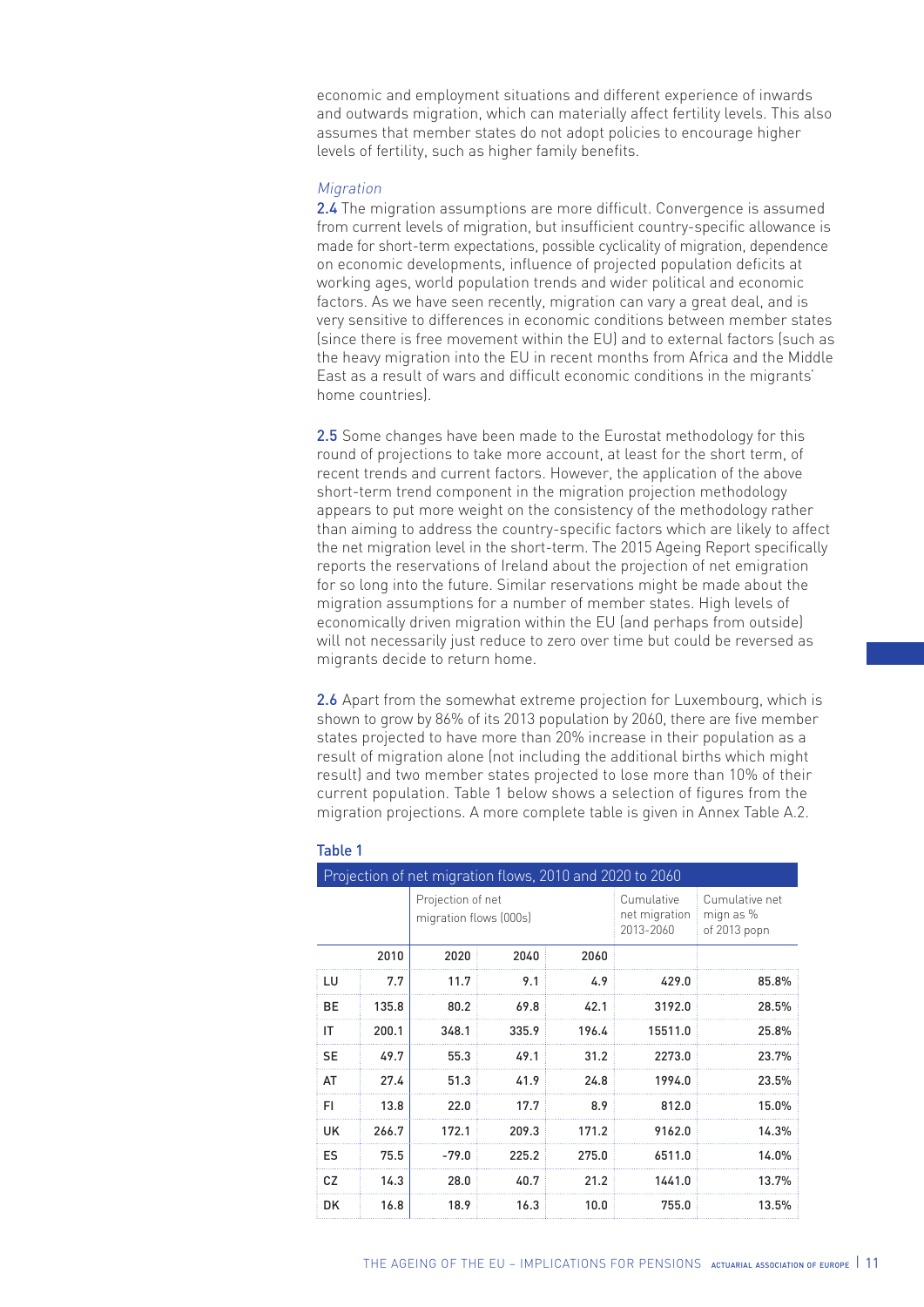economic and employment situations and different experience of inwards and outwards migration, which can materially affect fertility levels. This also assumes that member states do not adopt policies to encourage higher levels of fertility, such as higher family benefits.

*Migration*

**2.4** The migration assumptions are more difficult. Convergence is assumed from current levels of migration, but insufficient country-specific allowance is made for short-term expectations, possible cyclicality of migration, dependence on economic developments, influence of projected population deficits at working ages, world population trends and wider political and economic factors. As we have seen recently, migration can vary a great deal, and is very sensitive to differences in economic conditions between member states (since there is free movement within the EU) and to external factors (such as the heavy migration into the EU in recent months from Africa and the Middle East as a result of wars and difficult economic conditions in the migrants' home countries).

**2.5** Some changes have been made to the Eurostat methodology for this round of projections to take more account, at least for the short term, of recent trends and current factors. However, the application of the above short-term trend component in the migration projection methodology appears to put more weight on the consistency of the methodology rather than aiming to address the country-specific factors which are likely to affect the net migration level in the short-term. The 2015 Ageing Report specifically reports the reservations of Ireland about the projection of net emigration for so long into the future. Similar reservations might be made about the migration assumptions for a number of member states. High levels of economically driven migration within the EU (and perhaps from outside) will not necessarily just reduce to zero over time but could be reversed as migrants decide to return home.

**2.6** Apart from the somewhat extreme projection for Luxembourg, which is shown to grow by 86% of its 2013 population by 2060, there are five member states projected to have more than 20% increase in their population as a result of migration alone (not including the additional births which might result) and two member states projected to lose more than 10% of their current population. Table 1 below shows a selection of figures from the migration projections. A more complete table is given in Annex Table A.2.

**Table 1**

Projection of net migration flows, 2010 and 2020 to 2060

| | | Projection of net migration flows (000s) | | | Cumulative net migration 2013-2060 | Cumulative net mign as % of 2013 popn |
|---|---|---|---|---|---|---|
| | 2010 | 2020 | 2040 | 2060 | | |
| LU | 7.7 | 11.7 | 9.1 | 4.9 | 429.0 | 85.8% |
| BE | 135.8 | 80.2 | 69.8 | 42.1 | 3192.0 | 28.5% |
| IT | 200.1 | 348.1 | 335.9 | 196.4 | 15511.0 | 25.8% |
| SE | 49.7 | 55.3 | 49.1 | 31.2 | 2273.0 | 23.7% |
| AT | 27.4 | 51.3 | 41.9 | 24.8 | 1994.0 | 23.5% |
| FI | 13.8 | 22.0 | 17.7 | 8.9 | 812.0 | 15.0% |
| UK | 266.7 | 172.1 | 209.3 | 171.2 | 9162.0 | 14.3% |
| ES | 75.5 | -79.0 | 225.2 | 275.0 | 6511.0 | 14.0% |
| CZ | 14.3 | 28.0 | 40.7 | 21.2 | 1441.0 | 13.7% |
| DK | 16.8 | 18.9 | 16.3 | 10.0 | 755.0 | 13.5% |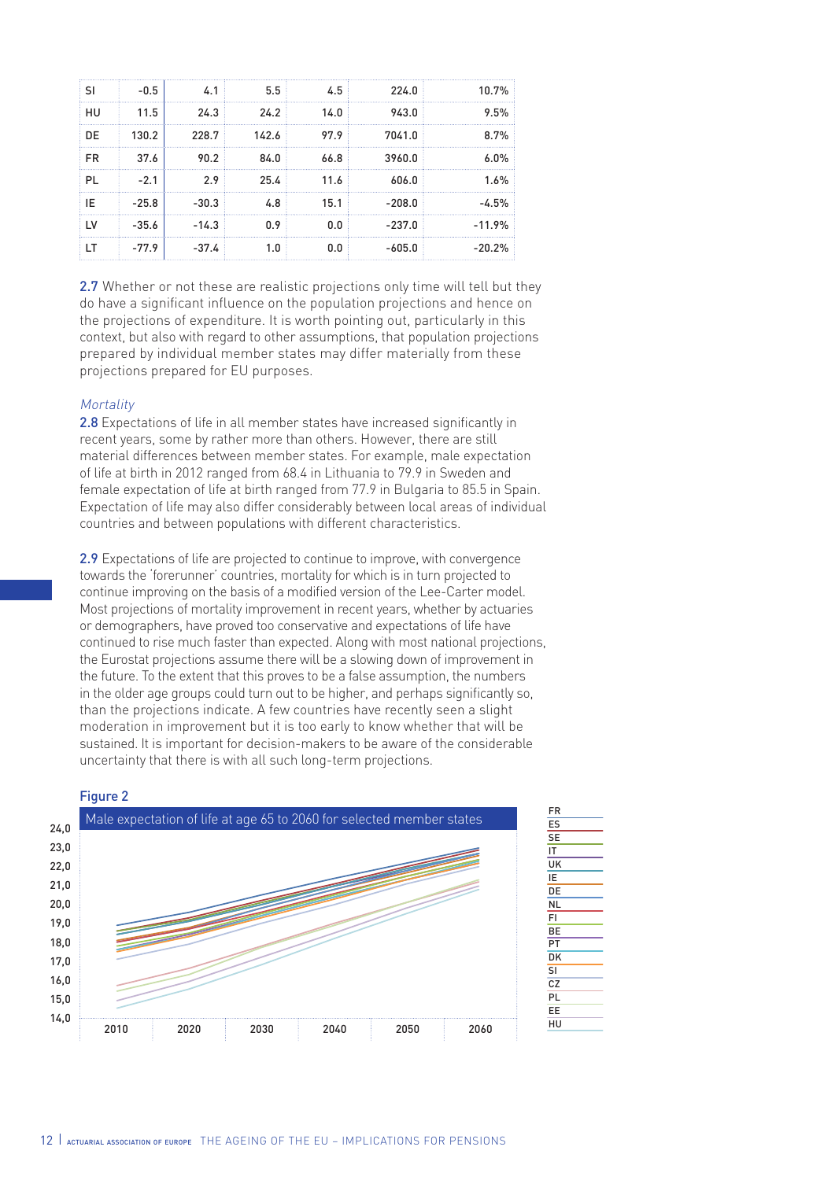| | | | | | | |
|---|---|---|---|---|---|---|
| SI | -0.5 | 4.1 | 5.5 | 4.5 | 224.0 | 10.7% |
| HU | 11.5 | 24.3 | 24.2 | 14.0 | 943.0 | 9.5% |
| DE | 130.2 | 228.7 | 142.6 | 97.9 | 7041.0 | 8.7% |
| FR | 37.6 | 90.2 | 84.0 | 66.8 | 3960.0 | 6.0% |
| PL | -2.1 | 2.9 | 25.4 | 11.6 | 606.0 | 1.6% |
| IE | -25.8 | -30.3 | 4.8 | 15.1 | -208.0 | -4.5% |
| LV | -35.6 | -14.3 | 0.9 | 0.0 | -237.0 | -11.9% |
| LT | -77.9 | -37.4 | 1.0 | 0.0 | -605.0 | -20.2% |

**2.7** Whether or not these are realistic projections only time will tell but they do have a significant influence on the population projections and hence on the projections of expenditure. It is worth pointing out, particularly in this context, but also with regard to other assumptions, that population projections prepared by individual member states may differ materially from these projections prepared for EU purposes.

*Mortality*

**2.8** Expectations of life in all member states have increased significantly in recent years, some by rather more than others. However, there are still material differences between member states. For example, male expectation of life at birth in 2012 ranged from 68.4 in Lithuania to 79.9 in Sweden and female expectation of life at birth ranged from 77.9 in Bulgaria to 85.5 in Spain. Expectation of life may also differ considerably between local areas of individual countries and between populations with different characteristics.

**2.9** Expectations of life are projected to continue to improve, with convergence towards the 'forerunner' countries, mortality for which is in turn projected to continue improving on the basis of a modified version of the Lee-Carter model. Most projections of mortality improvement in recent years, whether by actuaries or demographers, have proved too conservative and expectations of life have continued to rise much faster than expected. Along with most national projections, the Eurostat projections assume there will be a slowing down of improvement in the future. To the extent that this proves to be a false assumption, the numbers in the older age groups could turn out to be higher, and perhaps significantly so, than the projections indicate. A few countries have recently seen a slight moderation in improvement but it is too early to know whether that will be sustained. It is important for decision-makers to be aware of the considerable uncertainty that there is with all such long-term projections.

**Figure 2**

Male expectation of life at age 65 to 2060 for selected member states

24,0
23,0
22,0
21,0
20,0
19,0
18,0
17,0
16,0
15,0
14,0

2010 2020 2030 2040 2050 2060

FR
ES
SE
IT
UK
IE
DE
NL
FI
BE
PT
DK
SI
CZ
PL
EE
HU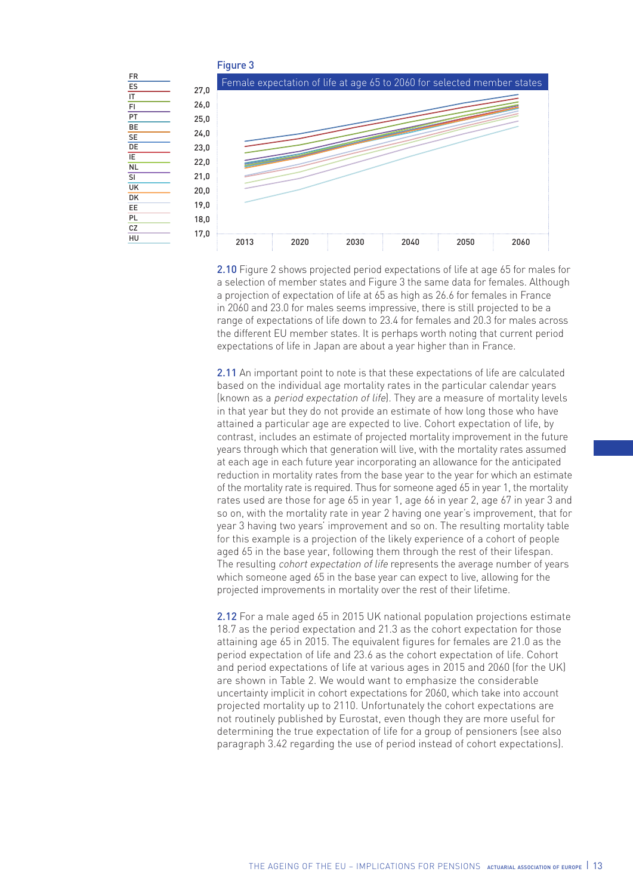Figure 3

Female expectation of life at age 65 to 2060 for selected member states

FR
ES
IT
FI
PT
BE
SE
DE
IE
NL
SI
UK
DK
EE
PL
CZ
HU

27,0
26,0
25,0
24,0
23,0
22,0
21,0
20,0
19,0
18,0
17,0

2013 2020 2030 2040 2050 2060

**2.10** Figure 2 shows projected period expectations of life at age 65 for males for a selection of member states and Figure 3 the same data for females. Although a projection of expectation of life at 65 as high as 26.6 for females in France in 2060 and 23.0 for males seems impressive, there is still projected to be a range of expectations of life down to 23.4 for females and 20.3 for males across the different EU member states. It is perhaps worth noting that current period expectations of life in Japan are about a year higher than in France.

**2.11** An important point to note is that these expectations of life are calculated based on the individual age mortality rates in the particular calendar years (known as a *period expectation of life*). They are a measure of mortality levels in that year but they do not provide an estimate of how long those who have attained a particular age are expected to live. Cohort expectation of life, by contrast, includes an estimate of projected mortality improvement in the future years through which that generation will live, with the mortality rates assumed at each age in each future year incorporating an allowance for the anticipated reduction in mortality rates from the base year to the year for which an estimate of the mortality rate is required. Thus for someone aged 65 in year 1, the mortality rates used are those for age 65 in year 1, age 66 in year 2, age 67 in year 3 and so on, with the mortality rate in year 2 having one year's improvement, that for year 3 having two years' improvement and so on. The resulting mortality table for this example is a projection of the likely experience of a cohort of people aged 65 in the base year, following them through the rest of their lifespan. The resulting *cohort expectation of life* represents the average number of years which someone aged 65 in the base year can expect to live, allowing for the projected improvements in mortality over the rest of their lifetime.

**2.12** For a male aged 65 in 2015 UK national population projections estimate 18.7 as the period expectation and 21.3 as the cohort expectation for those attaining age 65 in 2015. The equivalent figures for females are 21.0 as the period expectation of life and 23.6 as the cohort expectation of life. Cohort and period expectations of life at various ages in 2015 and 2060 (for the UK) are shown in Table 2. We would want to emphasize the considerable uncertainty implicit in cohort expectations for 2060, which take into account projected mortality up to 2110. Unfortunately the cohort expectations are not routinely published by Eurostat, even though they are more useful for determining the true expectation of life for a group of pensioners (see also paragraph 3.42 regarding the use of period instead of cohort expectations).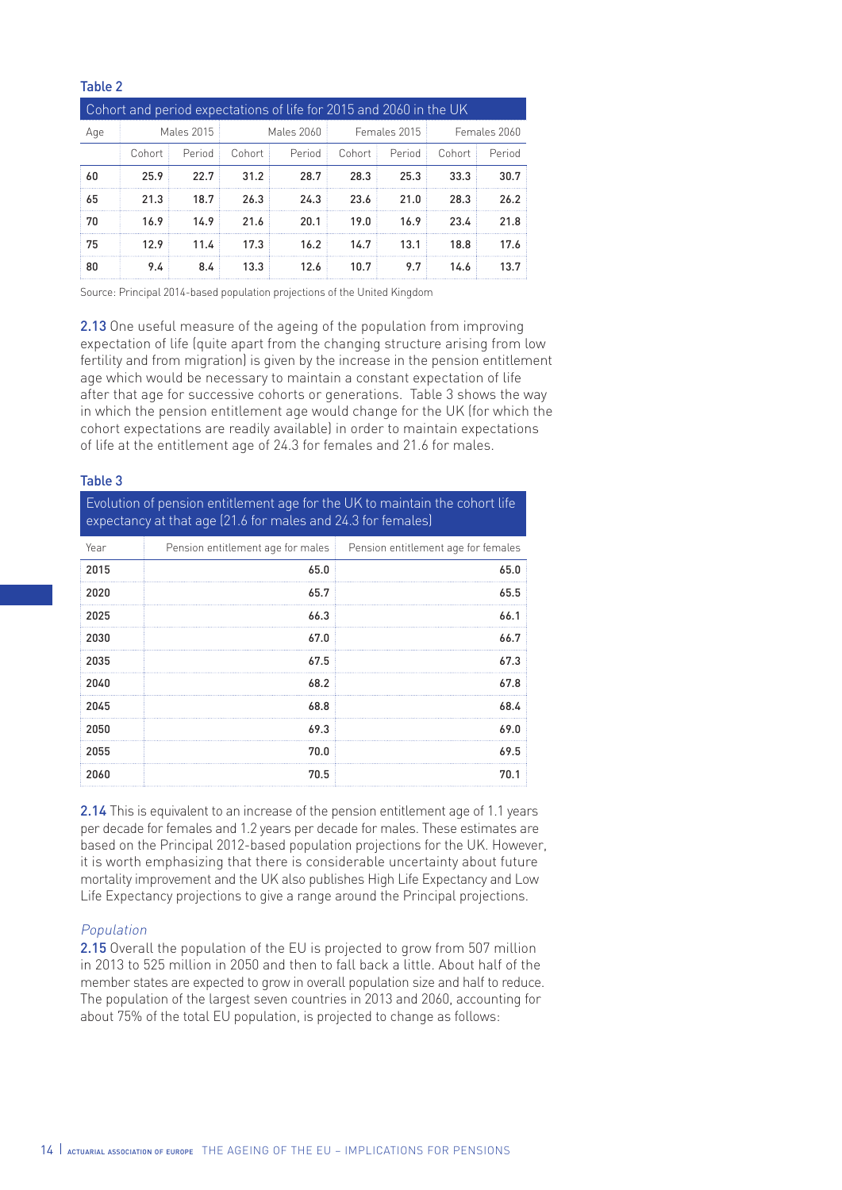Table 2

| Cohort and period expectations of life for 2015 and 2060 in the UK | | | | | | | | |
|---|---|---|---|---|---|---|---|---|
| Age | Males 2015 | | Males 2060 | | Females 2015 | | Females 2060 | |
| | Cohort | Period | Cohort | Period | Cohort | Period | Cohort | Period |
| 60 | 25.9 | 22.7 | 31.2 | 28.7 | 28.3 | 25.3 | 33.3 | 30.7 |
| 65 | 21.3 | 18.7 | 26.3 | 24.3 | 23.6 | 21.0 | 28.3 | 26.2 |
| 70 | 16.9 | 14.9 | 21.6 | 20.1 | 19.0 | 16.9 | 23.4 | 21.8 |
| 75 | 12.9 | 11.4 | 17.3 | 16.2 | 14.7 | 13.1 | 18.8 | 17.6 |
| 80 | 9.4 | 8.4 | 13.3 | 12.6 | 10.7 | 9.7 | 14.6 | 13.7 |

Source: Principal 2014-based population projections of the United Kingdom

2.13 One useful measure of the ageing of the population from improving expectation of life (quite apart from the changing structure arising from low fertility and from migration) is given by the increase in the pension entitlement age which would be necessary to maintain a constant expectation of life after that age for successive cohorts or generations. Table 3 shows the way in which the pension entitlement age would change for the UK (for which the cohort expectations are readily available) in order to maintain expectations of life at the entitlement age of 24.3 for females and 21.6 for males.

Table 3

| Evolution of pension entitlement age for the UK to maintain the cohort life expectancy at that age (21.6 for males and 24.3 for females) | | |
|---|---|---|
| Year | Pension entitlement age for males | Pension entitlement age for females |
| 2015 | 65.0 | 65.0 |
| 2020 | 65.7 | 65.5 |
| 2025 | 66.3 | 66.1 |
| 2030 | 67.0 | 66.7 |
| 2035 | 67.5 | 67.3 |
| 2040 | 68.2 | 67.8 |
| 2045 | 68.8 | 68.4 |
| 2050 | 69.3 | 69.0 |
| 2055 | 70.0 | 69.5 |
| 2060 | 70.5 | 70.1 |

2.14 This is equivalent to an increase of the pension entitlement age of 1.1 years per decade for females and 1.2 years per decade for males. These estimates are based on the Principal 2012-based population projections for the UK. However, it is worth emphasizing that there is considerable uncertainty about future mortality improvement and the UK also publishes High Life Expectancy and Low Life Expectancy projections to give a range around the Principal projections.

*Population*

2.15 Overall the population of the EU is projected to grow from 507 million in 2013 to 525 million in 2050 and then to fall back a little. About half of the member states are expected to grow in overall population size and half to reduce. The population of the largest seven countries in 2013 and 2060, accounting for about 75% of the total EU population, is projected to change as follows: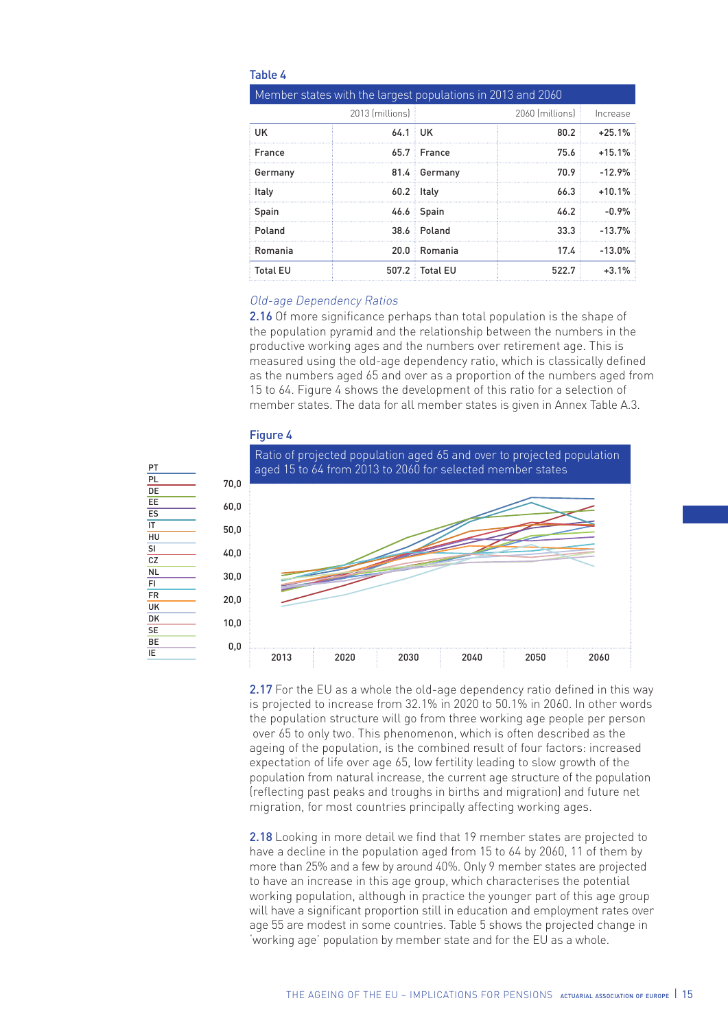Table 4

| Member states with the largest populations in 2013 and 2060 | | | | |
|---|---|---|---|---|
| | 2013 (millions) | | 2060 (millions) | Increase |
| UK | 64.1 | UK | 80.2 | +25.1% |
| France | 65.7 | France | 75.6 | +15.1% |
| Germany | 81.4 | Germany | 70.9 | -12.9% |
| Italy | 60.2 | Italy | 66.3 | +10.1% |
| Spain | 46.6 | Spain | 46.2 | -0.9% |
| Poland | 38.6 | Poland | 33.3 | -13.7% |
| Romania | 20.0 | Romania | 17.4 | -13.0% |
| Total EU | 507.2 | Total EU | 522.7 | +3.1% |

*Old-age Dependency Ratios*

**2.16** Of more significance perhaps than total population is the shape of the population pyramid and the relationship between the numbers in the productive working ages and the numbers over retirement age. This is measured using the old-age dependency ratio, which is classically defined as the numbers aged 65 and over as a proportion of the numbers aged from 15 to 64. Figure 4 shows the development of this ratio for a selection of member states. The data for all member states is given in Annex Table A.3.

Figure 4

Ratio of projected population aged 65 and over to projected population aged 15 to 64 from 2013 to 2060 for selected member states

PT
PL
DE
EE
ES
IT
HU
SI
CZ
NL
FI
FR
UK
DK
SE
BE
IE

70,0
60,0
50,0
40,0
30,0
20,0
10,0
0,0

2013 2020 2030 2040 2050 2060

**2.17** For the EU as a whole the old-age dependency ratio defined in this way is projected to increase from 32.1% in 2020 to 50.1% in 2060. In other words the population structure will go from three working age people per person over 65 to only two. This phenomenon, which is often described as the ageing of the population, is the combined result of four factors: increased expectation of life over age 65, low fertility leading to slow growth of the population from natural increase, the current age structure of the population (reflecting past peaks and troughs in births and migration) and future net migration, for most countries principally affecting working ages.

**2.18** Looking in more detail we find that 19 member states are projected to have a decline in the population aged from 15 to 64 by 2060, 11 of them by more than 25% and a few by around 40%. Only 9 member states are projected to have an increase in this age group, which characterises the potential working population, although in practice the younger part of this age group will have a significant proportion still in education and employment rates over age 55 are modest in some countries. Table 5 shows the projected change in 'working age' population by member state and for the EU as a whole.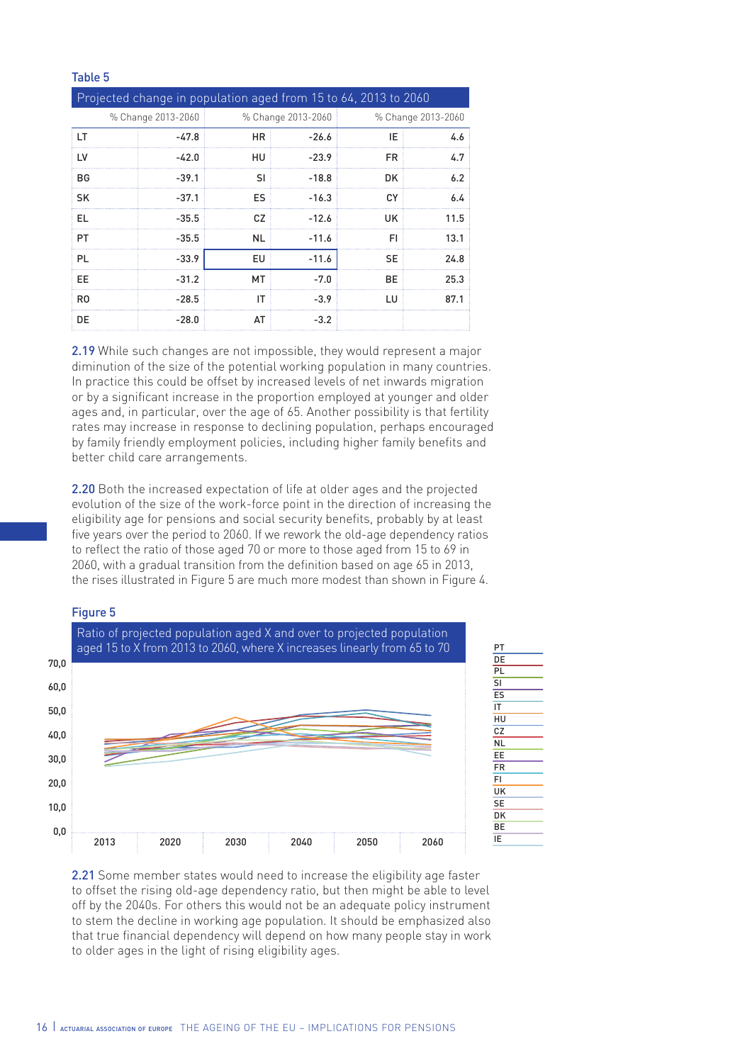Table 5

| Projected change in population aged from 15 to 64, 2013 to 2060 | | | | | |
|---|---|---|---|---|---|
| | % Change 2013-2060 | | % Change 2013-2060 | | % Change 2013-2060 |
| LT | -47.8 | HR | -26.6 | IE | 4.6 |
| LV | -42.0 | HU | -23.9 | FR | 4.7 |
| BG | -39.1 | SI | -18.8 | DK | 6.2 |
| SK | -37.1 | ES | -16.3 | CY | 6.4 |
| EL | -35.5 | CZ | -12.6 | UK | 11.5 |
| PT | -35.5 | NL | -11.6 | FI | 13.1 |
| PL | -33.9 | EU | -11.6 | SE | 24.8 |
| EE | -31.2 | MT | -7.0 | BE | 25.3 |
| RO | -28.5 | IT | -3.9 | LU | 87.1 |
| DE | -28.0 | AT | -3.2 | | |

**2.19** While such changes are not impossible, they would represent a major diminution of the size of the potential working population in many countries. In practice this could be offset by increased levels of net inwards migration or by a significant increase in the proportion employed at younger and older ages and, in particular, over the age of 65. Another possibility is that fertility rates may increase in response to declining population, perhaps encouraged by family friendly employment policies, including higher family benefits and better child care arrangements.

**2.20** Both the increased expectation of life at older ages and the projected evolution of the size of the work-force point in the direction of increasing the eligibility age for pensions and social security benefits, probably by at least five years over the period to 2060. If we rework the old-age dependency ratios to reflect the ratio of those aged 70 or more to those aged from 15 to 69 in 2060, with a gradual transition from the definition based on age 65 in 2013, the rises illustrated in Figure 5 are much more modest than shown in Figure 4.

Figure 5

Ratio of projected population aged X and over to projected population aged 15 to X from 2013 to 2060, where X increases linearly from 65 to 70

70,0
60,0
50,0
40,0
30,0
20,0
10,0
0,0

2013 2020 2030 2040 2050 2060

PT
DE
PL
SI
ES
IT
HU
CZ
NL
EE
FR
FI
UK
SE
DK
BE
IE

**2.21** Some member states would need to increase the eligibility age faster to offset the rising old-age dependency ratio, but then might be able to level off by the 2040s. For others this would not be an adequate policy instrument to stem the decline in working age population. It should be emphasized also that true financial dependency will depend on how many people stay in work to older ages in the light of rising eligibility ages.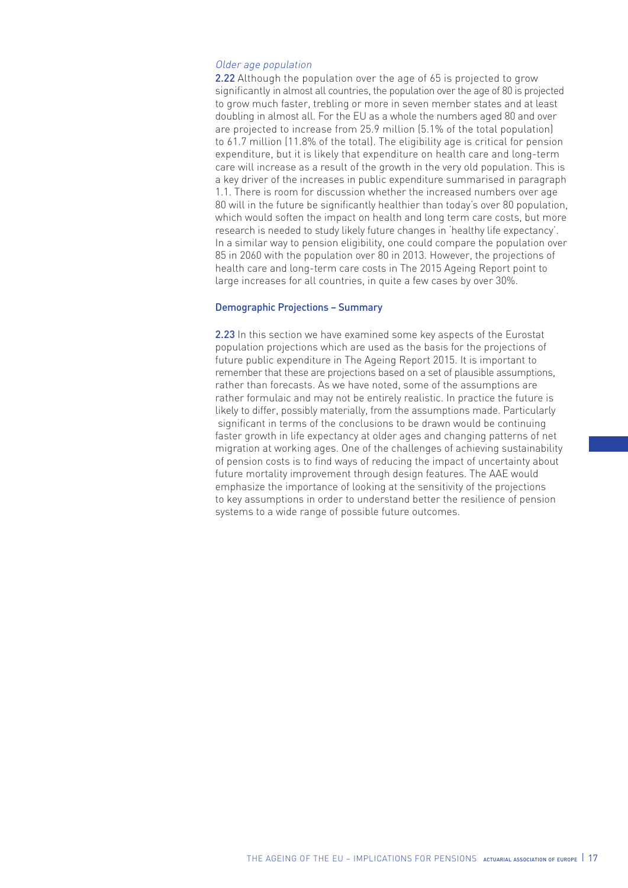*Older age population*

**2.22** Although the population over the age of 65 is projected to grow significantly in almost all countries, the population over the age of 80 is projected to grow much faster, trebling or more in seven member states and at least doubling in almost all. For the EU as a whole the numbers aged 80 and over are projected to increase from 25.9 million (5.1% of the total population) to 61.7 million (11.8% of the total). The eligibility age is critical for pension expenditure, but it is likely that expenditure on health care and long-term care will increase as a result of the growth in the very old population. This is a key driver of the increases in public expenditure summarised in paragraph 1.1. There is room for discussion whether the increased numbers over age 80 will in the future be significantly healthier than today's over 80 population, which would soften the impact on health and long term care costs, but more research is needed to study likely future changes in 'healthy life expectancy'. In a similar way to pension eligibility, one could compare the population over 85 in 2060 with the population over 80 in 2013. However, the projections of health care and long-term care costs in The 2015 Ageing Report point to large increases for all countries, in quite a few cases by over 30%.

### Demographic Projections – Summary

**2.23** In this section we have examined some key aspects of the Eurostat population projections which are used as the basis for the projections of future public expenditure in The Ageing Report 2015. It is important to remember that these are projections based on a set of plausible assumptions, rather than forecasts. As we have noted, some of the assumptions are rather formulaic and may not be entirely realistic. In practice the future is likely to differ, possibly materially, from the assumptions made. Particularly significant in terms of the conclusions to be drawn would be continuing faster growth in life expectancy at older ages and changing patterns of net migration at working ages. One of the challenges of achieving sustainability of pension costs is to find ways of reducing the impact of uncertainty about future mortality improvement through design features. The AAE would emphasize the importance of looking at the sensitivity of the projections to key assumptions in order to understand better the resilience of pension systems to a wide range of possible future outcomes.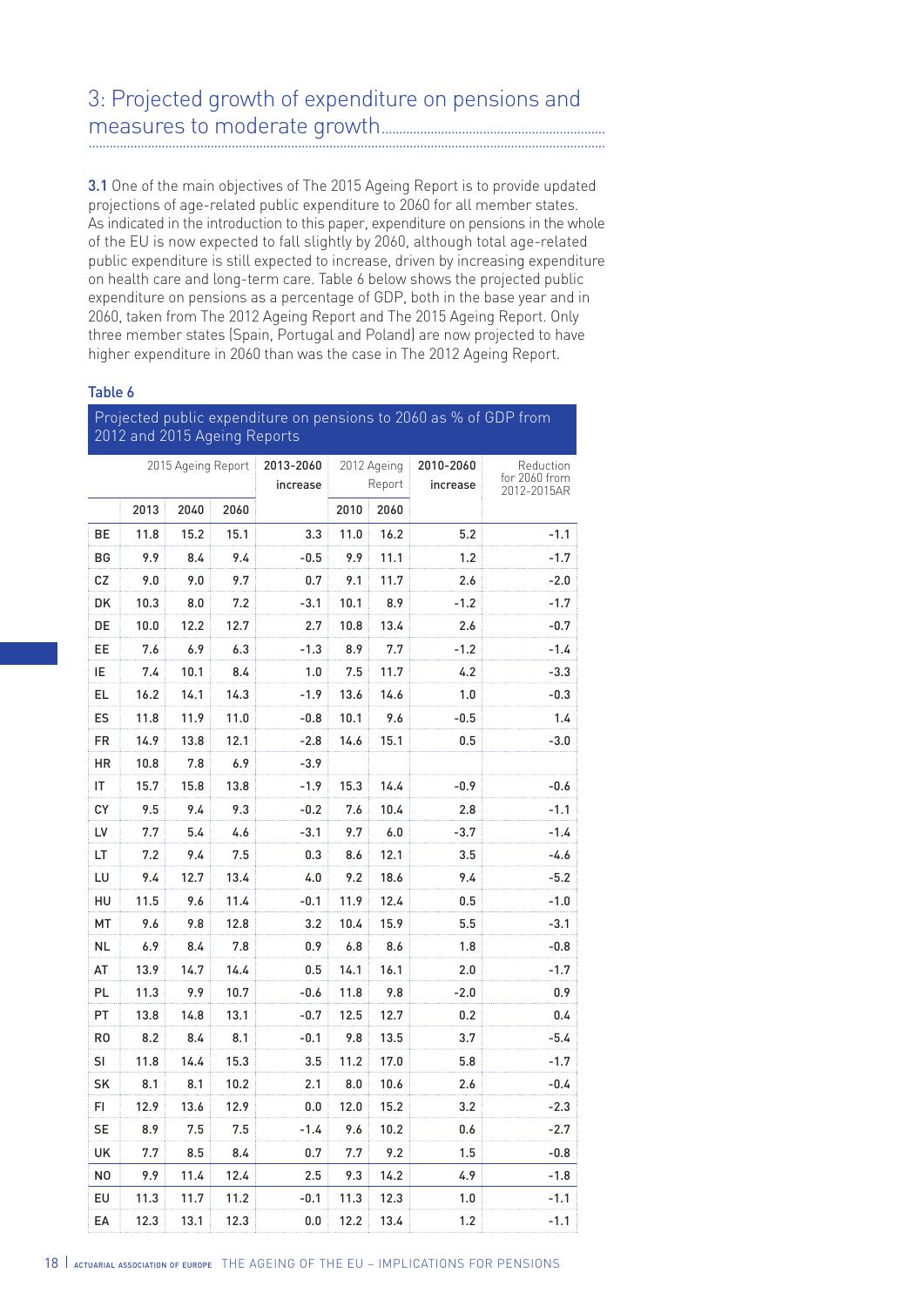## 3: Projected growth of expenditure on pensions and measures to moderate growth

**3.1** One of the main objectives of The 2015 Ageing Report is to provide updated projections of age-related public expenditure to 2060 for all member states. As indicated in the introduction to this paper, expenditure on pensions in the whole of the EU is now expected to fall slightly by 2060, although total age-related public expenditure is still expected to increase, driven by increasing expenditure on health care and long-term care. Table 6 below shows the projected public expenditure on pensions as a percentage of GDP, both in the base year and in 2060, taken from The 2012 Ageing Report and The 2015 Ageing Report. Only three member states (Spain, Portugal and Poland) are now projected to have higher expenditure in 2060 than was the case in The 2012 Ageing Report.

Table 6

Projected public expenditure on pensions to 2060 as % of GDP from 2012 and 2015 Ageing Reports

| | 2015 Ageing Report | | | 2013-2060 increase | 2012 Ageing Report | | 2010-2060 increase | Reduction for 2060 from 2012-2015AR |
|---|---|---|---|---|---|---|---|---|
| | 2013 | 2040 | 2060 | | 2010 | 2060 | | |
| BE | 11.8 | 15.2 | 15.1 | 3.3 | 11.0 | 16.2 | 5.2 | -1.1 |
| BG | 9.9 | 8.4 | 9.4 | -0.5 | 9.9 | 11.1 | 1.2 | -1.7 |
| CZ | 9.0 | 9.0 | 9.7 | 0.7 | 9.1 | 11.7 | 2.6 | -2.0 |
| DK | 10.3 | 8.0 | 7.2 | -3.1 | 10.1 | 8.9 | -1.2 | -1.7 |
| DE | 10.0 | 12.2 | 12.7 | 2.7 | 10.8 | 13.4 | 2.6 | -0.7 |
| EE | 7.6 | 6.9 | 6.3 | -1.3 | 8.9 | 7.7 | -1.2 | -1.4 |
| IE | 7.4 | 10.1 | 8.4 | 1.0 | 7.5 | 11.7 | 4.2 | -3.3 |
| EL | 16.2 | 14.1 | 14.3 | -1.9 | 13.6 | 14.6 | 1.0 | -0.3 |
| ES | 11.8 | 11.9 | 11.0 | -0.8 | 10.1 | 9.6 | -0.5 | 1.4 |
| FR | 14.9 | 13.8 | 12.1 | -2.8 | 14.6 | 15.1 | 0.5 | -3.0 |
| HR | 10.8 | 7.8 | 6.9 | -3.9 | | | | |
| IT | 15.7 | 15.8 | 13.8 | -1.9 | 15.3 | 14.4 | -0.9 | -0.6 |
| CY | 9.5 | 9.4 | 9.3 | -0.2 | 7.6 | 10.4 | 2.8 | -1.1 |
| LV | 7.7 | 5.4 | 4.6 | -3.1 | 9.7 | 6.0 | -3.7 | -1.4 |
| LT | 7.2 | 9.4 | 7.5 | 0.3 | 8.6 | 12.1 | 3.5 | -4.6 |
| LU | 9.4 | 12.7 | 13.4 | 4.0 | 9.2 | 18.6 | 9.4 | -5.2 |
| HU | 11.5 | 9.6 | 11.4 | -0.1 | 11.9 | 12.4 | 0.5 | -1.0 |
| MT | 9.6 | 9.8 | 12.8 | 3.2 | 10.4 | 15.9 | 5.5 | -3.1 |
| NL | 6.9 | 8.4 | 7.8 | 0.9 | 6.8 | 8.6 | 1.8 | -0.8 |
| AT | 13.9 | 14.7 | 14.4 | 0.5 | 14.1 | 16.1 | 2.0 | -1.7 |
| PL | 11.3 | 9.9 | 10.7 | -0.6 | 11.8 | 9.8 | -2.0 | 0.9 |
| PT | 13.8 | 14.8 | 13.1 | -0.7 | 12.5 | 12.7 | 0.2 | 0.4 |
| RO | 8.2 | 8.4 | 8.1 | -0.1 | 9.8 | 13.5 | 3.7 | -5.4 |
| SI | 11.8 | 14.4 | 15.3 | 3.5 | 11.2 | 17.0 | 5.8 | -1.7 |
| SK | 8.1 | 8.1 | 10.2 | 2.1 | 8.0 | 10.6 | 2.6 | -0.4 |
| FI | 12.9 | 13.6 | 12.9 | 0.0 | 12.0 | 15.2 | 3.2 | -2.3 |
| SE | 8.9 | 7.5 | 7.5 | -1.4 | 9.6 | 10.2 | 0.6 | -2.7 |
| UK | 7.7 | 8.5 | 8.4 | 0.7 | 7.7 | 9.2 | 1.5 | -0.8 |
| NO | 9.9 | 11.4 | 12.4 | 2.5 | 9.3 | 14.2 | 4.9 | -1.8 |
| EU | 11.3 | 11.7 | 11.2 | -0.1 | 11.3 | 12.3 | 1.0 | -1.1 |
| EA | 12.3 | 13.1 | 12.3 | 0.0 | 12.2 | 13.4 | 1.2 | -1.1 |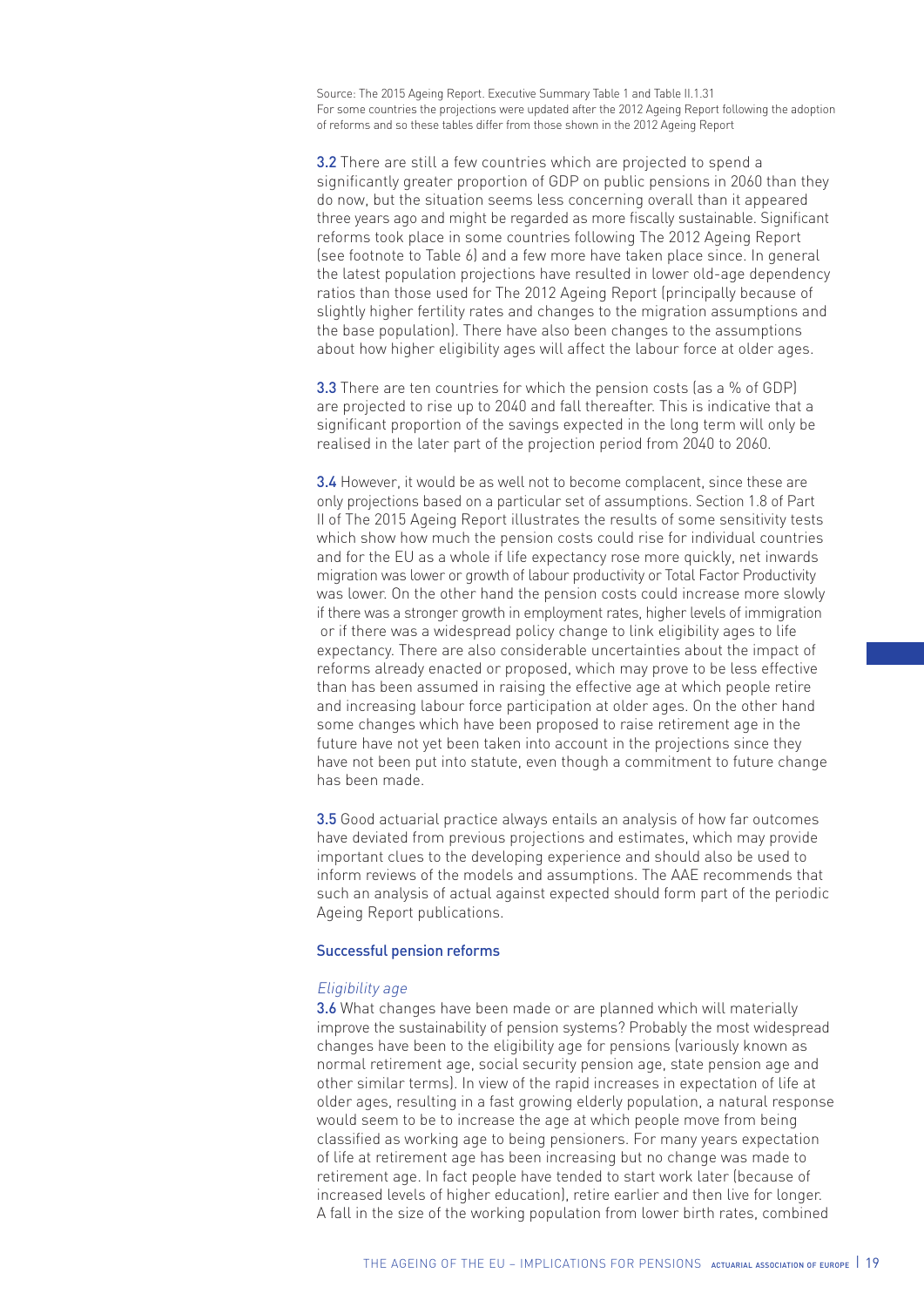Source: The 2015 Ageing Report. Executive Summary Table 1 and Table II.1.31
For some countries the projections were updated after the 2012 Ageing Report following the adoption of reforms and so these tables differ from those shown in the 2012 Ageing Report

**3.2** There are still a few countries which are projected to spend a significantly greater proportion of GDP on public pensions in 2060 than they do now, but the situation seems less concerning overall than it appeared three years ago and might be regarded as more fiscally sustainable. Significant reforms took place in some countries following The 2012 Ageing Report (see footnote to Table 6) and a few more have taken place since. In general the latest population projections have resulted in lower old-age dependency ratios than those used for The 2012 Ageing Report (principally because of slightly higher fertility rates and changes to the migration assumptions and the base population). There have also been changes to the assumptions about how higher eligibility ages will affect the labour force at older ages.

**3.3** There are ten countries for which the pension costs (as a % of GDP) are projected to rise up to 2040 and fall thereafter. This is indicative that a significant proportion of the savings expected in the long term will only be realised in the later part of the projection period from 2040 to 2060.

**3.4** However, it would be as well not to become complacent, since these are only projections based on a particular set of assumptions. Section 1.8 of Part II of The 2015 Ageing Report illustrates the results of some sensitivity tests which show how much the pension costs could rise for individual countries and for the EU as a whole if life expectancy rose more quickly, net inwards migration was lower or growth of labour productivity or Total Factor Productivity was lower. On the other hand the pension costs could increase more slowly if there was a stronger growth in employment rates, higher levels of immigration or if there was a widespread policy change to link eligibility ages to life expectancy. There are also considerable uncertainties about the impact of reforms already enacted or proposed, which may prove to be less effective than has been assumed in raising the effective age at which people retire and increasing labour force participation at older ages. On the other hand some changes which have been proposed to raise retirement age in the future have not yet been taken into account in the projections since they have not been put into statute, even though a commitment to future change has been made.

**3.5** Good actuarial practice always entails an analysis of how far outcomes have deviated from previous projections and estimates, which may provide important clues to the developing experience and should also be used to inform reviews of the models and assumptions. The AAE recommends that such an analysis of actual against expected should form part of the periodic Ageing Report publications.

### Successful pension reforms

#### *Eligibility age*

**3.6** What changes have been made or are planned which will materially improve the sustainability of pension systems? Probably the most widespread changes have been to the eligibility age for pensions (variously known as normal retirement age, social security pension age, state pension age and other similar terms). In view of the rapid increases in expectation of life at older ages, resulting in a fast growing elderly population, a natural response would seem to be to increase the age at which people move from being classified as working age to being pensioners. For many years expectation of life at retirement age has been increasing but no change was made to retirement age. In fact people have tended to start work later (because of increased levels of higher education), retire earlier and then live for longer. A fall in the size of the working population from lower birth rates, combined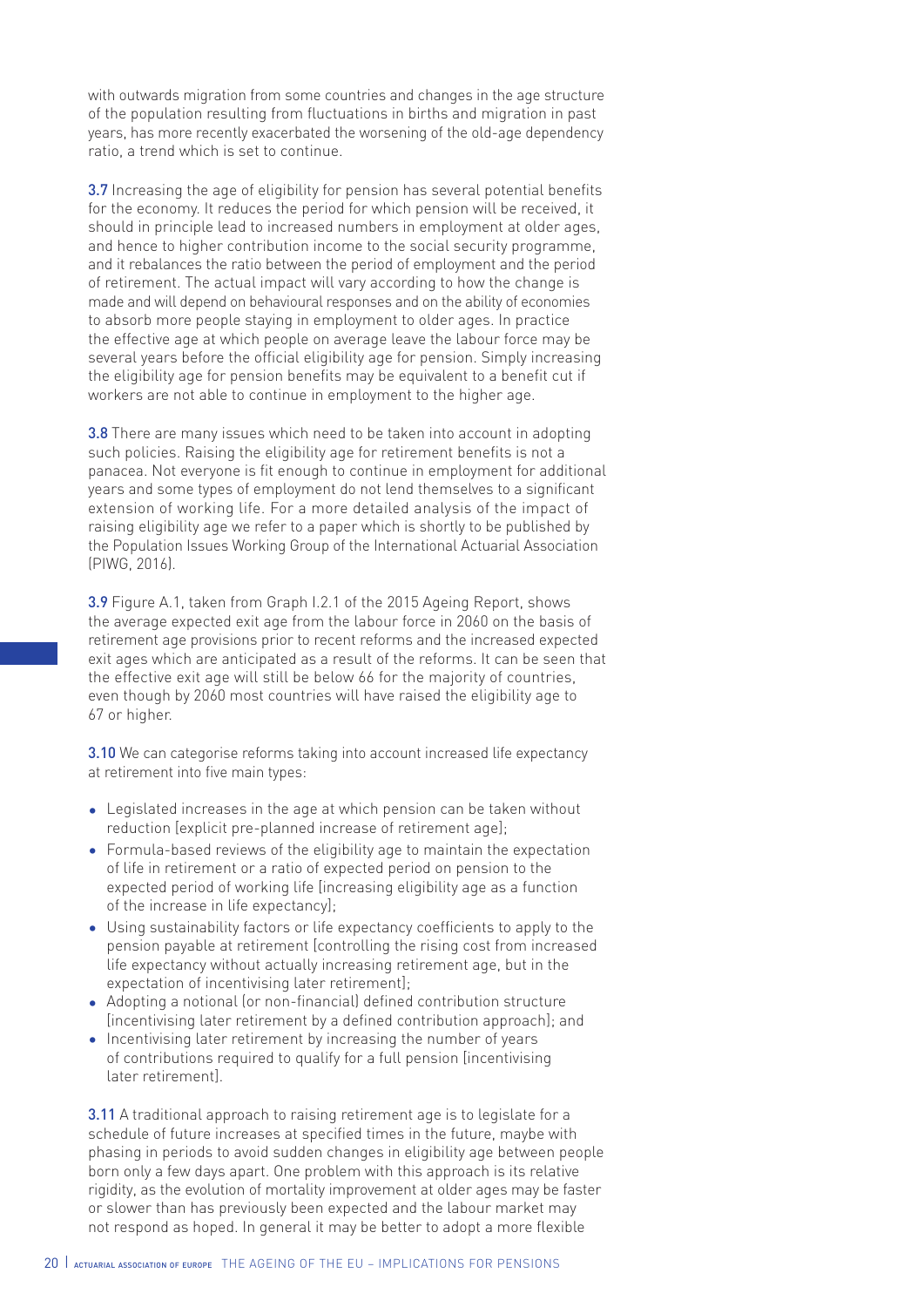with outwards migration from some countries and changes in the age structure of the population resulting from fluctuations in births and migration in past years, has more recently exacerbated the worsening of the old-age dependency ratio, a trend which is set to continue.

**3.7** Increasing the age of eligibility for pension has several potential benefits for the economy. It reduces the period for which pension will be received, it should in principle lead to increased numbers in employment at older ages, and hence to higher contribution income to the social security programme, and it rebalances the ratio between the period of employment and the period of retirement. The actual impact will vary according to how the change is made and will depend on behavioural responses and on the ability of economies to absorb more people staying in employment to older ages. In practice the effective age at which people on average leave the labour force may be several years before the official eligibility age for pension. Simply increasing the eligibility age for pension benefits may be equivalent to a benefit cut if workers are not able to continue in employment to the higher age.

**3.8** There are many issues which need to be taken into account in adopting such policies. Raising the eligibility age for retirement benefits is not a panacea. Not everyone is fit enough to continue in employment for additional years and some types of employment do not lend themselves to a significant extension of working life. For a more detailed analysis of the impact of raising eligibility age we refer to a paper which is shortly to be published by the Population Issues Working Group of the International Actuarial Association (PIWG, 2016).

**3.9** Figure A.1, taken from Graph I.2.1 of the 2015 Ageing Report, shows the average expected exit age from the labour force in 2060 on the basis of retirement age provisions prior to recent reforms and the increased expected exit ages which are anticipated as a result of the reforms. It can be seen that the effective exit age will still be below 66 for the majority of countries, even though by 2060 most countries will have raised the eligibility age to 67 or higher.

**3.10** We can categorise reforms taking into account increased life expectancy at retirement into five main types:

- Legislated increases in the age at which pension can be taken without reduction [explicit pre-planned increase of retirement age];
- Formula-based reviews of the eligibility age to maintain the expectation of life in retirement or a ratio of expected period on pension to the expected period of working life [increasing eligibility age as a function of the increase in life expectancy];
- Using sustainability factors or life expectancy coefficients to apply to the pension payable at retirement [controlling the rising cost from increased life expectancy without actually increasing retirement age, but in the expectation of incentivising later retirement];
- Adopting a notional (or non-financial) defined contribution structure [incentivising later retirement by a defined contribution approach]; and
- Incentivising later retirement by increasing the number of years of contributions required to qualify for a full pension [incentivising later retirement].

**3.11** A traditional approach to raising retirement age is to legislate for a schedule of future increases at specified times in the future, maybe with phasing in periods to avoid sudden changes in eligibility age between people born only a few days apart. One problem with this approach is its relative rigidity, as the evolution of mortality improvement at older ages may be faster or slower than has previously been expected and the labour market may not respond as hoped. In general it may be better to adopt a more flexible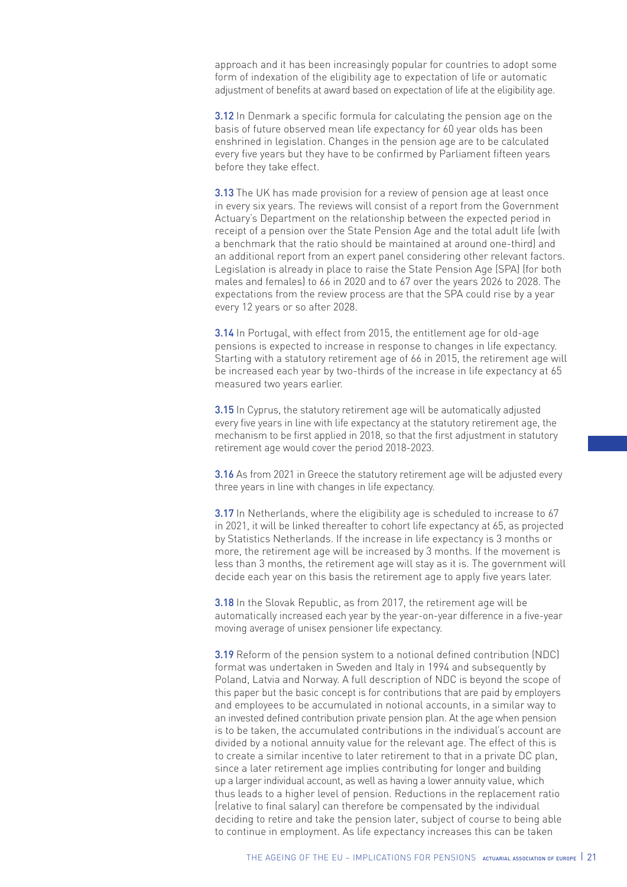approach and it has been increasingly popular for countries to adopt some form of indexation of the eligibility age to expectation of life or automatic adjustment of benefits at award based on expectation of life at the eligibility age.

**3.12** In Denmark a specific formula for calculating the pension age on the basis of future observed mean life expectancy for 60 year olds has been enshrined in legislation. Changes in the pension age are to be calculated every five years but they have to be confirmed by Parliament fifteen years before they take effect.

**3.13** The UK has made provision for a review of pension age at least once in every six years. The reviews will consist of a report from the Government Actuary's Department on the relationship between the expected period in receipt of a pension over the State Pension Age and the total adult life (with a benchmark that the ratio should be maintained at around one-third) and an additional report from an expert panel considering other relevant factors. Legislation is already in place to raise the State Pension Age (SPA) (for both males and females) to 66 in 2020 and to 67 over the years 2026 to 2028. The expectations from the review process are that the SPA could rise by a year every 12 years or so after 2028.

**3.14** In Portugal, with effect from 2015, the entitlement age for old-age pensions is expected to increase in response to changes in life expectancy. Starting with a statutory retirement age of 66 in 2015, the retirement age will be increased each year by two-thirds of the increase in life expectancy at 65 measured two years earlier.

**3.15** In Cyprus, the statutory retirement age will be automatically adjusted every five years in line with life expectancy at the statutory retirement age, the mechanism to be first applied in 2018, so that the first adjustment in statutory retirement age would cover the period 2018-2023.

**3.16** As from 2021 in Greece the statutory retirement age will be adjusted every three years in line with changes in life expectancy.

**3.17** In Netherlands, where the eligibility age is scheduled to increase to 67 in 2021, it will be linked thereafter to cohort life expectancy at 65, as projected by Statistics Netherlands. If the increase in life expectancy is 3 months or more, the retirement age will be increased by 3 months. If the movement is less than 3 months, the retirement age will stay as it is. The government will decide each year on this basis the retirement age to apply five years later.

**3.18** In the Slovak Republic, as from 2017, the retirement age will be automatically increased each year by the year-on-year difference in a five-year moving average of unisex pensioner life expectancy.

**3.19** Reform of the pension system to a notional defined contribution (NDC) format was undertaken in Sweden and Italy in 1994 and subsequently by Poland, Latvia and Norway. A full description of NDC is beyond the scope of this paper but the basic concept is for contributions that are paid by employers and employees to be accumulated in notional accounts, in a similar way to an invested defined contribution private pension plan. At the age when pension is to be taken, the accumulated contributions in the individual's account are divided by a notional annuity value for the relevant age. The effect of this is to create a similar incentive to later retirement to that in a private DC plan, since a later retirement age implies contributing for longer and building up a larger individual account, as well as having a lower annuity value, which thus leads to a higher level of pension. Reductions in the replacement ratio (relative to final salary) can therefore be compensated by the individual deciding to retire and take the pension later, subject of course to being able to continue in employment. As life expectancy increases this can be taken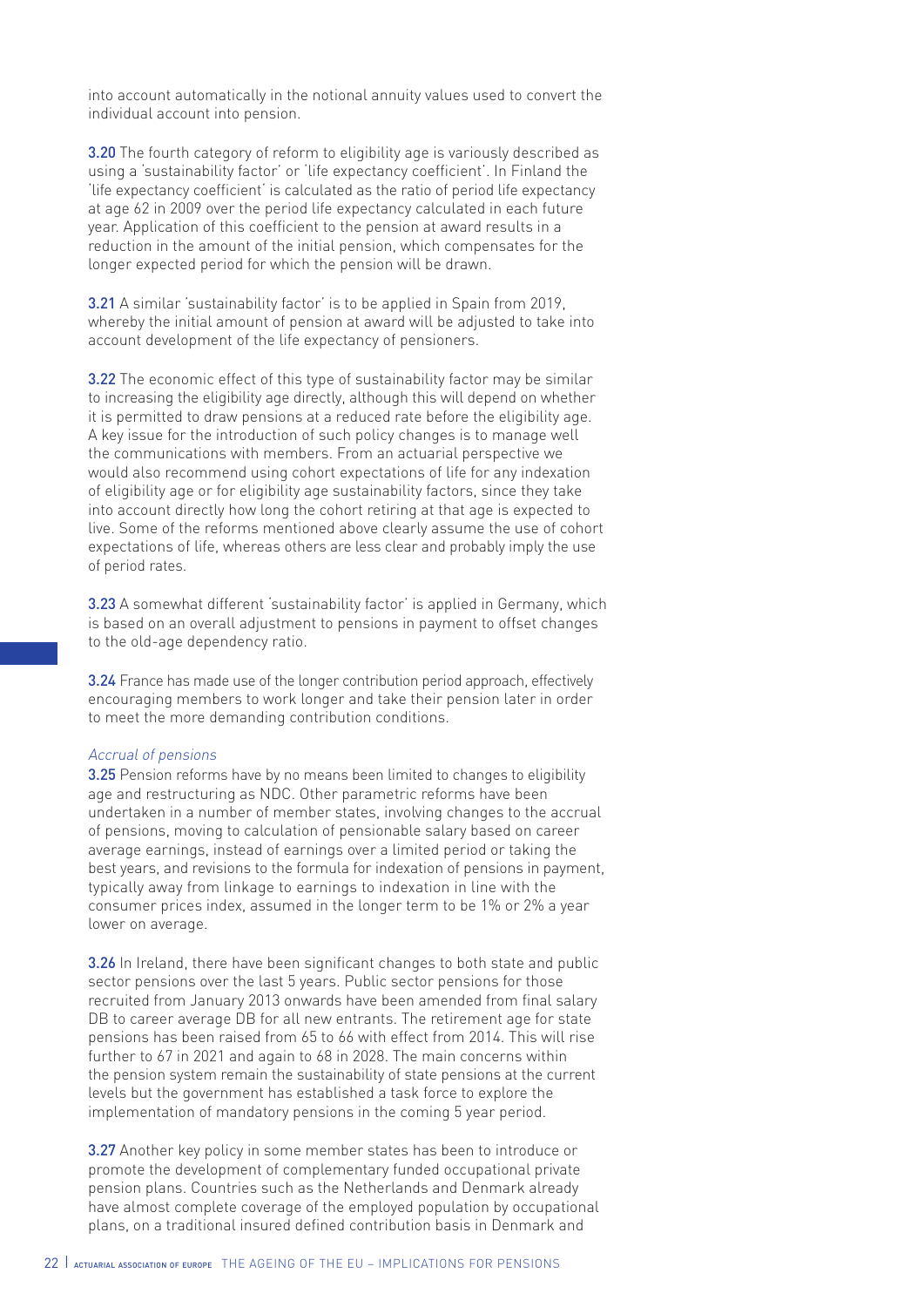into account automatically in the notional annuity values used to convert the individual account into pension.

**3.20** The fourth category of reform to eligibility age is variously described as using a 'sustainability factor' or 'life expectancy coefficient'. In Finland the 'life expectancy coefficient' is calculated as the ratio of period life expectancy at age 62 in 2009 over the period life expectancy calculated in each future year. Application of this coefficient to the pension at award results in a reduction in the amount of the initial pension, which compensates for the longer expected period for which the pension will be drawn.

**3.21** A similar 'sustainability factor' is to be applied in Spain from 2019, whereby the initial amount of pension at award will be adjusted to take into account development of the life expectancy of pensioners.

**3.22** The economic effect of this type of sustainability factor may be similar to increasing the eligibility age directly, although this will depend on whether it is permitted to draw pensions at a reduced rate before the eligibility age. A key issue for the introduction of such policy changes is to manage well the communications with members. From an actuarial perspective we would also recommend using cohort expectations of life for any indexation of eligibility age or for eligibility age sustainability factors, since they take into account directly how long the cohort retiring at that age is expected to live. Some of the reforms mentioned above clearly assume the use of cohort expectations of life, whereas others are less clear and probably imply the use of period rates.

**3.23** A somewhat different 'sustainability factor' is applied in Germany, which is based on an overall adjustment to pensions in payment to offset changes to the old-age dependency ratio.

**3.24** France has made use of the longer contribution period approach, effectively encouraging members to work longer and take their pension later in order to meet the more demanding contribution conditions.

*Accrual of pensions*

**3.25** Pension reforms have by no means been limited to changes to eligibility age and restructuring as NDC. Other parametric reforms have been undertaken in a number of member states, involving changes to the accrual of pensions, moving to calculation of pensionable salary based on career average earnings, instead of earnings over a limited period or taking the best years, and revisions to the formula for indexation of pensions in payment, typically away from linkage to earnings to indexation in line with the consumer prices index, assumed in the longer term to be 1% or 2% a year lower on average.

**3.26** In Ireland, there have been significant changes to both state and public sector pensions over the last 5 years. Public sector pensions for those recruited from January 2013 onwards have been amended from final salary DB to career average DB for all new entrants. The retirement age for state pensions has been raised from 65 to 66 with effect from 2014. This will rise further to 67 in 2021 and again to 68 in 2028. The main concerns within the pension system remain the sustainability of state pensions at the current levels but the government has established a task force to explore the implementation of mandatory pensions in the coming 5 year period.

**3.27** Another key policy in some member states has been to introduce or promote the development of complementary funded occupational private pension plans. Countries such as the Netherlands and Denmark already have almost complete coverage of the employed population by occupational plans, on a traditional insured defined contribution basis in Denmark and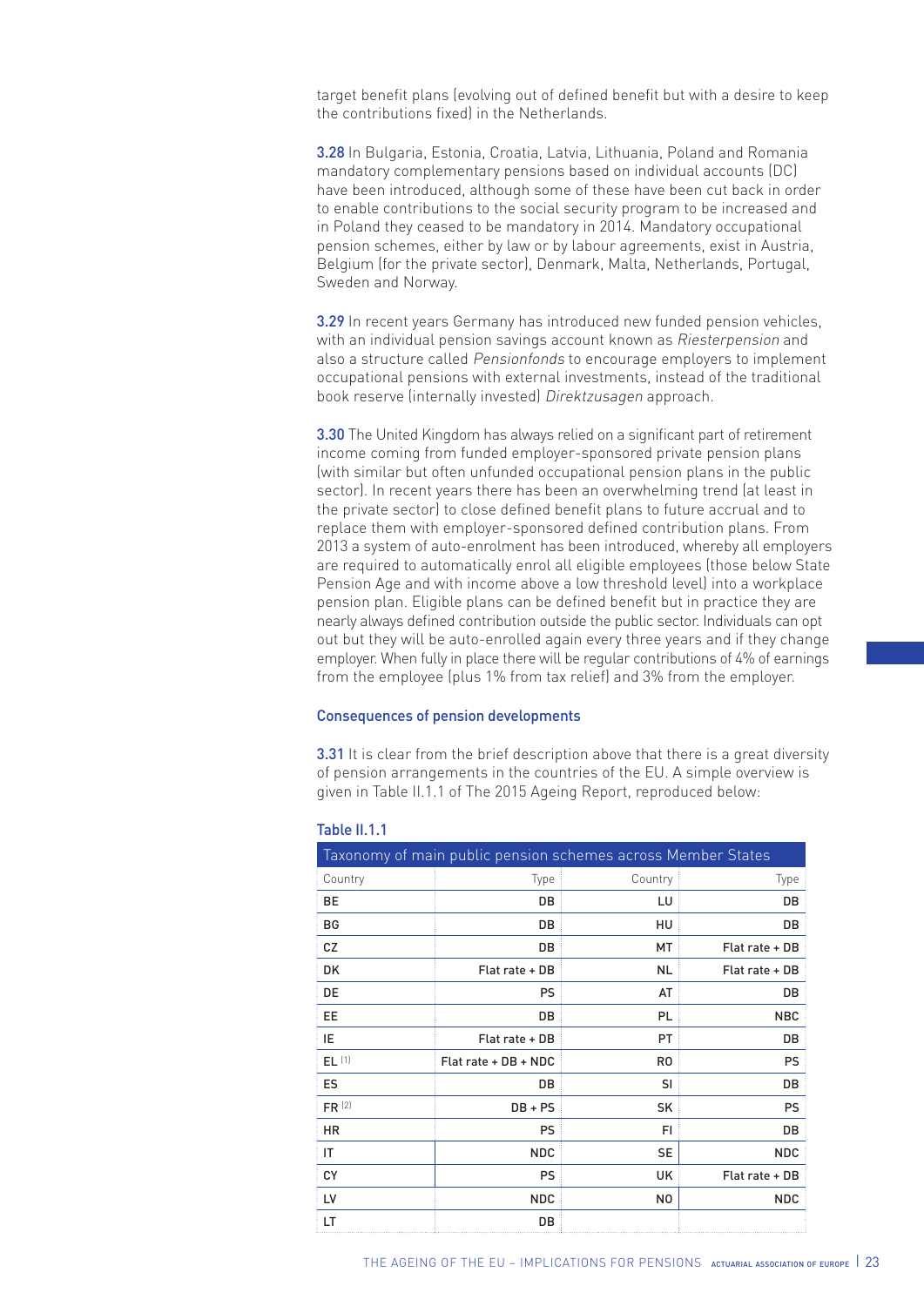target benefit plans (evolving out of defined benefit but with a desire to keep the contributions fixed) in the Netherlands.

3.28 In Bulgaria, Estonia, Croatia, Latvia, Lithuania, Poland and Romania mandatory complementary pensions based on individual accounts (DC) have been introduced, although some of these have been cut back in order to enable contributions to the social security program to be increased and in Poland they ceased to be mandatory in 2014. Mandatory occupational pension schemes, either by law or by labour agreements, exist in Austria, Belgium (for the private sector), Denmark, Malta, Netherlands, Portugal, Sweden and Norway.

3.29 In recent years Germany has introduced new funded pension vehicles, with an individual pension savings account known as *Riesterpension* and also a structure called *Pensionfonds* to encourage employers to implement occupational pensions with external investments, instead of the traditional book reserve (internally invested) *Direktzusagen* approach.

3.30 The United Kingdom has always relied on a significant part of retirement income coming from funded employer-sponsored private pension plans (with similar but often unfunded occupational pension plans in the public sector). In recent years there has been an overwhelming trend (at least in the private sector) to close defined benefit plans to future accrual and to replace them with employer-sponsored defined contribution plans. From 2013 a system of auto-enrolment has been introduced, whereby all employers are required to automatically enrol all eligible employees (those below State Pension Age and with income above a low threshold level) into a workplace pension plan. Eligible plans can be defined benefit but in practice they are nearly always defined contribution outside the public sector. Individuals can opt out but they will be auto-enrolled again every three years and if they change employer. When fully in place there will be regular contributions of 4% of earnings from the employee (plus 1% from tax relief) and 3% from the employer.

### Consequences of pension developments

3.31 It is clear from the brief description above that there is a great diversity of pension arrangements in the countries of the EU. A simple overview is given in Table II.1.1 of The 2015 Ageing Report, reproduced below:

**Table II.1.1**

Taxonomy of main public pension schemes across Member States

| Country | Type | Country | Type |
|---|---|---|---|
| BE | DB | LU | DB |
| BG | DB | HU | DB |
| CZ | DB | MT | Flat rate + DB |
| DK | Flat rate + DB | NL | Flat rate + DB |
| DE | PS | AT | DB |
| EE | DB | PL | NBC |
| IE | Flat rate + DB | PT | DB |
| EL [1] | Flat rate + DB + NDC | RO | PS |
| ES | DB | SI | DB |
| FR [2] | DB + PS | SK | PS |
| HR | PS | FI | DB |
| IT | NDC | SE | NDC |
| CY | PS | UK | Flat rate + DB |
| LV | NDC | NO | NDC |
| LT | DB | | |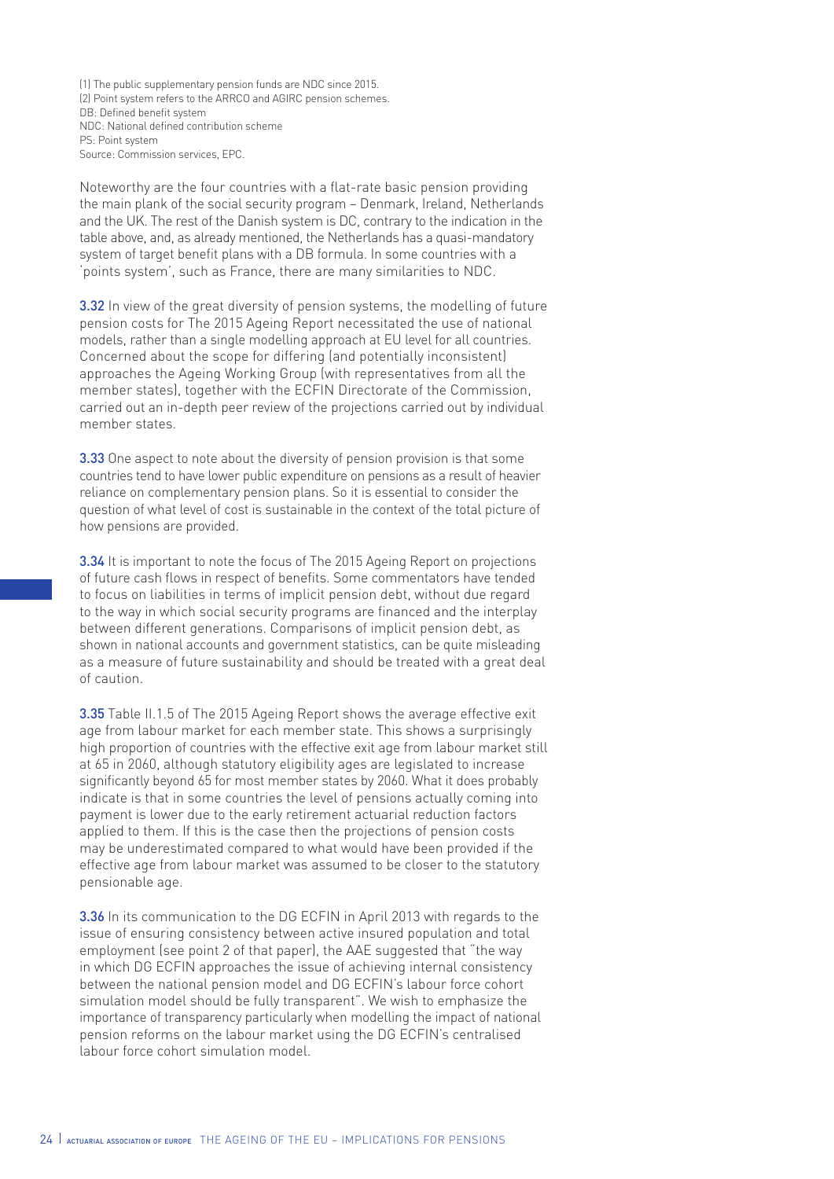(1) The public supplementary pension funds are NDC since 2015.
(2) Point system refers to the ARRCO and AGIRC pension schemes.
DB: Defined benefit system
NDC: National defined contribution scheme
PS: Point system
Source: Commission services, EPC.

Noteworthy are the four countries with a flat-rate basic pension providing the main plank of the social security program – Denmark, Ireland, Netherlands and the UK. The rest of the Danish system is DC, contrary to the indication in the table above, and, as already mentioned, the Netherlands has a quasi-mandatory system of target benefit plans with a DB formula. In some countries with a 'points system', such as France, there are many similarities to NDC.

**3.32** In view of the great diversity of pension systems, the modelling of future pension costs for The 2015 Ageing Report necessitated the use of national models, rather than a single modelling approach at EU level for all countries. Concerned about the scope for differing (and potentially inconsistent) approaches the Ageing Working Group (with representatives from all the member states), together with the ECFIN Directorate of the Commission, carried out an in-depth peer review of the projections carried out by individual member states.

**3.33** One aspect to note about the diversity of pension provision is that some countries tend to have lower public expenditure on pensions as a result of heavier reliance on complementary pension plans. So it is essential to consider the question of what level of cost is sustainable in the context of the total picture of how pensions are provided.

**3.34** It is important to note the focus of The 2015 Ageing Report on projections of future cash flows in respect of benefits. Some commentators have tended to focus on liabilities in terms of implicit pension debt, without due regard to the way in which social security programs are financed and the interplay between different generations. Comparisons of implicit pension debt, as shown in national accounts and government statistics, can be quite misleading as a measure of future sustainability and should be treated with a great deal of caution.

**3.35** Table II.1.5 of The 2015 Ageing Report shows the average effective exit age from labour market for each member state. This shows a surprisingly high proportion of countries with the effective exit age from labour market still at 65 in 2060, although statutory eligibility ages are legislated to increase significantly beyond 65 for most member states by 2060. What it does probably indicate is that in some countries the level of pensions actually coming into payment is lower due to the early retirement actuarial reduction factors applied to them. If this is the case then the projections of pension costs may be underestimated compared to what would have been provided if the effective age from labour market was assumed to be closer to the statutory pensionable age.

**3.36** In its communication to the DG ECFIN in April 2013 with regards to the issue of ensuring consistency between active insured population and total employment (see point 2 of that paper), the AAE suggested that "the way in which DG ECFIN approaches the issue of achieving internal consistency between the national pension model and DG ECFIN's labour force cohort simulation model should be fully transparent". We wish to emphasize the importance of transparency particularly when modelling the impact of national pension reforms on the labour market using the DG ECFIN's centralised labour force cohort simulation model.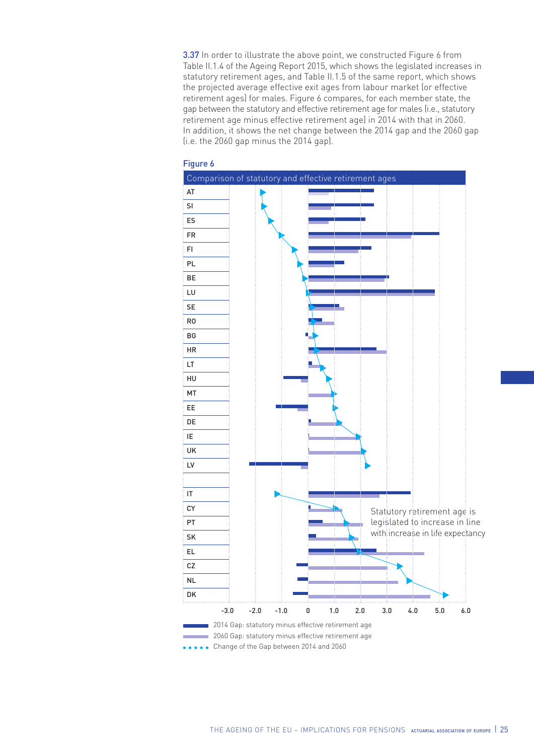3.37 In order to illustrate the above point, we constructed Figure 6 from Table II.1.4 of the Ageing Report 2015, which shows the legislated increases in statutory retirement ages, and Table II.1.5 of the same report, which shows the projected average effective exit ages from labour market (or effective retirement ages) for males. Figure 6 compares, for each member state, the gap between the statutory and effective retirement age for males (i.e., statutory retirement age minus effective retirement age) in 2014 with that in 2060. In addition, it shows the net change between the 2014 gap and the 2060 gap (i.e. the 2060 gap minus the 2014 gap).

Figure 6

Comparison of statutory and effective retirement ages

AT
SI
ES
FR
FI
PL
BE
LU
SE
RO
BG
HR
LT
HU
MT
EE
DE
IE
UK
LV

IT
CY
PT
SK
EL
CZ
NL
DK

Statutory retirement age is legislated to increase in line with increase in life expectancy

-3.0 -2.0 -1.0 0 1.0 2.0 3.0 4.0 5.0 6.0

2014 Gap: statutory minus effective retirement age
2060 Gap: statutory minus effective retirement age
Change of the Gap between 2014 and 2060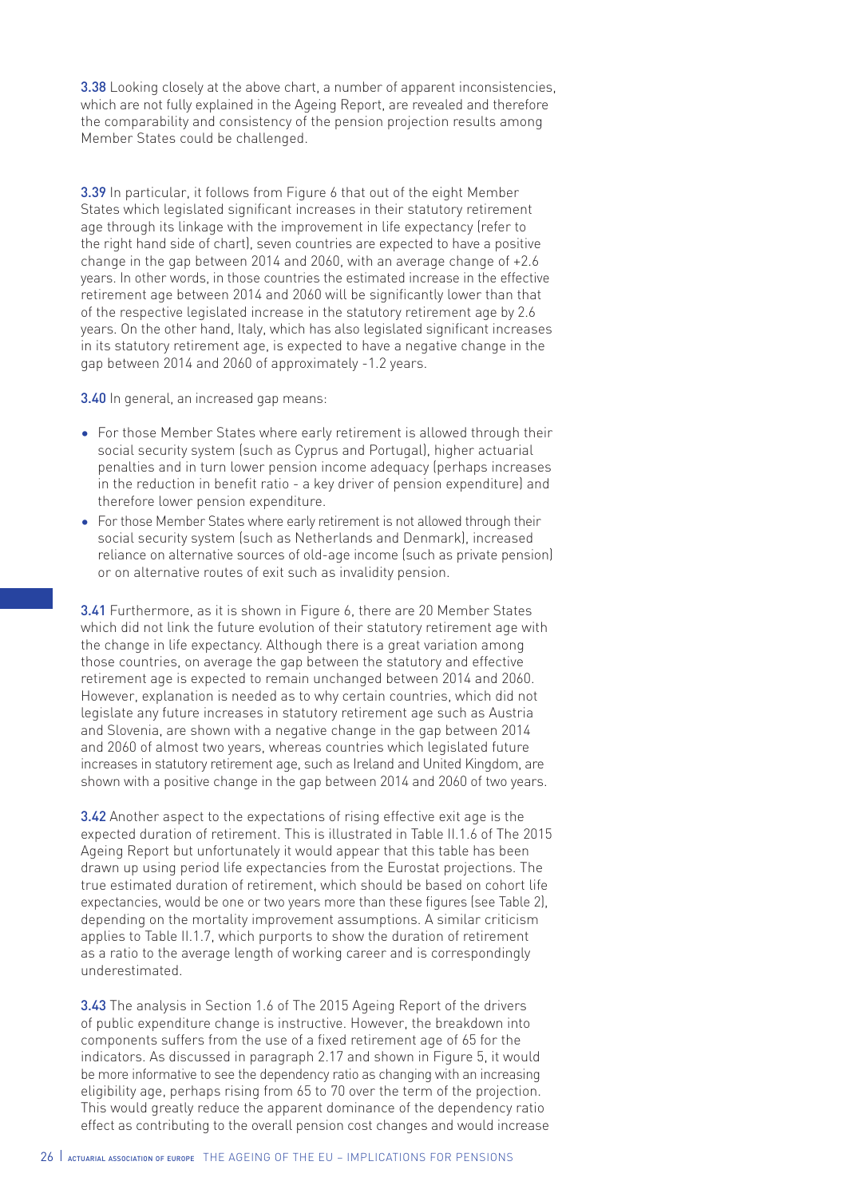**3.38** Looking closely at the above chart, a number of apparent inconsistencies, which are not fully explained in the Ageing Report, are revealed and therefore the comparability and consistency of the pension projection results among Member States could be challenged.

**3.39** In particular, it follows from Figure 6 that out of the eight Member States which legislated significant increases in their statutory retirement age through its linkage with the improvement in life expectancy (refer to the right hand side of chart), seven countries are expected to have a positive change in the gap between 2014 and 2060, with an average change of +2.6 years. In other words, in those countries the estimated increase in the effective retirement age between 2014 and 2060 will be significantly lower than that of the respective legislated increase in the statutory retirement age by 2.6 years. On the other hand, Italy, which has also legislated significant increases in its statutory retirement age, is expected to have a negative change in the gap between 2014 and 2060 of approximately -1.2 years.

**3.40** In general, an increased gap means:

- For those Member States where early retirement is allowed through their social security system (such as Cyprus and Portugal), higher actuarial penalties and in turn lower pension income adequacy (perhaps increases in the reduction in benefit ratio - a key driver of pension expenditure) and therefore lower pension expenditure.
- For those Member States where early retirement is not allowed through their social security system (such as Netherlands and Denmark), increased reliance on alternative sources of old-age income (such as private pension) or on alternative routes of exit such as invalidity pension.

**3.41** Furthermore, as it is shown in Figure 6, there are 20 Member States which did not link the future evolution of their statutory retirement age with the change in life expectancy. Although there is a great variation among those countries, on average the gap between the statutory and effective retirement age is expected to remain unchanged between 2014 and 2060. However, explanation is needed as to why certain countries, which did not legislate any future increases in statutory retirement age such as Austria and Slovenia, are shown with a negative change in the gap between 2014 and 2060 of almost two years, whereas countries which legislated future increases in statutory retirement age, such as Ireland and United Kingdom, are shown with a positive change in the gap between 2014 and 2060 of two years.

**3.42** Another aspect to the expectations of rising effective exit age is the expected duration of retirement. This is illustrated in Table II.1.6 of The 2015 Ageing Report but unfortunately it would appear that this table has been drawn up using period life expectancies from the Eurostat projections. The true estimated duration of retirement, which should be based on cohort life expectancies, would be one or two years more than these figures (see Table 2), depending on the mortality improvement assumptions. A similar criticism applies to Table II.1.7, which purports to show the duration of retirement as a ratio to the average length of working career and is correspondingly underestimated.

**3.43** The analysis in Section 1.6 of The 2015 Ageing Report of the drivers of public expenditure change is instructive. However, the breakdown into components suffers from the use of a fixed retirement age of 65 for the indicators. As discussed in paragraph 2.17 and shown in Figure 5, it would be more informative to see the dependency ratio as changing with an increasing eligibility age, perhaps rising from 65 to 70 over the term of the projection. This would greatly reduce the apparent dominance of the dependency ratio effect as contributing to the overall pension cost changes and would increase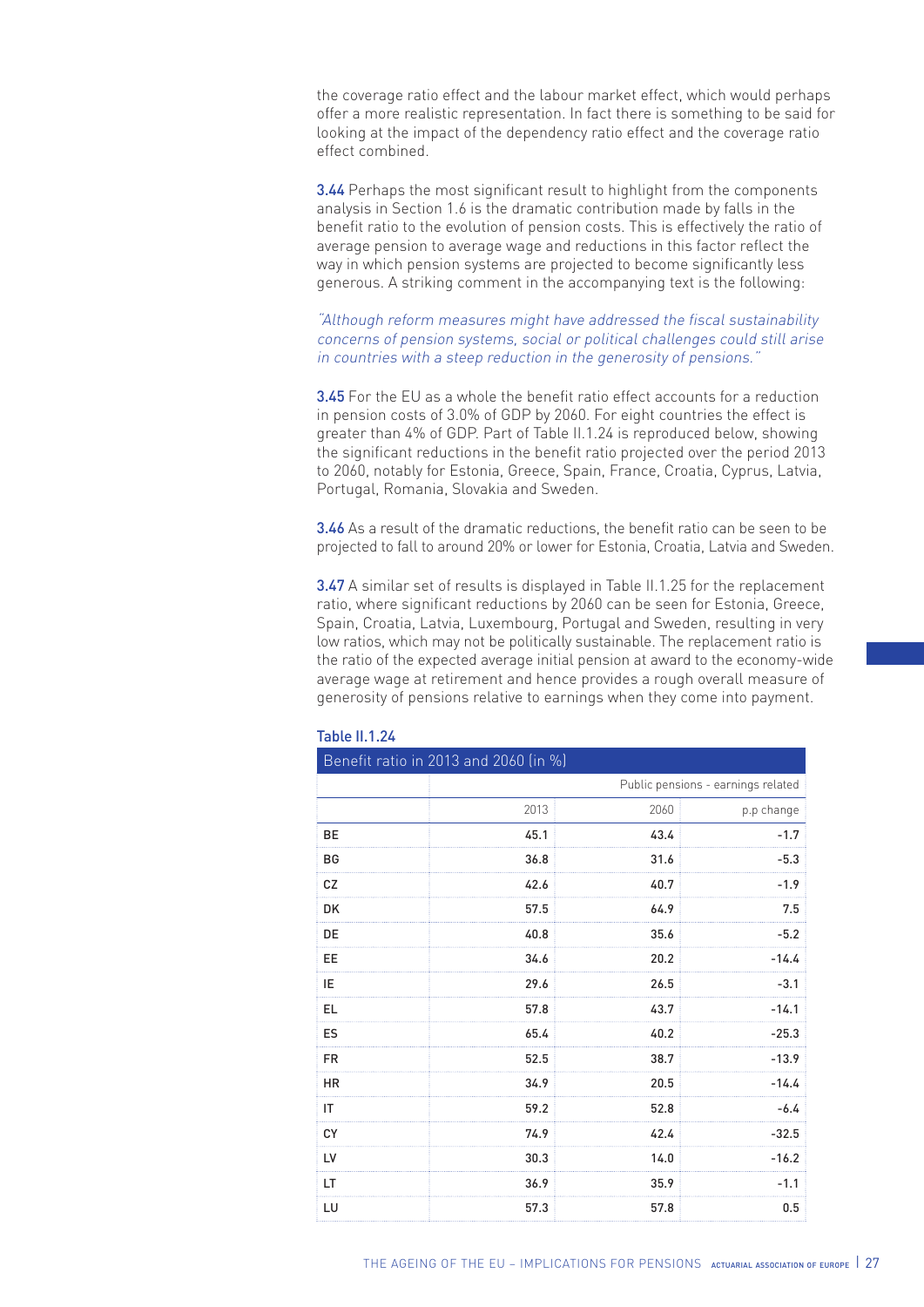the coverage ratio effect and the labour market effect, which would perhaps offer a more realistic representation. In fact there is something to be said for looking at the impact of the dependency ratio effect and the coverage ratio effect combined.

**3.44** Perhaps the most significant result to highlight from the components analysis in Section 1.6 is the dramatic contribution made by falls in the benefit ratio to the evolution of pension costs. This is effectively the ratio of average pension to average wage and reductions in this factor reflect the way in which pension systems are projected to become significantly less generous. A striking comment in the accompanying text is the following:

*"Although reform measures might have addressed the fiscal sustainability concerns of pension systems, social or political challenges could still arise in countries with a steep reduction in the generosity of pensions."*

**3.45** For the EU as a whole the benefit ratio effect accounts for a reduction in pension costs of 3.0% of GDP by 2060. For eight countries the effect is greater than 4% of GDP. Part of Table II.1.24 is reproduced below, showing the significant reductions in the benefit ratio projected over the period 2013 to 2060, notably for Estonia, Greece, Spain, France, Croatia, Cyprus, Latvia, Portugal, Romania, Slovakia and Sweden.

**3.46** As a result of the dramatic reductions, the benefit ratio can be seen to be projected to fall to around 20% or lower for Estonia, Croatia, Latvia and Sweden.

**3.47** A similar set of results is displayed in Table II.1.25 for the replacement ratio, where significant reductions by 2060 can be seen for Estonia, Greece, Spain, Croatia, Latvia, Luxembourg, Portugal and Sweden, resulting in very low ratios, which may not be politically sustainable. The replacement ratio is the ratio of the expected average initial pension at award to the economy-wide average wage at retirement and hence provides a rough overall measure of generosity of pensions relative to earnings when they come into payment.

**Table II.1.24**

Benefit ratio in 2013 and 2060 (in %)

| | Public pensions - earnings related | | |
|---|---|---|---|
| | 2013 | 2060 | p.p change |
| BE | 45.1 | 43.4 | -1.7 |
| BG | 36.8 | 31.6 | -5.3 |
| CZ | 42.6 | 40.7 | -1.9 |
| DK | 57.5 | 64.9 | 7.5 |
| DE | 40.8 | 35.6 | -5.2 |
| EE | 34.6 | 20.2 | -14.4 |
| IE | 29.6 | 26.5 | -3.1 |
| EL | 57.8 | 43.7 | -14.1 |
| ES | 65.4 | 40.2 | -25.3 |
| FR | 52.5 | 38.7 | -13.9 |
| HR | 34.9 | 20.5 | -14.4 |
| IT | 59.2 | 52.8 | -6.4 |
| CY | 74.9 | 42.4 | -32.5 |
| LV | 30.3 | 14.0 | -16.2 |
| LT | 36.9 | 35.9 | -1.1 |
| LU | 57.3 | 57.8 | 0.5 |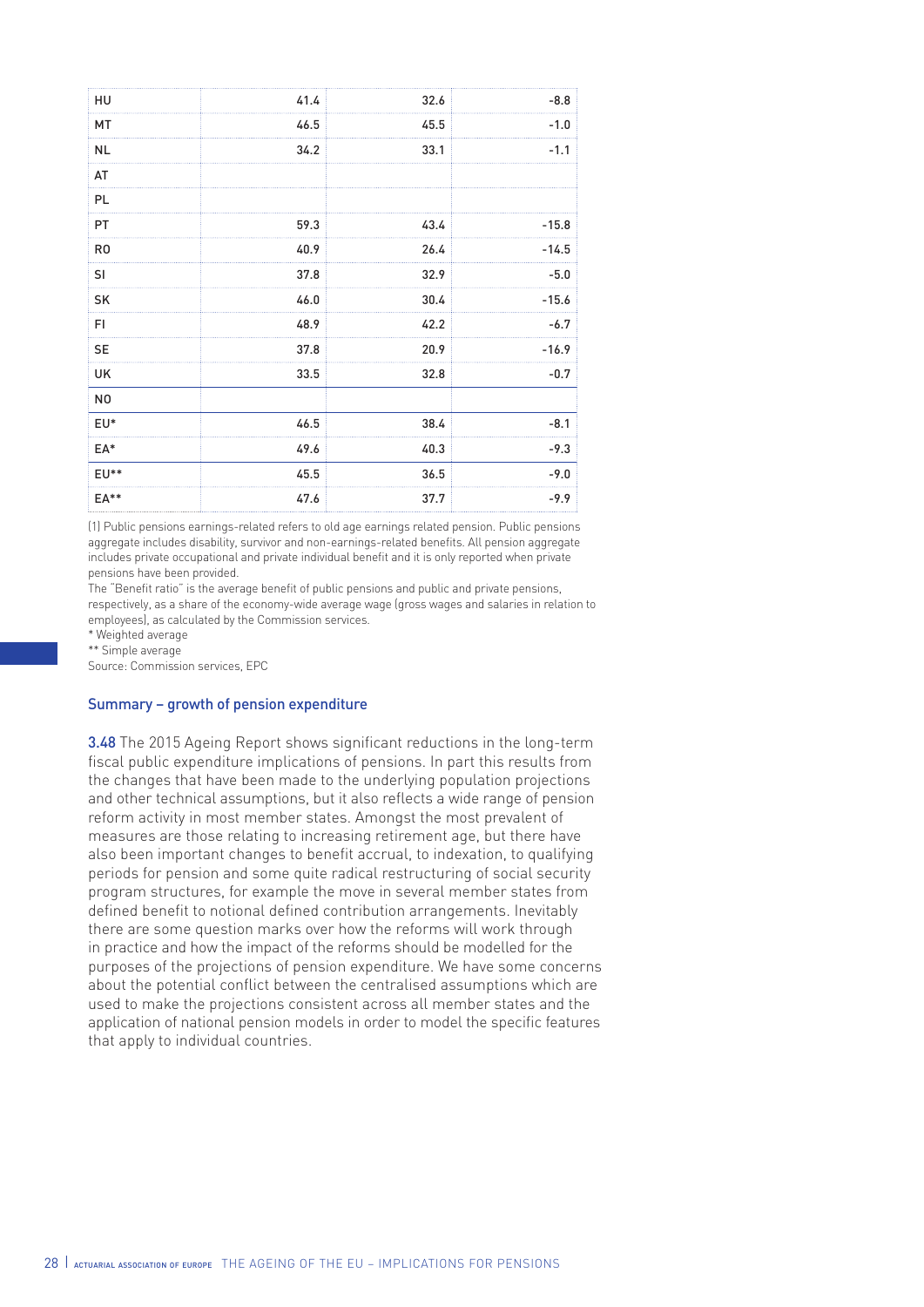| | | | |
|---|---|---|---|
| HU | 41.4 | 32.6 | -8.8 |
| MT | 46.5 | 45.5 | -1.0 |
| NL | 34.2 | 33.1 | -1.1 |
| AT | | | |
| PL | | | |
| PT | 59.3 | 43.4 | -15.8 |
| RO | 40.9 | 26.4 | -14.5 |
| SI | 37.8 | 32.9 | -5.0 |
| SK | 46.0 | 30.4 | -15.6 |
| FI | 48.9 | 42.2 | -6.7 |
| SE | 37.8 | 20.9 | -16.9 |
| UK | 33.5 | 32.8 | -0.7 |
| NO | | | |
| EU* | 46.5 | 38.4 | -8.1 |
| EA* | 49.6 | 40.3 | -9.3 |
| EU** | 45.5 | 36.5 | -9.0 |
| EA** | 47.6 | 37.7 | -9.9 |

(1) Public pensions earnings-related refers to old age earnings related pension. Public pensions aggregate includes disability, survivor and non-earnings-related benefits. All pension aggregate includes private occupational and private individual benefit and it is only reported when private pensions have been provided.
The "Benefit ratio" is the average benefit of public pensions and public and private pensions, respectively, as a share of the economy-wide average wage (gross wages and salaries in relation to employees), as calculated by the Commission services.
* Weighted average
** Simple average
Source: Commission services, EPC

### Summary – growth of pension expenditure

**3.48** The 2015 Ageing Report shows significant reductions in the long-term fiscal public expenditure implications of pensions. In part this results from the changes that have been made to the underlying population projections and other technical assumptions, but it also reflects a wide range of pension reform activity in most member states. Amongst the most prevalent of measures are those relating to increasing retirement age, but there have also been important changes to benefit accrual, to indexation, to qualifying periods for pension and some quite radical restructuring of social security program structures, for example the move in several member states from defined benefit to notional defined contribution arrangements. Inevitably there are some question marks over how the reforms will work through in practice and how the impact of the reforms should be modelled for the purposes of the projections of pension expenditure. We have some concerns about the potential conflict between the centralised assumptions which are used to make the projections consistent across all member states and the application of national pension models in order to model the specific features that apply to individual countries.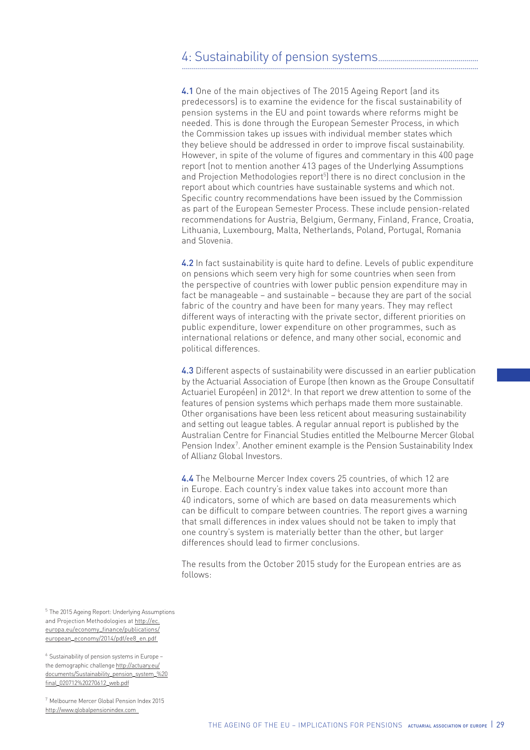## 4: Sustainability of pension systems

**4.1** One of the main objectives of The 2015 Ageing Report (and its predecessors) is to examine the evidence for the fiscal sustainability of pension systems in the EU and point towards where reforms might be needed. This is done through the European Semester Process, in which the Commission takes up issues with individual member states which they believe should be addressed in order to improve fiscal sustainability. However, in spite of the volume of figures and commentary in this 400 page report (not to mention another 413 pages of the Underlying Assumptions and Projection Methodologies report[5]) there is no direct conclusion in the report about which countries have sustainable systems and which not. Specific country recommendations have been issued by the Commission as part of the European Semester Process. These include pension-related recommendations for Austria, Belgium, Germany, Finland, France, Croatia, Lithuania, Luxembourg, Malta, Netherlands, Poland, Portugal, Romania and Slovenia.

**4.2** In fact sustainability is quite hard to define. Levels of public expenditure on pensions which seem very high for some countries when seen from the perspective of countries with lower public pension expenditure may in fact be manageable – and sustainable – because they are part of the social fabric of the country and have been for many years. They may reflect different ways of interacting with the private sector, different priorities on public expenditure, lower expenditure on other programmes, such as international relations or defence, and many other social, economic and political differences.

**4.3** Different aspects of sustainability were discussed in an earlier publication by the Actuarial Association of Europe (then known as the Groupe Consultatif Actuariel Européen) in 2012[6]. In that report we drew attention to some of the features of pension systems which perhaps made them more sustainable. Other organisations have been less reticent about measuring sustainability and setting out league tables. A regular annual report is published by the Australian Centre for Financial Studies entitled the Melbourne Mercer Global Pension Index[7]. Another eminent example is the Pension Sustainability Index of Allianz Global Investors.

**4.4** The Melbourne Mercer Index covers 25 countries, of which 12 are in Europe. Each country's index value takes into account more than 40 indicators, some of which are based on data measurements which can be difficult to compare between countries. The report gives a warning that small differences in index values should not be taken to imply that one country's system is materially better than the other, but larger differences should lead to firmer conclusions.

The results from the October 2015 study for the European entries are as follows:

---

[5] The 2015 Ageing Report: Underlying Assumptions and Projection Methodologies at http://ec.europa.eu/economy_finance/publications/european_economy/2014/pdf/ee8_en.pdf

[6] Sustainability of pension systems in Europe – the demographic challenge http://actuary.eu/documents/Sustainability_pension_system_%20final_020712%20270612_web.pdf

[7] Melbourne Mercer Global Pension Index 2015 http://www.globalpensionindex.com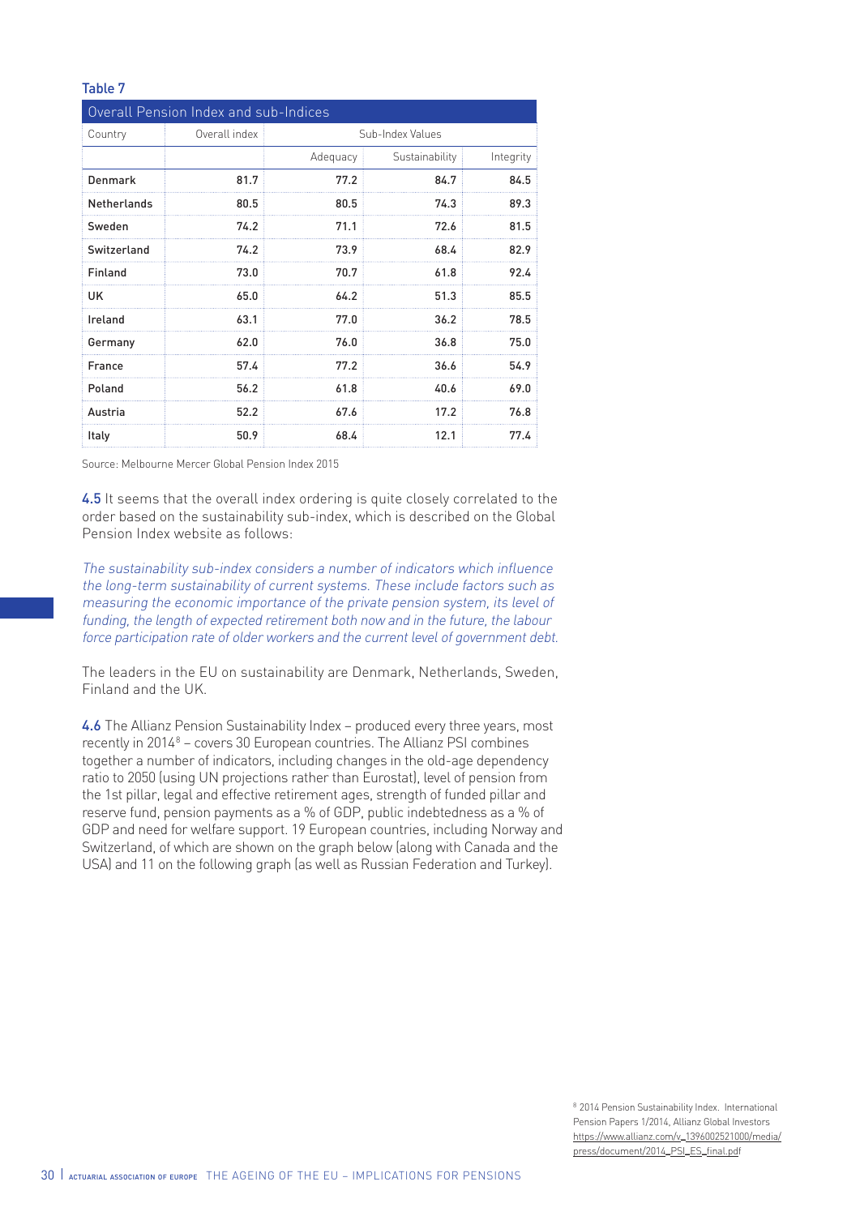Table 7

| Overall Pension Index and sub-Indices | | | | |
|---|---|---|---|---|
| Country | Overall index | Sub-Index Values | | |
| | | Adequacy | Sustainability | Integrity |
| Denmark | 81.7 | 77.2 | 84.7 | 84.5 |
| Netherlands | 80.5 | 80.5 | 74.3 | 89.3 |
| Sweden | 74.2 | 71.1 | 72.6 | 81.5 |
| Switzerland | 74.2 | 73.9 | 68.4 | 82.9 |
| Finland | 73.0 | 70.7 | 61.8 | 92.4 |
| UK | 65.0 | 64.2 | 51.3 | 85.5 |
| Ireland | 63.1 | 77.0 | 36.2 | 78.5 |
| Germany | 62.0 | 76.0 | 36.8 | 75.0 |
| France | 57.4 | 77.2 | 36.6 | 54.9 |
| Poland | 56.2 | 61.8 | 40.6 | 69.0 |
| Austria | 52.2 | 67.6 | 17.2 | 76.8 |
| Italy | 50.9 | 68.4 | 12.1 | 77.4 |

Source: Melbourne Mercer Global Pension Index 2015

**4.5** It seems that the overall index ordering is quite closely correlated to the order based on the sustainability sub-index, which is described on the Global Pension Index website as follows:

*The sustainability sub-index considers a number of indicators which influence the long-term sustainability of current systems. These include factors such as measuring the economic importance of the private pension system, its level of funding, the length of expected retirement both now and in the future, the labour force participation rate of older workers and the current level of government debt.*

The leaders in the EU on sustainability are Denmark, Netherlands, Sweden, Finland and the UK.

**4.6** The Allianz Pension Sustainability Index – produced every three years, most recently in 2014[8] – covers 30 European countries. The Allianz PSI combines together a number of indicators, including changes in the old-age dependency ratio to 2050 (using UN projections rather than Eurostat), level of pension from the 1st pillar, legal and effective retirement ages, strength of funded pillar and reserve fund, pension payments as a % of GDP, public indebtedness as a % of GDP and need for welfare support. 19 European countries, including Norway and Switzerland, of which are shown on the graph below (along with Canada and the USA) and 11 on the following graph (as well as Russian Federation and Turkey).

[8] 2014 Pension Sustainability Index. International Pension Papers 1/2014, Allianz Global Investors https://www.allianz.com/v_1396002521000/media/press/document/2014_PSI_ES_final.pdf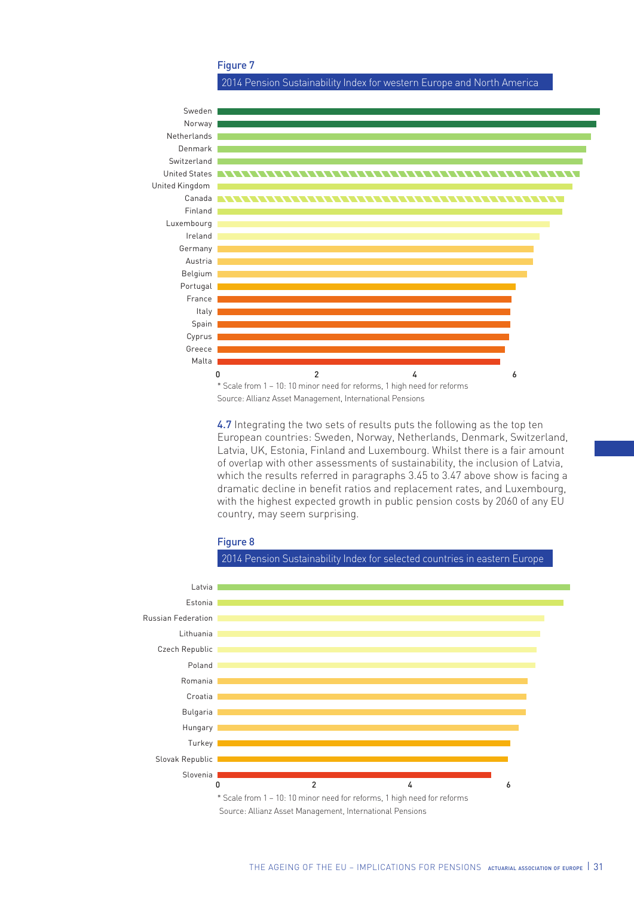**Figure 7**

2014 Pension Sustainability Index for western Europe and North America

Sweden
Norway
Netherlands
Denmark
Switzerland
United States
United Kingdom
Canada
Finland
Luxembourg
Ireland
Germany
Austria
Belgium
Portugal
France
Italy
Spain
Cyprus
Greece
Malta

0 2 4 6

\* Scale from 1 – 10: 10 minor need for reforms, 1 high need for reforms

Source: Allianz Asset Management, International Pensions

**4.7** Integrating the two sets of results puts the following as the top ten European countries: Sweden, Norway, Netherlands, Denmark, Switzerland, Latvia, UK, Estonia, Finland and Luxembourg. Whilst there is a fair amount of overlap with other assessments of sustainability, the inclusion of Latvia, which the results referred in paragraphs 3.45 to 3.47 above show is facing a dramatic decline in benefit ratios and replacement rates, and Luxembourg, with the highest expected growth in public pension costs by 2060 of any EU country, may seem surprising.

**Figure 8**

2014 Pension Sustainability Index for selected countries in eastern Europe

Latvia
Estonia
Russian Federation
Lithuania
Czech Republic
Poland
Romania
Croatia
Bulgaria
Hungary
Turkey
Slovak Republic
Slovenia

0 2 4 6

\* Scale from 1 – 10: 10 minor need for reforms, 1 high need for reforms

Source: Allianz Asset Management, International Pensions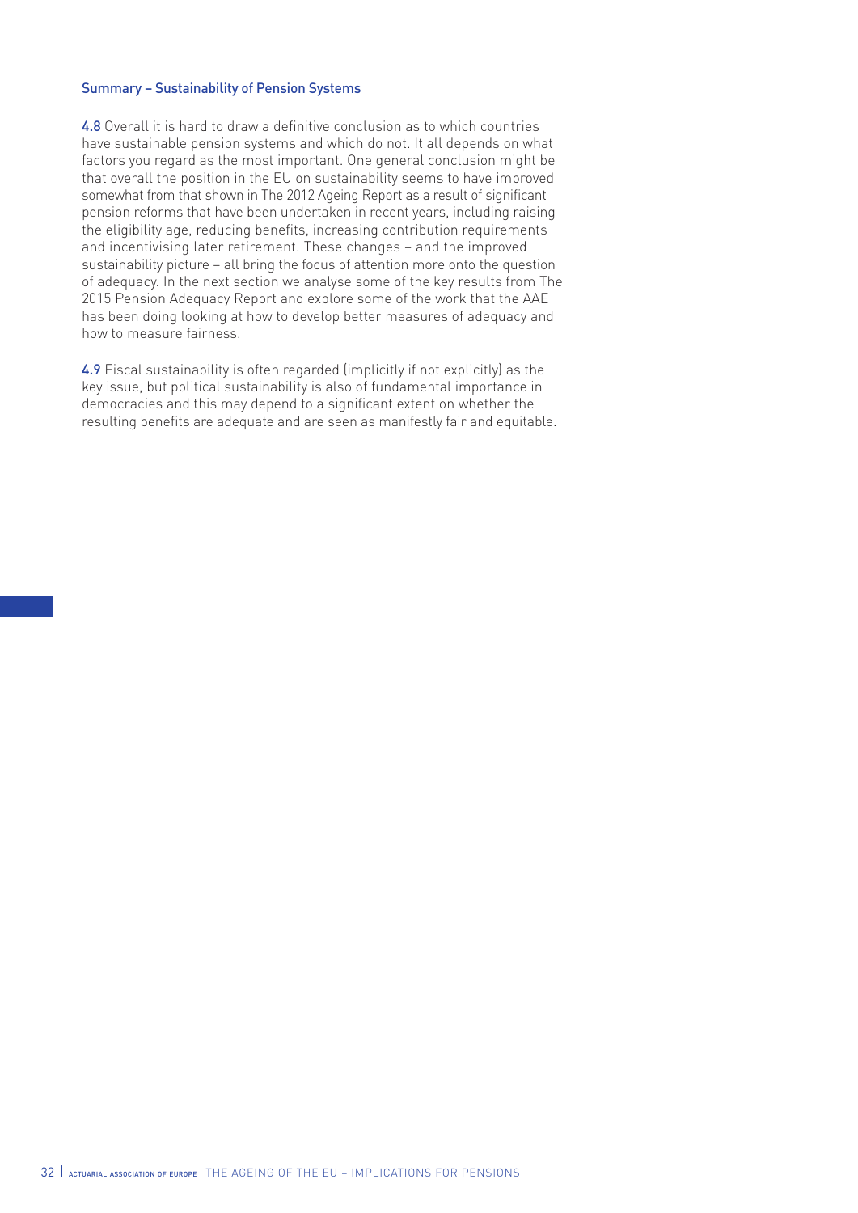### Summary – Sustainability of Pension Systems

4.8 Overall it is hard to draw a definitive conclusion as to which countries have sustainable pension systems and which do not. It all depends on what factors you regard as the most important. One general conclusion might be that overall the position in the EU on sustainability seems to have improved somewhat from that shown in The 2012 Ageing Report as a result of significant pension reforms that have been undertaken in recent years, including raising the eligibility age, reducing benefits, increasing contribution requirements and incentivising later retirement. These changes – and the improved sustainability picture – all bring the focus of attention more onto the question of adequacy. In the next section we analyse some of the key results from The 2015 Pension Adequacy Report and explore some of the work that the AAE has been doing looking at how to develop better measures of adequacy and how to measure fairness.

4.9 Fiscal sustainability is often regarded (implicitly if not explicitly) as the key issue, but political sustainability is also of fundamental importance in democracies and this may depend to a significant extent on whether the resulting benefits are adequate and are seen as manifestly fair and equitable.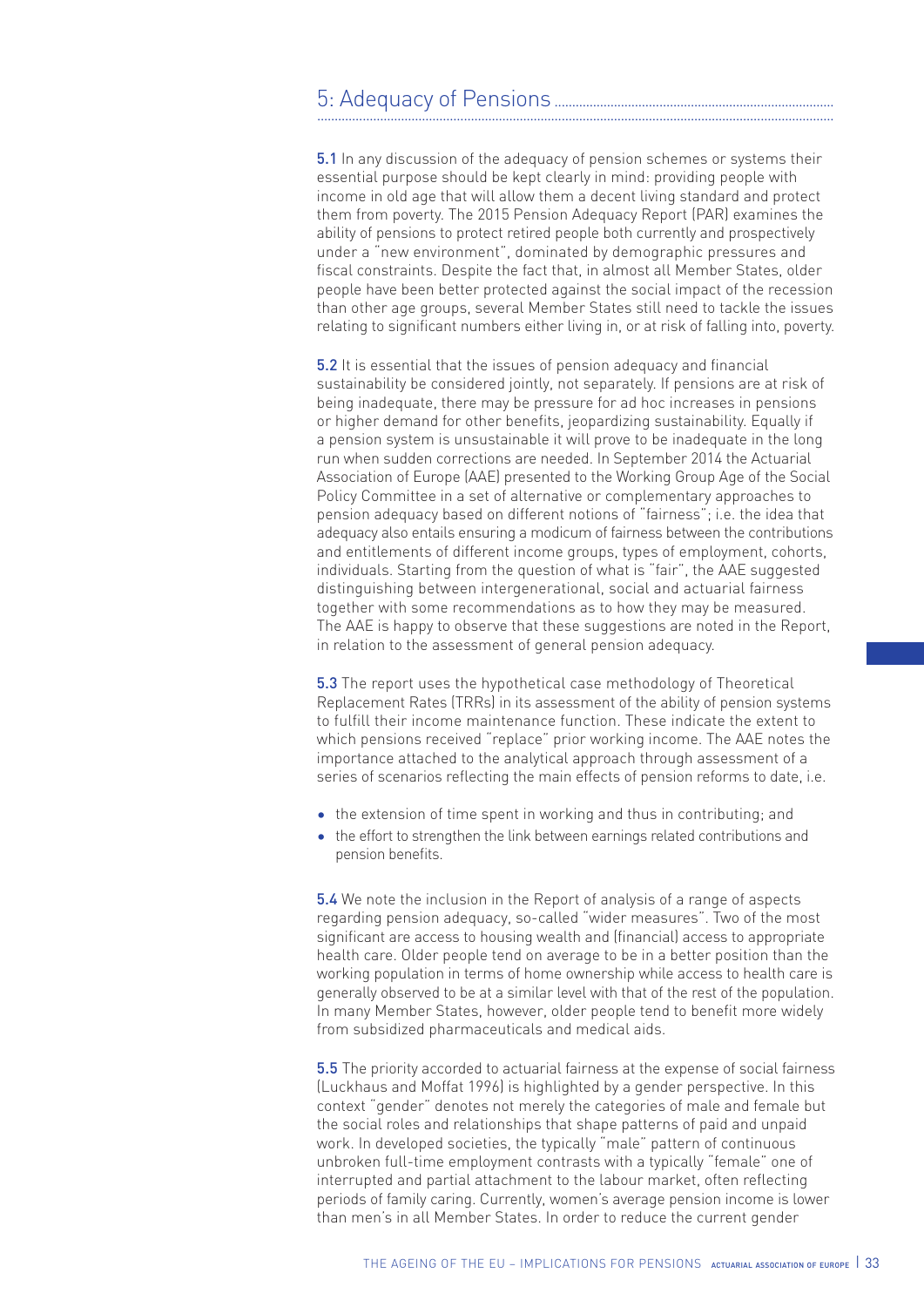## 5: Adequacy of Pensions

**5.1** In any discussion of the adequacy of pension schemes or systems their essential purpose should be kept clearly in mind: providing people with income in old age that will allow them a decent living standard and protect them from poverty. The 2015 Pension Adequacy Report (PAR) examines the ability of pensions to protect retired people both currently and prospectively under a "new environment", dominated by demographic pressures and fiscal constraints. Despite the fact that, in almost all Member States, older people have been better protected against the social impact of the recession than other age groups, several Member States still need to tackle the issues relating to significant numbers either living in, or at risk of falling into, poverty.

**5.2** It is essential that the issues of pension adequacy and financial sustainability be considered jointly, not separately. If pensions are at risk of being inadequate, there may be pressure for ad hoc increases in pensions or higher demand for other benefits, jeopardizing sustainability. Equally if a pension system is unsustainable it will prove to be inadequate in the long run when sudden corrections are needed. In September 2014 the Actuarial Association of Europe (AAE) presented to the Working Group Age of the Social Policy Committee in a set of alternative or complementary approaches to pension adequacy based on different notions of "fairness"; i.e. the idea that adequacy also entails ensuring a modicum of fairness between the contributions and entitlements of different income groups, types of employment, cohorts, individuals. Starting from the question of what is "fair", the AAE suggested distinguishing between intergenerational, social and actuarial fairness together with some recommendations as to how they may be measured. The AAE is happy to observe that these suggestions are noted in the Report, in relation to the assessment of general pension adequacy.

**5.3** The report uses the hypothetical case methodology of Theoretical Replacement Rates (TRRs) in its assessment of the ability of pension systems to fulfill their income maintenance function. These indicate the extent to which pensions received "replace" prior working income. The AAE notes the importance attached to the analytical approach through assessment of a series of scenarios reflecting the main effects of pension reforms to date, i.e.

- the extension of time spent in working and thus in contributing; and
- the effort to strengthen the link between earnings related contributions and pension benefits.

**5.4** We note the inclusion in the Report of analysis of a range of aspects regarding pension adequacy, so-called "wider measures". Two of the most significant are access to housing wealth and (financial) access to appropriate health care. Older people tend on average to be in a better position than the working population in terms of home ownership while access to health care is generally observed to be at a similar level with that of the rest of the population. In many Member States, however, older people tend to benefit more widely from subsidized pharmaceuticals and medical aids.

**5.5** The priority accorded to actuarial fairness at the expense of social fairness (Luckhaus and Moffat 1996) is highlighted by a gender perspective. In this context "gender" denotes not merely the categories of male and female but the social roles and relationships that shape patterns of paid and unpaid work. In developed societies, the typically "male" pattern of continuous unbroken full-time employment contrasts with a typically "female" one of interrupted and partial attachment to the labour market, often reflecting periods of family caring. Currently, women's average pension income is lower than men's in all Member States. In order to reduce the current gender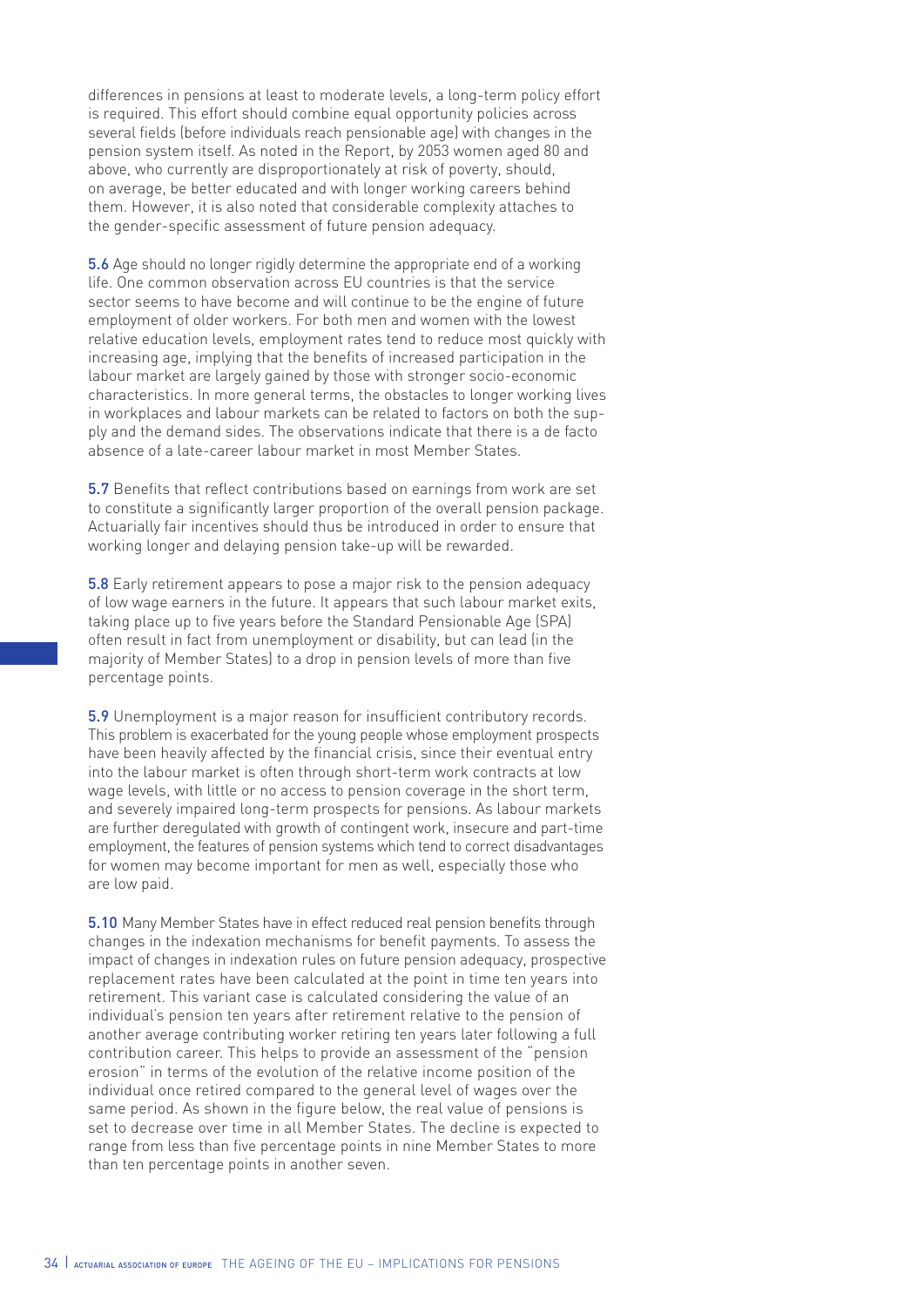differences in pensions at least to moderate levels, a long-term policy effort is required. This effort should combine equal opportunity policies across several fields (before individuals reach pensionable age) with changes in the pension system itself. As noted in the Report, by 2053 women aged 80 and above, who currently are disproportionately at risk of poverty, should, on average, be better educated and with longer working careers behind them. However, it is also noted that considerable complexity attaches to the gender-specific assessment of future pension adequacy.

5.6 Age should no longer rigidly determine the appropriate end of a working life. One common observation across EU countries is that the service sector seems to have become and will continue to be the engine of future employment of older workers. For both men and women with the lowest relative education levels, employment rates tend to reduce most quickly with increasing age, implying that the benefits of increased participation in the labour market are largely gained by those with stronger socio-economic characteristics. In more general terms, the obstacles to longer working lives in workplaces and labour markets can be related to factors on both the supply and the demand sides. The observations indicate that there is a de facto absence of a late-career labour market in most Member States.

5.7 Benefits that reflect contributions based on earnings from work are set to constitute a significantly larger proportion of the overall pension package. Actuarially fair incentives should thus be introduced in order to ensure that working longer and delaying pension take-up will be rewarded.

5.8 Early retirement appears to pose a major risk to the pension adequacy of low wage earners in the future. It appears that such labour market exits, taking place up to five years before the Standard Pensionable Age (SPA) often result in fact from unemployment or disability, but can lead (in the majority of Member States) to a drop in pension levels of more than five percentage points.

5.9 Unemployment is a major reason for insufficient contributory records. This problem is exacerbated for the young people whose employment prospects have been heavily affected by the financial crisis, since their eventual entry into the labour market is often through short-term work contracts at low wage levels, with little or no access to pension coverage in the short term, and severely impaired long-term prospects for pensions. As labour markets are further deregulated with growth of contingent work, insecure and part-time employment, the features of pension systems which tend to correct disadvantages for women may become important for men as well, especially those who are low paid.

5.10 Many Member States have in effect reduced real pension benefits through changes in the indexation mechanisms for benefit payments. To assess the impact of changes in indexation rules on future pension adequacy, prospective replacement rates have been calculated at the point in time ten years into retirement. This variant case is calculated considering the value of an individual's pension ten years after retirement relative to the pension of another average contributing worker retiring ten years later following a full contribution career. This helps to provide an assessment of the "pension erosion" in terms of the evolution of the relative income position of the individual once retired compared to the general level of wages over the same period. As shown in the figure below, the real value of pensions is set to decrease over time in all Member States. The decline is expected to range from less than five percentage points in nine Member States to more than ten percentage points in another seven.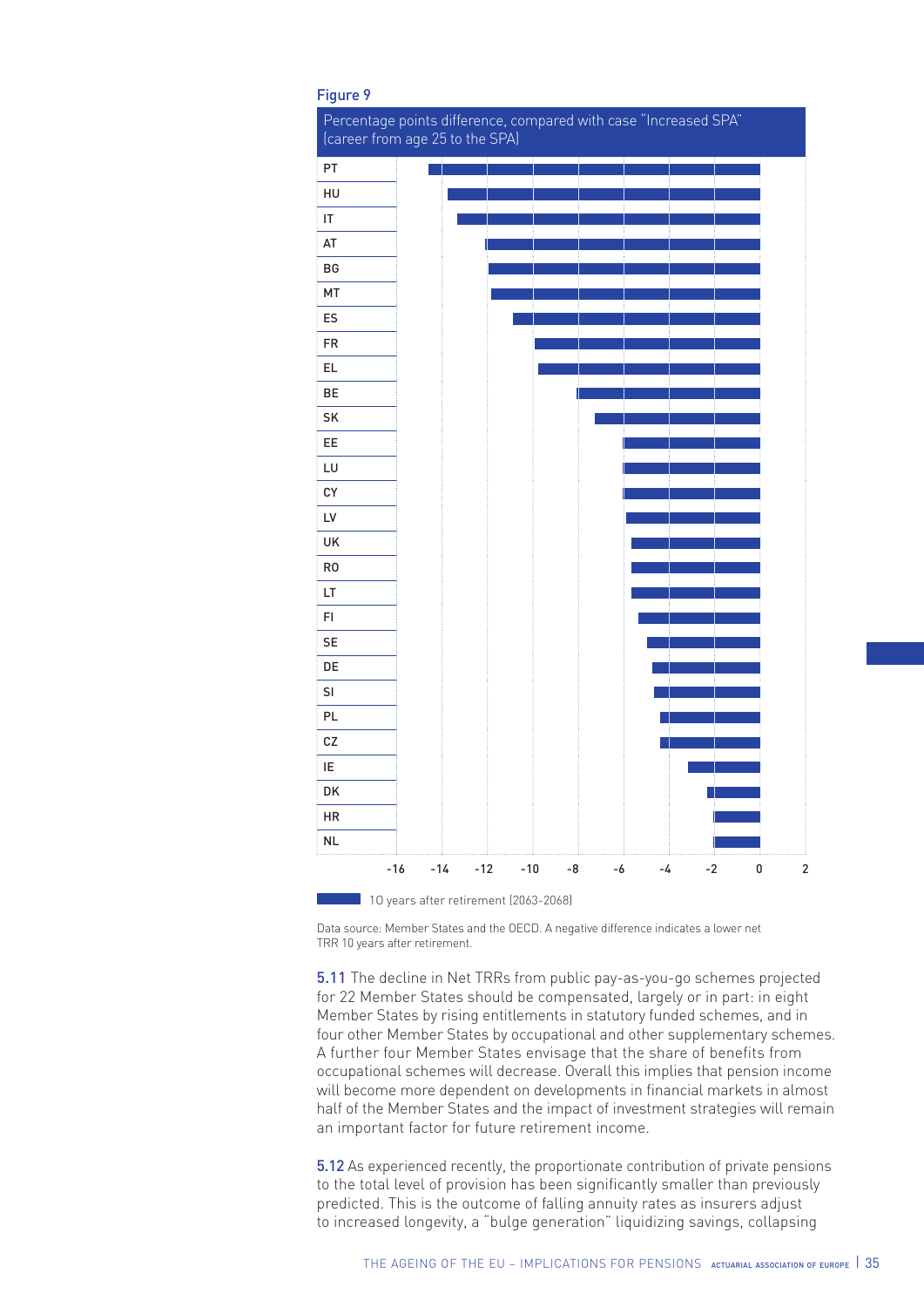Figure 9

Percentage points difference, compared with case "Increased SPA" (career from age 25 to the SPA)

PT
HU
IT
AT
BG
MT
ES
FR
EL
BE
SK
EE
LU
CY
LV
UK
RO
LT
FI
SE
DE
SI
PL
CZ
IE
DK
HR
NL

-16 -14 -12 -10 -8 -6 -4 -2 0 2

10 years after retirement (2063-2068)

Data source: Member States and the OECD. A negative difference indicates a lower net TRR 10 years after retirement.

**5.11** The decline in Net TRRs from public pay-as-you-go schemes projected for 22 Member States should be compensated, largely or in part: in eight Member States by rising entitlements in statutory funded schemes, and in four other Member States by occupational and other supplementary schemes. A further four Member States envisage that the share of benefits from occupational schemes will decrease. Overall this implies that pension income will become more dependent on developments in financial markets in almost half of the Member States and the impact of investment strategies will remain an important factor for future retirement income.

**5.12** As experienced recently, the proportionate contribution of private pensions to the total level of provision has been significantly smaller than previously predicted. This is the outcome of falling annuity rates as insurers adjust to increased longevity, a "bulge generation" liquidizing savings, collapsing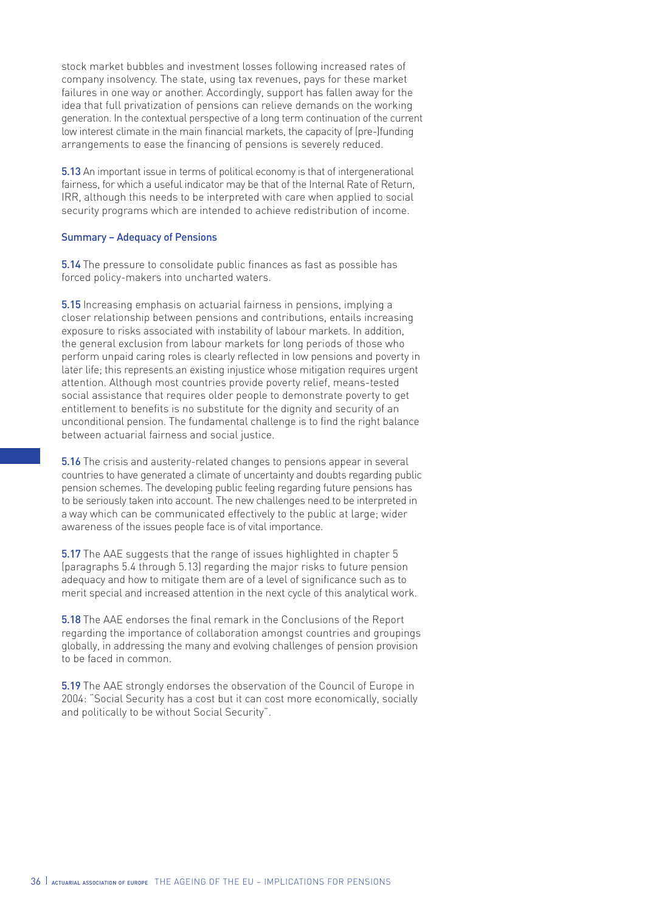stock market bubbles and investment losses following increased rates of company insolvency. The state, using tax revenues, pays for these market failures in one way or another. Accordingly, support has fallen away for the idea that full privatization of pensions can relieve demands on the working generation. In the contextual perspective of a long term continuation of the current low interest climate in the main financial markets, the capacity of (pre-)funding arrangements to ease the financing of pensions is severely reduced.

5.13 An important issue in terms of political economy is that of intergenerational fairness, for which a useful indicator may be that of the Internal Rate of Return, IRR, although this needs to be interpreted with care when applied to social security programs which are intended to achieve redistribution of income.

### Summary – Adequacy of Pensions

5.14 The pressure to consolidate public finances as fast as possible has forced policy-makers into uncharted waters.

5.15 Increasing emphasis on actuarial fairness in pensions, implying a closer relationship between pensions and contributions, entails increasing exposure to risks associated with instability of labour markets. In addition, the general exclusion from labour markets for long periods of those who perform unpaid caring roles is clearly reflected in low pensions and poverty in later life; this represents an existing injustice whose mitigation requires urgent attention. Although most countries provide poverty relief, means-tested social assistance that requires older people to demonstrate poverty to get entitlement to benefits is no substitute for the dignity and security of an unconditional pension. The fundamental challenge is to find the right balance between actuarial fairness and social justice.

5.16 The crisis and austerity-related changes to pensions appear in several countries to have generated a climate of uncertainty and doubts regarding public pension schemes. The developing public feeling regarding future pensions has to be seriously taken into account. The new challenges need to be interpreted in a way which can be communicated effectively to the public at large; wider awareness of the issues people face is of vital importance.

5.17 The AAE suggests that the range of issues highlighted in chapter 5 (paragraphs 5.4 through 5.13) regarding the major risks to future pension adequacy and how to mitigate them are of a level of significance such as to merit special and increased attention in the next cycle of this analytical work.

5.18 The AAE endorses the final remark in the Conclusions of the Report regarding the importance of collaboration amongst countries and groupings globally, in addressing the many and evolving challenges of pension provision to be faced in common.

5.19 The AAE strongly endorses the observation of the Council of Europe in 2004: "Social Security has a cost but it can cost more economically, socially and politically to be without Social Security".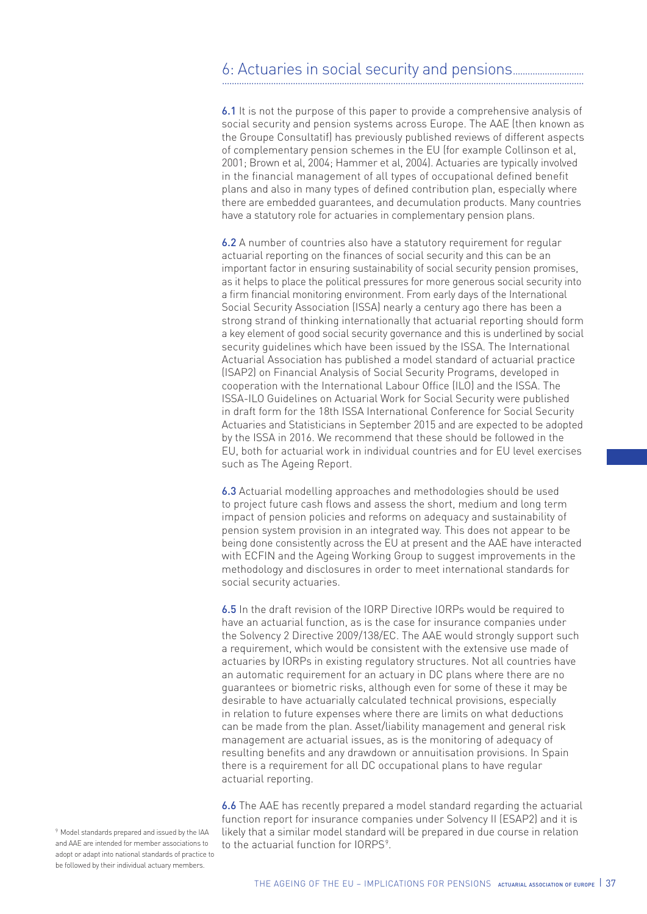## 6: Actuaries in social security and pensions

**6.1** It is not the purpose of this paper to provide a comprehensive analysis of social security and pension systems across Europe. The AAE (then known as the Groupe Consultatif) has previously published reviews of different aspects of complementary pension schemes in the EU (for example Collinson et al, 2001; Brown et al, 2004; Hammer et al, 2004). Actuaries are typically involved in the financial management of all types of occupational defined benefit plans and also in many types of defined contribution plan, especially where there are embedded guarantees, and decumulation products. Many countries have a statutory role for actuaries in complementary pension plans.

**6.2** A number of countries also have a statutory requirement for regular actuarial reporting on the finances of social security and this can be an important factor in ensuring sustainability of social security pension promises, as it helps to place the political pressures for more generous social security into a firm financial monitoring environment. From early days of the International Social Security Association (ISSA) nearly a century ago there has been a strong strand of thinking internationally that actuarial reporting should form a key element of good social security governance and this is underlined by social security guidelines which have been issued by the ISSA. The International Actuarial Association has published a model standard of actuarial practice (ISAP2) on Financial Analysis of Social Security Programs, developed in cooperation with the International Labour Office (ILO) and the ISSA. The ISSA-ILO Guidelines on Actuarial Work for Social Security were published in draft form for the 18th ISSA International Conference for Social Security Actuaries and Statisticians in September 2015 and are expected to be adopted by the ISSA in 2016. We recommend that these should be followed in the EU, both for actuarial work in individual countries and for EU level exercises such as The Ageing Report.

**6.3** Actuarial modelling approaches and methodologies should be used to project future cash flows and assess the short, medium and long term impact of pension policies and reforms on adequacy and sustainability of pension system provision in an integrated way. This does not appear to be being done consistently across the EU at present and the AAE have interacted with ECFIN and the Ageing Working Group to suggest improvements in the methodology and disclosures in order to meet international standards for social security actuaries.

**6.5** In the draft revision of the IORP Directive IORPs would be required to have an actuarial function, as is the case for insurance companies under the Solvency 2 Directive 2009/138/EC. The AAE would strongly support such a requirement, which would be consistent with the extensive use made of actuaries by IORPs in existing regulatory structures. Not all countries have an automatic requirement for an actuary in DC plans where there are no guarantees or biometric risks, although even for some of these it may be desirable to have actuarially calculated technical provisions, especially in relation to future expenses where there are limits on what deductions can be made from the plan. Asset/liability management and general risk management are actuarial issues, as is the monitoring of adequacy of resulting benefits and any drawdown or annuitisation provisions. In Spain there is a requirement for all DC occupational plans to have regular actuarial reporting.

**6.6** The AAE has recently prepared a model standard regarding the actuarial function report for insurance companies under Solvency II (ESAP2) and it is likely that a similar model standard will be prepared in due course in relation to the actuarial function for IORPS[9].

[9] Model standards prepared and issued by the IAA and AAE are intended for member associations to adopt or adapt into national standards of practice to be followed by their individual actuary members.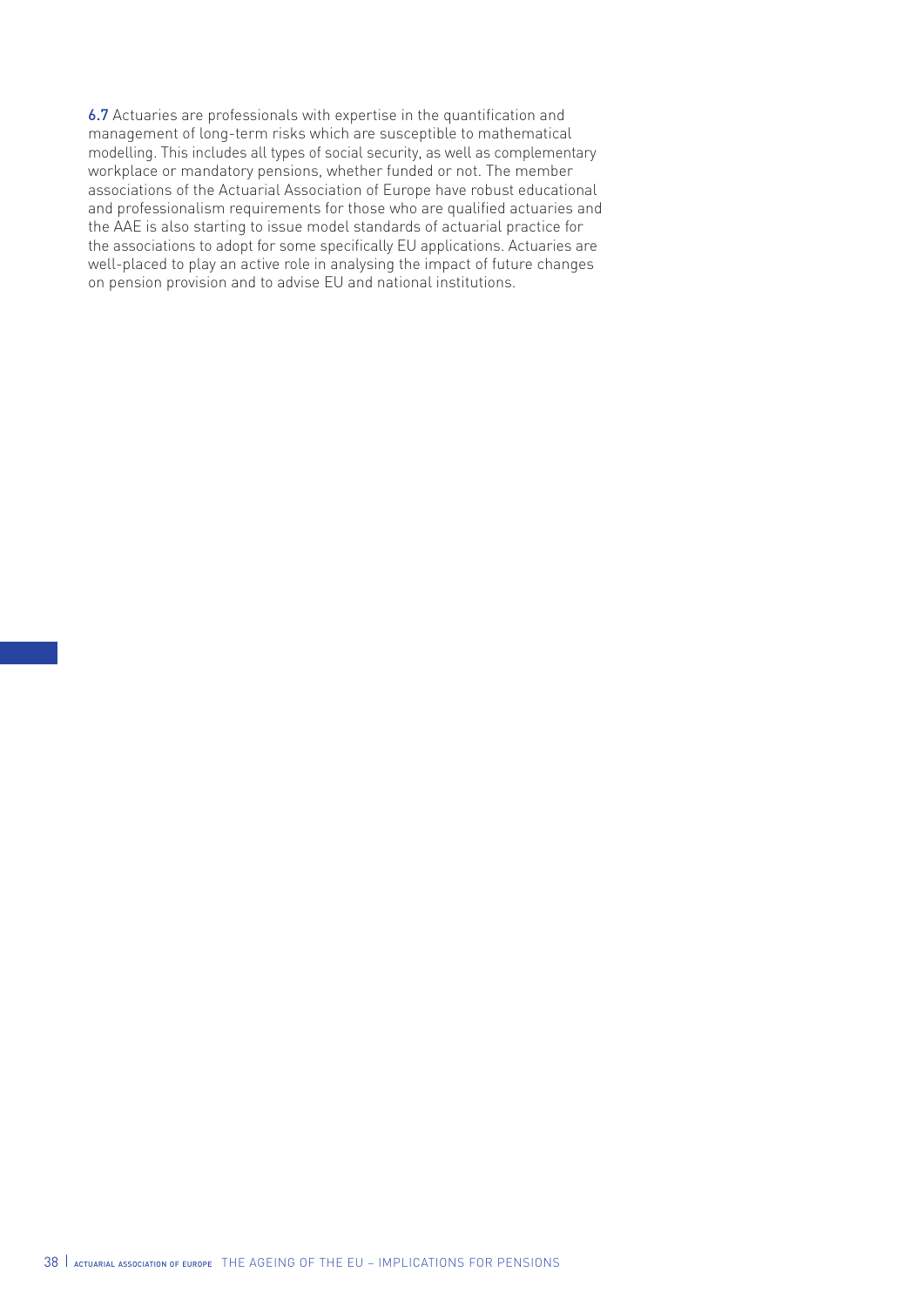**6.7** Actuaries are professionals with expertise in the quantification and management of long-term risks which are susceptible to mathematical modelling. This includes all types of social security, as well as complementary workplace or mandatory pensions, whether funded or not. The member associations of the Actuarial Association of Europe have robust educational and professionalism requirements for those who are qualified actuaries and the AAE is also starting to issue model standards of actuarial practice for the associations to adopt for some specifically EU applications. Actuaries are well-placed to play an active role in analysing the impact of future changes on pension provision and to advise EU and national institutions.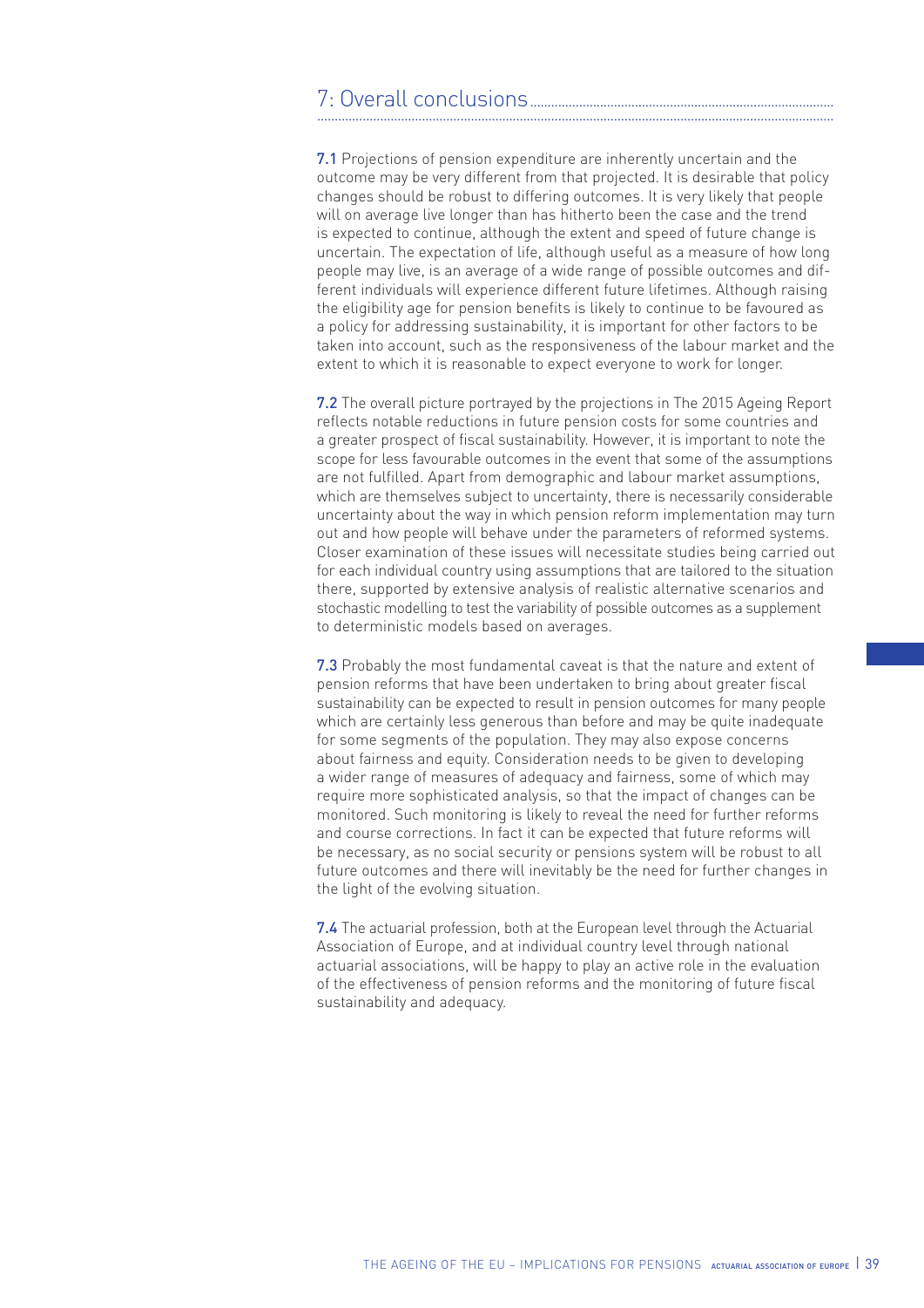## 7: Overall conclusions

**7.1** Projections of pension expenditure are inherently uncertain and the outcome may be very different from that projected. It is desirable that policy changes should be robust to differing outcomes. It is very likely that people will on average live longer than has hitherto been the case and the trend is expected to continue, although the extent and speed of future change is uncertain. The expectation of life, although useful as a measure of how long people may live, is an average of a wide range of possible outcomes and different individuals will experience different future lifetimes. Although raising the eligibility age for pension benefits is likely to continue to be favoured as a policy for addressing sustainability, it is important for other factors to be taken into account, such as the responsiveness of the labour market and the extent to which it is reasonable to expect everyone to work for longer.

**7.2** The overall picture portrayed by the projections in The 2015 Ageing Report reflects notable reductions in future pension costs for some countries and a greater prospect of fiscal sustainability. However, it is important to note the scope for less favourable outcomes in the event that some of the assumptions are not fulfilled. Apart from demographic and labour market assumptions, which are themselves subject to uncertainty, there is necessarily considerable uncertainty about the way in which pension reform implementation may turn out and how people will behave under the parameters of reformed systems. Closer examination of these issues will necessitate studies being carried out for each individual country using assumptions that are tailored to the situation there, supported by extensive analysis of realistic alternative scenarios and stochastic modelling to test the variability of possible outcomes as a supplement to deterministic models based on averages.

**7.3** Probably the most fundamental caveat is that the nature and extent of pension reforms that have been undertaken to bring about greater fiscal sustainability can be expected to result in pension outcomes for many people which are certainly less generous than before and may be quite inadequate for some segments of the population. They may also expose concerns about fairness and equity. Consideration needs to be given to developing a wider range of measures of adequacy and fairness, some of which may require more sophisticated analysis, so that the impact of changes can be monitored. Such monitoring is likely to reveal the need for further reforms and course corrections. In fact it can be expected that future reforms will be necessary, as no social security or pensions system will be robust to all future outcomes and there will inevitably be the need for further changes in the light of the evolving situation.

**7.4** The actuarial profession, both at the European level through the Actuarial Association of Europe, and at individual country level through national actuarial associations, will be happy to play an active role in the evaluation of the effectiveness of pension reforms and the monitoring of future fiscal sustainability and adequacy.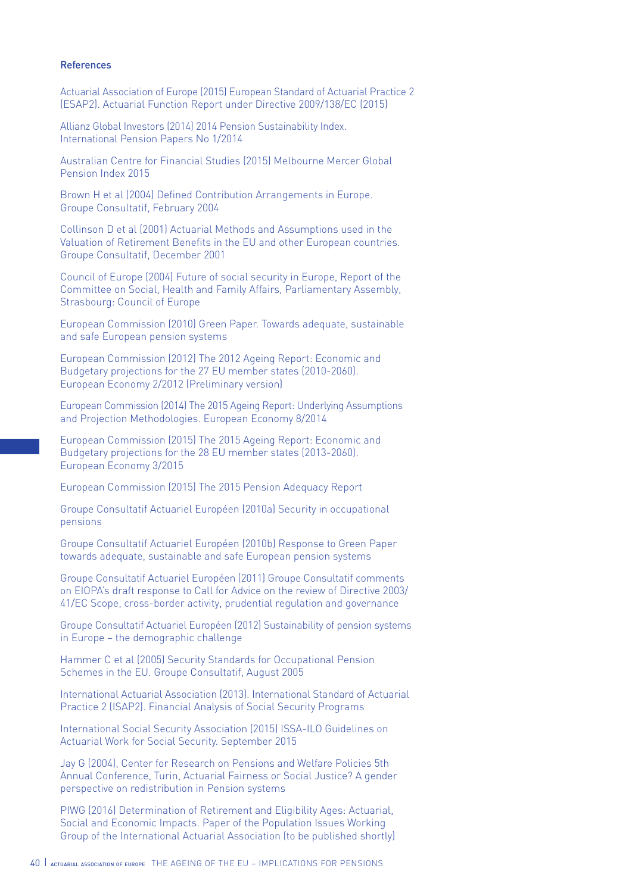### References

Actuarial Association of Europe (2015) European Standard of Actuarial Practice 2 (ESAP2). Actuarial Function Report under Directive 2009/138/EC (2015)

Allianz Global Investors (2014) 2014 Pension Sustainability Index. International Pension Papers No 1/2014

Australian Centre for Financial Studies (2015) Melbourne Mercer Global Pension Index 2015

Brown H et al (2004) Defined Contribution Arrangements in Europe. Groupe Consultatif, February 2004

Collinson D et al (2001) Actuarial Methods and Assumptions used in the Valuation of Retirement Benefits in the EU and other European countries. Groupe Consultatif, December 2001

Council of Europe (2004) Future of social security in Europe, Report of the Committee on Social, Health and Family Affairs, Parliamentary Assembly, Strasbourg: Council of Europe

European Commission (2010) Green Paper. Towards adequate, sustainable and safe European pension systems

European Commission (2012) The 2012 Ageing Report: Economic and Budgetary projections for the 27 EU member states (2010-2060). European Economy 2/2012 (Preliminary version)

European Commission (2014) The 2015 Ageing Report: Underlying Assumptions and Projection Methodologies. European Economy 8/2014

European Commission (2015) The 2015 Ageing Report: Economic and Budgetary projections for the 28 EU member states (2013-2060). European Economy 3/2015

European Commission (2015) The 2015 Pension Adequacy Report

Groupe Consultatif Actuariel Européen (2010a) Security in occupational pensions

Groupe Consultatif Actuariel Européen (2010b) Response to Green Paper towards adequate, sustainable and safe European pension systems

Groupe Consultatif Actuariel Européen (2011) Groupe Consultatif comments on EIOPA's draft response to Call for Advice on the review of Directive 2003/41/EC Scope, cross-border activity, prudential regulation and governance

Groupe Consultatif Actuariel Européen (2012) Sustainability of pension systems in Europe – the demographic challenge

Hammer C et al (2005) Security Standards for Occupational Pension Schemes in the EU. Groupe Consultatif, August 2005

International Actuarial Association (2013). International Standard of Actuarial Practice 2 (ISAP2). Financial Analysis of Social Security Programs

International Social Security Association (2015) ISSA-ILO Guidelines on Actuarial Work for Social Security. September 2015

Jay G (2004), Center for Research on Pensions and Welfare Policies 5th Annual Conference, Turin, Actuarial Fairness or Social Justice? A gender perspective on redistribution in Pension systems

PIWG (2016) Determination of Retirement and Eligibility Ages: Actuarial, Social and Economic Impacts. Paper of the Population Issues Working Group of the International Actuarial Association (to be published shortly)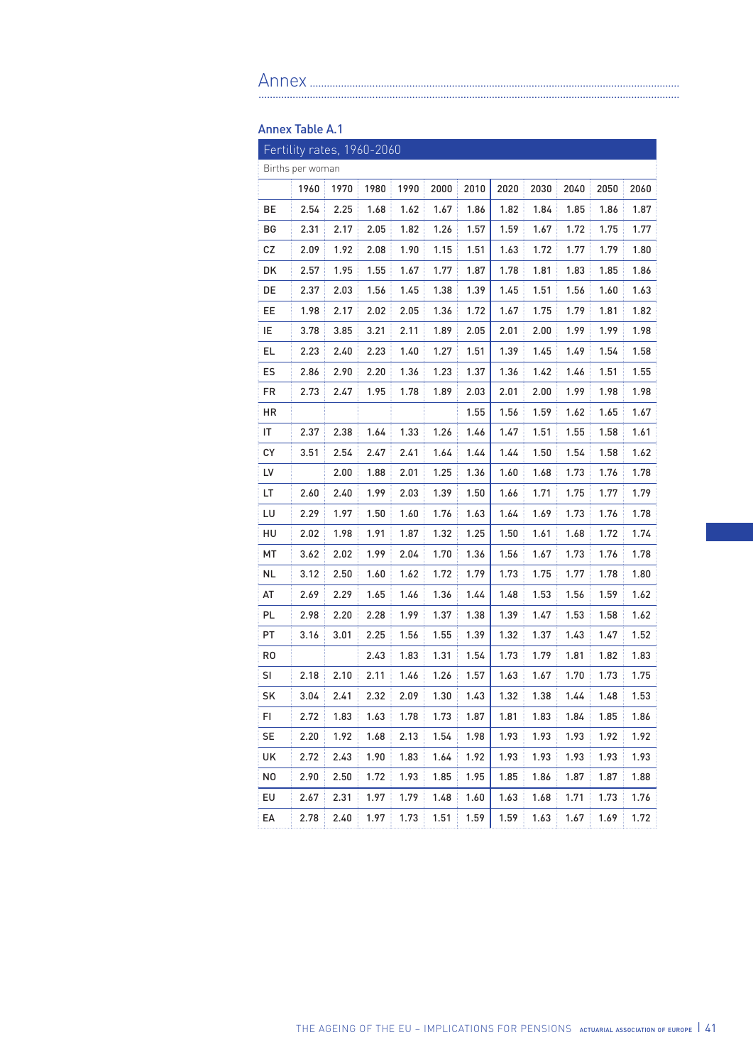# Annex

### Annex Table A.1

| Fertility rates, 1960-2060 | | | | | | | | | | | |
|---|---|---|---|---|---|---|---|---|---|---|---|
| Births per woman | | | | | | | | | | | |
| | 1960 | 1970 | 1980 | 1990 | 2000 | 2010 | 2020 | 2030 | 2040 | 2050 | 2060 |
| BE | 2.54 | 2.25 | 1.68 | 1.62 | 1.67 | 1.86 | 1.82 | 1.84 | 1.85 | 1.86 | 1.87 |
| BG | 2.31 | 2.17 | 2.05 | 1.82 | 1.26 | 1.57 | 1.59 | 1.67 | 1.72 | 1.75 | 1.77 |
| CZ | 2.09 | 1.92 | 2.08 | 1.90 | 1.15 | 1.51 | 1.63 | 1.72 | 1.77 | 1.79 | 1.80 |
| DK | 2.57 | 1.95 | 1.55 | 1.67 | 1.77 | 1.87 | 1.78 | 1.81 | 1.83 | 1.85 | 1.86 |
| DE | 2.37 | 2.03 | 1.56 | 1.45 | 1.38 | 1.39 | 1.45 | 1.51 | 1.56 | 1.60 | 1.63 |
| EE | 1.98 | 2.17 | 2.02 | 2.05 | 1.36 | 1.72 | 1.67 | 1.75 | 1.79 | 1.81 | 1.82 |
| IE | 3.78 | 3.85 | 3.21 | 2.11 | 1.89 | 2.05 | 2.01 | 2.00 | 1.99 | 1.99 | 1.98 |
| EL | 2.23 | 2.40 | 2.23 | 1.40 | 1.27 | 1.51 | 1.39 | 1.45 | 1.49 | 1.54 | 1.58 |
| ES | 2.86 | 2.90 | 2.20 | 1.36 | 1.23 | 1.37 | 1.36 | 1.42 | 1.46 | 1.51 | 1.55 |
| FR | 2.73 | 2.47 | 1.95 | 1.78 | 1.89 | 2.03 | 2.01 | 2.00 | 1.99 | 1.98 | 1.98 |
| HR | | | | | | 1.55 | 1.56 | 1.59 | 1.62 | 1.65 | 1.67 |
| IT | 2.37 | 2.38 | 1.64 | 1.33 | 1.26 | 1.46 | 1.47 | 1.51 | 1.55 | 1.58 | 1.61 |
| CY | 3.51 | 2.54 | 2.47 | 2.41 | 1.64 | 1.44 | 1.44 | 1.50 | 1.54 | 1.58 | 1.62 |
| LV | | 2.00 | 1.88 | 2.01 | 1.25 | 1.36 | 1.60 | 1.68 | 1.73 | 1.76 | 1.78 |
| LT | 2.60 | 2.40 | 1.99 | 2.03 | 1.39 | 1.50 | 1.66 | 1.71 | 1.75 | 1.77 | 1.79 |
| LU | 2.29 | 1.97 | 1.50 | 1.60 | 1.76 | 1.63 | 1.64 | 1.69 | 1.73 | 1.76 | 1.78 |
| HU | 2.02 | 1.98 | 1.91 | 1.87 | 1.32 | 1.25 | 1.50 | 1.61 | 1.68 | 1.72 | 1.74 |
| MT | 3.62 | 2.02 | 1.99 | 2.04 | 1.70 | 1.36 | 1.56 | 1.67 | 1.73 | 1.76 | 1.78 |
| NL | 3.12 | 2.50 | 1.60 | 1.62 | 1.72 | 1.79 | 1.73 | 1.75 | 1.77 | 1.78 | 1.80 |
| AT | 2.69 | 2.29 | 1.65 | 1.46 | 1.36 | 1.44 | 1.48 | 1.53 | 1.56 | 1.59 | 1.62 |
| PL | 2.98 | 2.20 | 2.28 | 1.99 | 1.37 | 1.38 | 1.39 | 1.47 | 1.53 | 1.58 | 1.62 |
| PT | 3.16 | 3.01 | 2.25 | 1.56 | 1.55 | 1.39 | 1.32 | 1.37 | 1.43 | 1.47 | 1.52 |
| RO | | | 2.43 | 1.83 | 1.31 | 1.54 | 1.73 | 1.79 | 1.81 | 1.82 | 1.83 |
| SI | 2.18 | 2.10 | 2.11 | 1.46 | 1.26 | 1.57 | 1.63 | 1.67 | 1.70 | 1.73 | 1.75 |
| SK | 3.04 | 2.41 | 2.32 | 2.09 | 1.30 | 1.43 | 1.32 | 1.38 | 1.44 | 1.48 | 1.53 |
| FI | 2.72 | 1.83 | 1.63 | 1.78 | 1.73 | 1.87 | 1.81 | 1.83 | 1.84 | 1.85 | 1.86 |
| SE | 2.20 | 1.92 | 1.68 | 2.13 | 1.54 | 1.98 | 1.93 | 1.93 | 1.93 | 1.92 | 1.92 |
| UK | 2.72 | 2.43 | 1.90 | 1.83 | 1.64 | 1.92 | 1.93 | 1.93 | 1.93 | 1.93 | 1.93 |
| NO | 2.90 | 2.50 | 1.72 | 1.93 | 1.85 | 1.95 | 1.85 | 1.86 | 1.87 | 1.87 | 1.88 |
| EU | 2.67 | 2.31 | 1.97 | 1.79 | 1.48 | 1.60 | 1.63 | 1.68 | 1.71 | 1.73 | 1.76 |
| EA | 2.78 | 2.40 | 1.97 | 1.73 | 1.51 | 1.59 | 1.59 | 1.63 | 1.67 | 1.69 | 1.72 |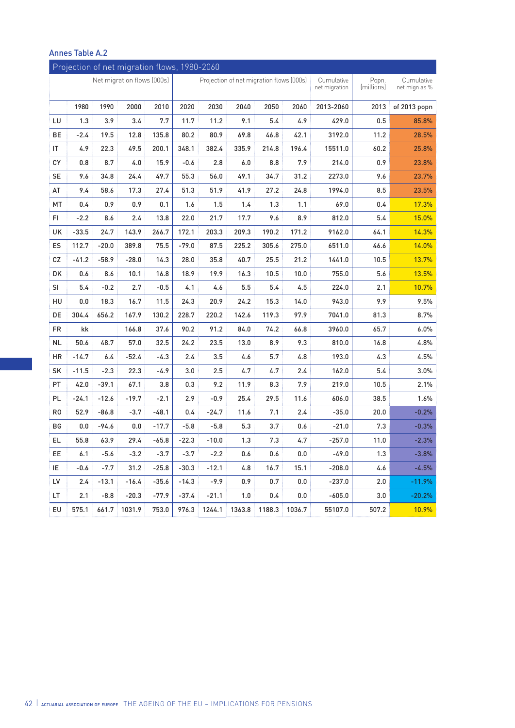## Annes Table A.2

| Projection of net migration flows, 1980-2060 | | | | | | | | | | | | |
|---|---|---|---|---|---|---|---|---|---|---|---|---|
| | Net migration flows (000s) | | | | Projection of net migration flows (000s) | | | | | Cumulative net migration | Popn. (millions) | Cumulative net mign as % |
| | 1980 | 1990 | 2000 | 2010 | 2020 | 2030 | 2040 | 2050 | 2060 | 2013-2060 | 2013 | of 2013 popn |
| LU | 1.3 | 3.9 | 3.4 | 7.7 | 11.7 | 11.2 | 9.1 | 5.4 | 4.9 | 429.0 | 0.5 | 85.8% |
| BE | -2.4 | 19.5 | 12.8 | 135.8 | 80.2 | 80.9 | 69.8 | 46.8 | 42.1 | 3192.0 | 11.2 | 28.5% |
| IT | 4.9 | 22.3 | 49.5 | 200.1 | 348.1 | 382.4 | 335.9 | 214.8 | 196.4 | 15511.0 | 60.2 | 25.8% |
| CY | 0.8 | 8.7 | 4.0 | 15.9 | -0.6 | 2.8 | 6.0 | 8.8 | 7.9 | 214.0 | 0.9 | 23.8% |
| SE | 9.6 | 34.8 | 24.4 | 49.7 | 55.3 | 56.0 | 49.1 | 34.7 | 31.2 | 2273.0 | 9.6 | 23.7% |
| AT | 9.4 | 58.6 | 17.3 | 27.4 | 51.3 | 51.9 | 41.9 | 27.2 | 24.8 | 1994.0 | 8.5 | 23.5% |
| MT | 0.4 | 0.9 | 0.9 | 0.1 | 1.6 | 1.5 | 1.4 | 1.3 | 1.1 | 69.0 | 0.4 | 17.3% |
| FI | -2.2 | 8.6 | 2.4 | 13.8 | 22.0 | 21.7 | 17.7 | 9.6 | 8.9 | 812.0 | 5.4 | 15.0% |
| UK | -33.5 | 24.7 | 143.9 | 266.7 | 172.1 | 203.3 | 209.3 | 190.2 | 171.2 | 9162.0 | 64.1 | 14.3% |
| ES | 112.7 | -20.0 | 389.8 | 75.5 | -79.0 | 87.5 | 225.2 | 305.6 | 275.0 | 6511.0 | 46.6 | 14.0% |
| CZ | -41.2 | -58.9 | -28.0 | 14.3 | 28.0 | 35.8 | 40.7 | 25.5 | 21.2 | 1441.0 | 10.5 | 13.7% |
| DK | 0.6 | 8.6 | 10.1 | 16.8 | 18.9 | 19.9 | 16.3 | 10.5 | 10.0 | 755.0 | 5.6 | 13.5% |
| SI | 5.4 | -0.2 | 2.7 | -0.5 | 4.1 | 4.6 | 5.5 | 5.4 | 4.5 | 224.0 | 2.1 | 10.7% |
| HU | 0.0 | 18.3 | 16.7 | 11.5 | 24.3 | 20.9 | 24.2 | 15.3 | 14.0 | 943.0 | 9.9 | 9.5% |
| DE | 304.4 | 656.2 | 167.9 | 130.2 | 228.7 | 220.2 | 142.6 | 119.3 | 97.9 | 7041.0 | 81.3 | 8.7% |
| FR | kk | | 166.8 | 37.6 | 90.2 | 91.2 | 84.0 | 74.2 | 66.8 | 3960.0 | 65.7 | 6.0% |
| NL | 50.6 | 48.7 | 57.0 | 32.5 | 24.2 | 23.5 | 13.0 | 8.9 | 9.3 | 810.0 | 16.8 | 4.8% |
| HR | -14.7 | 6.4 | -52.4 | -4.3 | 2.4 | 3.5 | 4.6 | 5.7 | 4.8 | 193.0 | 4.3 | 4.5% |
| SK | -11.5 | -2.3 | 22.3 | -4.9 | 3.0 | 2.5 | 4.7 | 4.7 | 2.4 | 162.0 | 5.4 | 3.0% |
| PT | 42.0 | -39.1 | 67.1 | 3.8 | 0.3 | 9.2 | 11.9 | 8.3 | 7.9 | 219.0 | 10.5 | 2.1% |
| PL | -24.1 | -12.6 | -19.7 | -2.1 | 2.9 | -0.9 | 25.4 | 29.5 | 11.6 | 606.0 | 38.5 | 1.6% |
| RO | 52.9 | -86.8 | -3.7 | -48.1 | 0.4 | -24.7 | 11.6 | 7.1 | 2.4 | -35.0 | 20.0 | -0.2% |
| BG | 0.0 | -94.6 | 0.0 | -17.7 | -5.8 | -5.8 | 5.3 | 3.7 | 0.6 | -21.0 | 7.3 | -0.3% |
| EL | 55.8 | 63.9 | 29.4 | -65.8 | -22.3 | -10.0 | 1.3 | 7.3 | 4.7 | -257.0 | 11.0 | -2.3% |
| EE | 6.1 | -5.6 | -3.2 | -3.7 | -3.7 | -2.2 | 0.6 | 0.6 | 0.0 | -49.0 | 1.3 | -3.8% |
| IE | -0.6 | -7.7 | 31.2 | -25.8 | -30.3 | -12.1 | 4.8 | 16.7 | 15.1 | -208.0 | 4.6 | -4.5% |
| LV | 2.4 | -13.1 | -16.4 | -35.6 | -14.3 | -9.9 | 0.9 | 0.7 | 0.0 | -237.0 | 2.0 | -11.9% |
| LT | 2.1 | -8.8 | -20.3 | -77.9 | -37.4 | -21.1 | 1.0 | 0.4 | 0.0 | -605.0 | 3.0 | -20.2% |
| EU | 575.1 | 661.7 | 1031.9 | 753.0 | 976.3 | 1244.1 | 1363.8 | 1188.3 | 1036.7 | 55107.0 | 507.2 | 10.9% |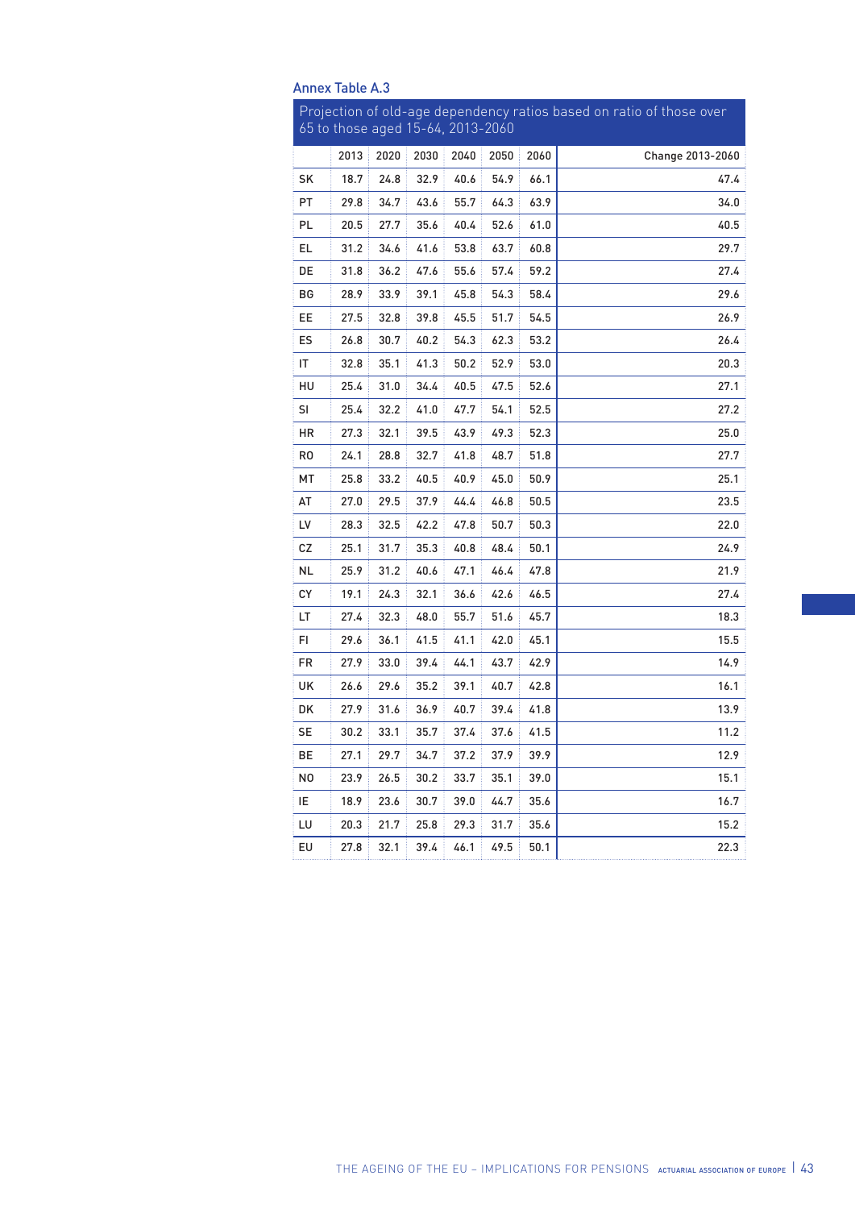### Annex Table A.3

**Projection of old-age dependency ratios based on ratio of those over 65 to those aged 15-64, 2013-2060**

| | 2013 | 2020 | 2030 | 2040 | 2050 | 2060 | Change 2013-2060 |
|---|---|---|---|---|---|---|---|
| SK | 18.7 | 24.8 | 32.9 | 40.6 | 54.9 | 66.1 | 47.4 |
| PT | 29.8 | 34.7 | 43.6 | 55.7 | 64.3 | 63.9 | 34.0 |
| PL | 20.5 | 27.7 | 35.6 | 40.4 | 52.6 | 61.0 | 40.5 |
| EL | 31.2 | 34.6 | 41.6 | 53.8 | 63.7 | 60.8 | 29.7 |
| DE | 31.8 | 36.2 | 47.6 | 55.6 | 57.4 | 59.2 | 27.4 |
| BG | 28.9 | 33.9 | 39.1 | 45.8 | 54.3 | 58.4 | 29.6 |
| EE | 27.5 | 32.8 | 39.8 | 45.5 | 51.7 | 54.5 | 26.9 |
| ES | 26.8 | 30.7 | 40.2 | 54.3 | 62.3 | 53.2 | 26.4 |
| IT | 32.8 | 35.1 | 41.3 | 50.2 | 52.9 | 53.0 | 20.3 |
| HU | 25.4 | 31.0 | 34.4 | 40.5 | 47.5 | 52.6 | 27.1 |
| SI | 25.4 | 32.2 | 41.0 | 47.7 | 54.1 | 52.5 | 27.2 |
| HR | 27.3 | 32.1 | 39.5 | 43.9 | 49.3 | 52.3 | 25.0 |
| RO | 24.1 | 28.8 | 32.7 | 41.8 | 48.7 | 51.8 | 27.7 |
| MT | 25.8 | 33.2 | 40.5 | 40.9 | 45.0 | 50.9 | 25.1 |
| AT | 27.0 | 29.5 | 37.9 | 44.4 | 46.8 | 50.5 | 23.5 |
| LV | 28.3 | 32.5 | 42.2 | 47.8 | 50.7 | 50.3 | 22.0 |
| CZ | 25.1 | 31.7 | 35.3 | 40.8 | 48.4 | 50.1 | 24.9 |
| NL | 25.9 | 31.2 | 40.6 | 47.1 | 46.4 | 47.8 | 21.9 |
| CY | 19.1 | 24.3 | 32.1 | 36.6 | 42.6 | 46.5 | 27.4 |
| LT | 27.4 | 32.3 | 48.0 | 55.7 | 51.6 | 45.7 | 18.3 |
| FI | 29.6 | 36.1 | 41.5 | 41.1 | 42.0 | 45.1 | 15.5 |
| FR | 27.9 | 33.0 | 39.4 | 44.1 | 43.7 | 42.9 | 14.9 |
| UK | 26.6 | 29.6 | 35.2 | 39.1 | 40.7 | 42.8 | 16.1 |
| DK | 27.9 | 31.6 | 36.9 | 40.7 | 39.4 | 41.8 | 13.9 |
| SE | 30.2 | 33.1 | 35.7 | 37.4 | 37.6 | 41.5 | 11.2 |
| BE | 27.1 | 29.7 | 34.7 | 37.2 | 37.9 | 39.9 | 12.9 |
| NO | 23.9 | 26.5 | 30.2 | 33.7 | 35.1 | 39.0 | 15.1 |
| IE | 18.9 | 23.6 | 30.7 | 39.0 | 44.7 | 35.6 | 16.7 |
| LU | 20.3 | 21.7 | 25.8 | 29.3 | 31.7 | 35.6 | 15.2 |
| EU | 27.8 | 32.1 | 39.4 | 46.1 | 49.5 | 50.1 | 22.3 |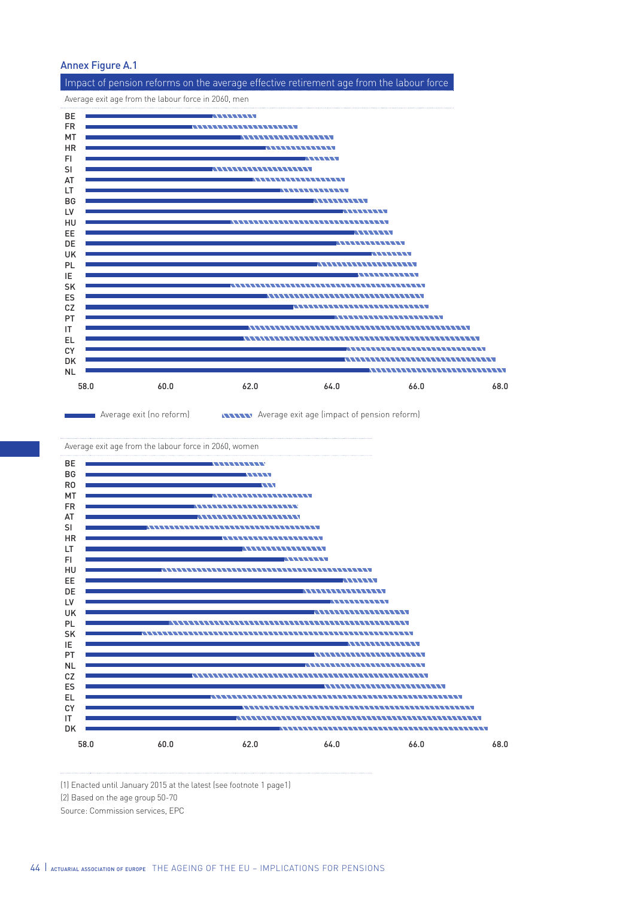### Annex Figure A.1

Impact of pension reforms on the average effective retirement age from the labour force

Average exit age from the labour force in 2060, men

BE
FR
MT
HR
FI
SI
AT
LT
BG
LV
HU
EE
DE
UK
PL
IE
SK
ES
CZ
PT
IT
EL
CY
DK
NL

58.0
60.0
62.0
64.0
66.0
68.0

Average exit (no reform)
Average exit age (impact of pension reform)

Average exit age from the labour force in 2060, women

BE
BG
RO
MT
FR
AT
SI
HR
LT
FI
HU
EE
DE
LV
UK
PL
SK
IE
PT
NL
CZ
ES
EL
CY
IT
DK

58.0
60.0
62.0
64.0
66.0
68.0

(1) Enacted until January 2015 at the latest (see footnote 1 page1)

(2) Based on the age group 50-70

Source: Commission services, EPC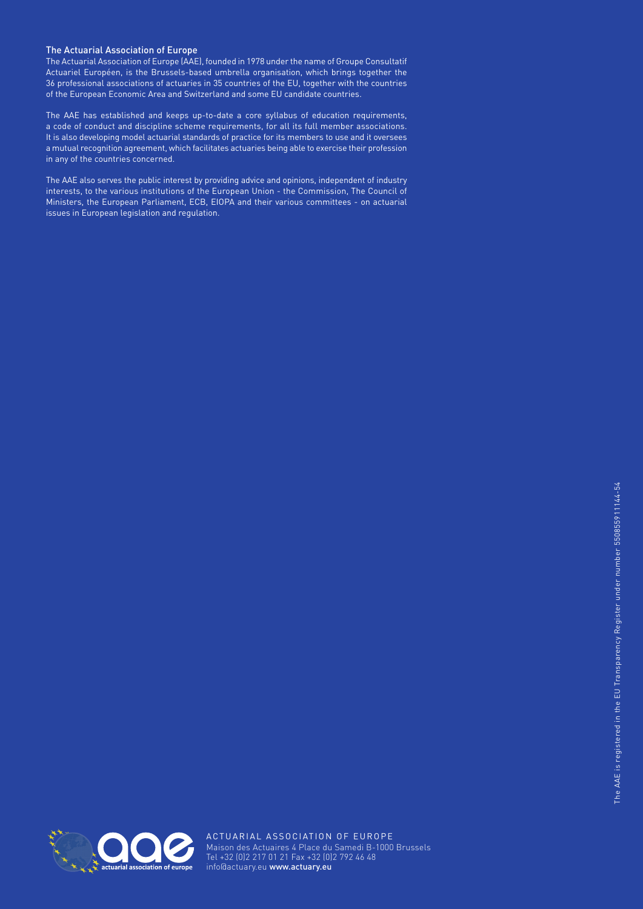### The Actuarial Association of Europe

The Actuarial Association of Europe (AAE), founded in 1978 under the name of Groupe Consultatif Actuariel Européen, is the Brussels-based umbrella organisation, which brings together the 36 professional associations of actuaries in 35 countries of the EU, together with the countries of the European Economic Area and Switzerland and some EU candidate countries.

The AAE has established and keeps up-to-date a core syllabus of education requirements, a code of conduct and discipline scheme requirements, for all its full member associations. It is also developing model actuarial standards of practice for its members to use and it oversees a mutual recognition agreement, which facilitates actuaries being able to exercise their profession in any of the countries concerned.

The AAE also serves the public interest by providing advice and opinions, independent of industry interests, to the various institutions of the European Union - the Commission, The Council of Ministers, the European Parliament, ECB, EIOPA and their various committees - on actuarial issues in European legislation and regulation.

The AAE is registered in the EU Transparency Register under number 550855911144-54

actuarial association of europe

ACTUARIAL ASSOCIATION OF EUROPE
Maison des Actuaires 4 Place du Samedi B-1000 Brussels
Tel +32 (0)2 217 01 21 Fax +32 (0)2 792 46 48
info@actuary.eu **www.actuary.eu**